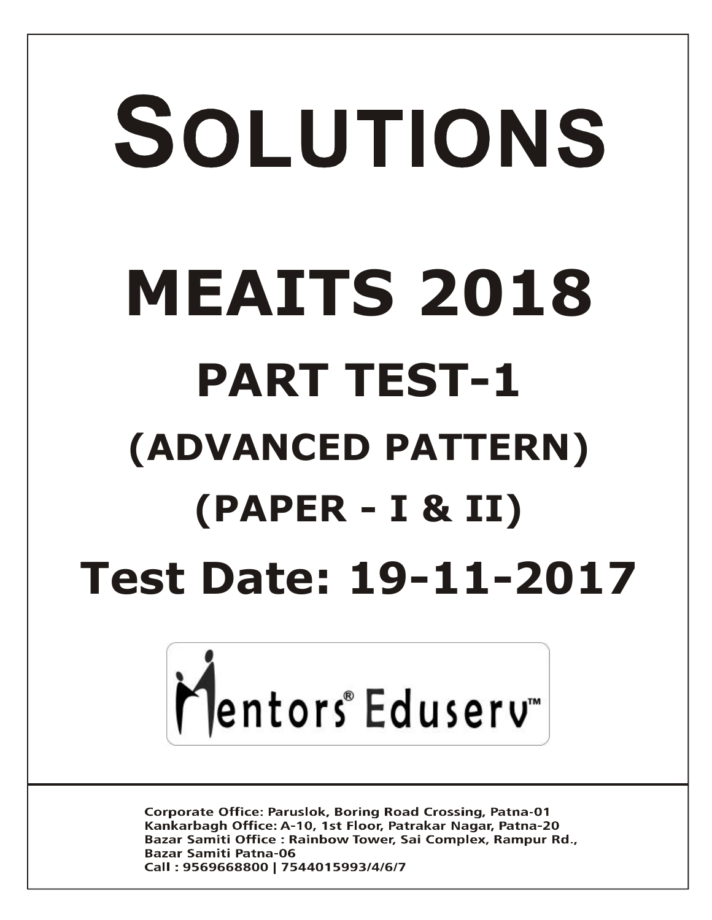# SOLUTIONS

# MEAITS 2018

## PART TEST-1

## (ADVANCED PATTERN)

## (PAPER - I & II)

## Test Date: 19-11-2017

Mentors® Eduserv™

Corporate Office: Paruslok, Boring Road Crossing, Patna-01
Kankarbagh Office: A-10, 1st Floor, Patrakar Nagar, Patna-20
Bazar Samiti Office : Rainbow Tower, Sai Complex, Rampur Rd., Bazar Samiti Patna-06
Call : 9569668800 | 7544015993/4/6/7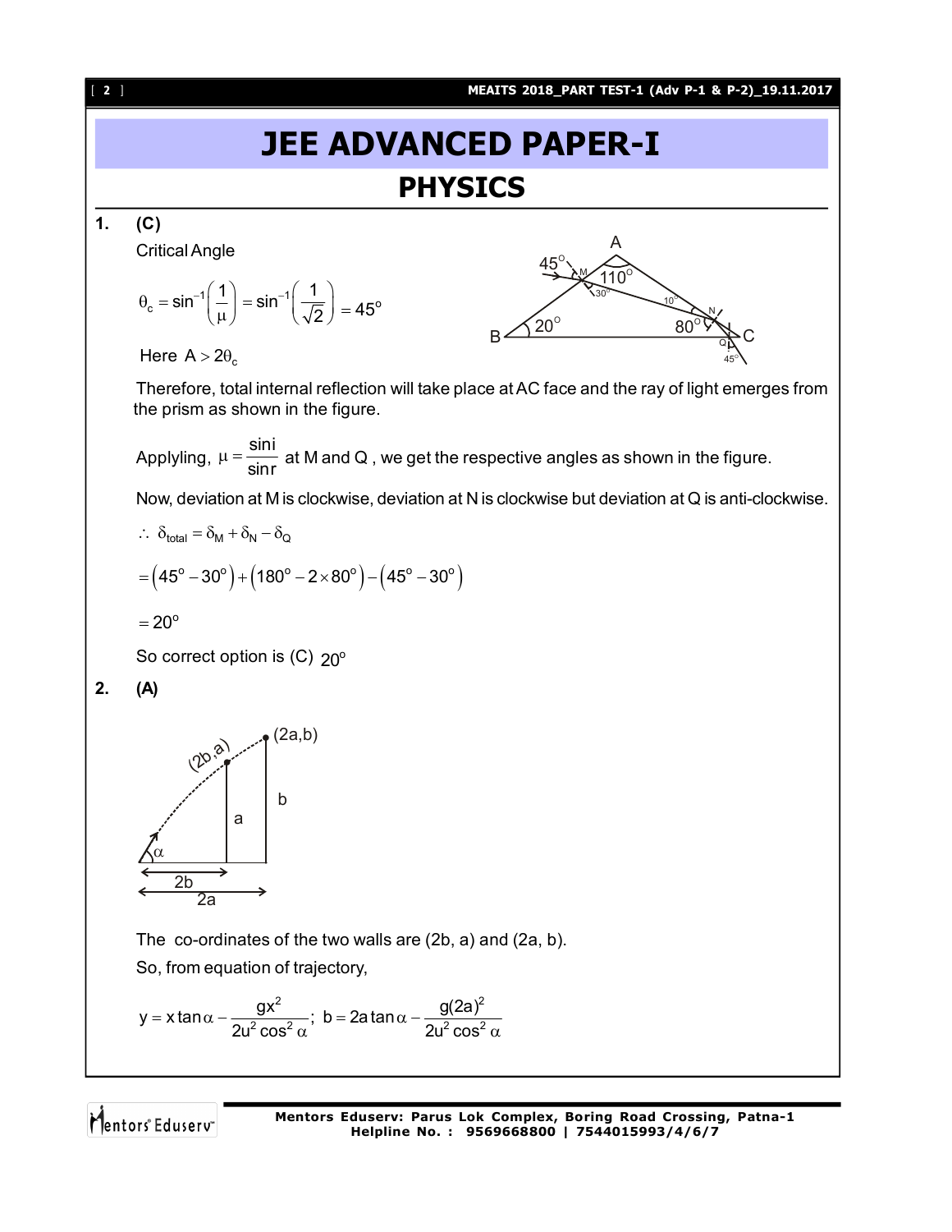# JEE ADVANCED PAPER-I

## PHYSICS

**1. (C)**

Critical Angle

$$\theta_c = \sin^{-1}\left(\frac{1}{\mu}\right) = \sin^{-1}\left(\frac{1}{\sqrt{2}}\right) = 45^o$$

Here $A > 2\theta_c$

Therefore, total internal reflection will take place at AC face and the ray of light emerges from the prism as shown in the figure.

Applyling, $\mu = \frac{\sin i}{\sin r}$ at M and Q , we get the respective angles as shown in the figure.

Now, deviation at M is clockwise, deviation at N is clockwise but deviation at Q is anti-clockwise.

$$\therefore \ \delta_{total} = \delta_M + \delta_N - \delta_Q$$

$$= \left(45^o - 30^o\right) + \left(180^o - 2\times 80^o\right) - \left(45^o - 30^o\right)$$

$$= 20^o$$

So correct option is (C) $20^o$

**2. (A)**

The co-ordinates of the two walls are (2b, a) and (2a, b).

So, from equation of trajectory,

$$y = x\tan\alpha - \frac{gx^2}{2u^2\cos^2\alpha}; \ b = 2a\tan\alpha - \frac{g(2a)^2}{2u^2\cos^2\alpha}$$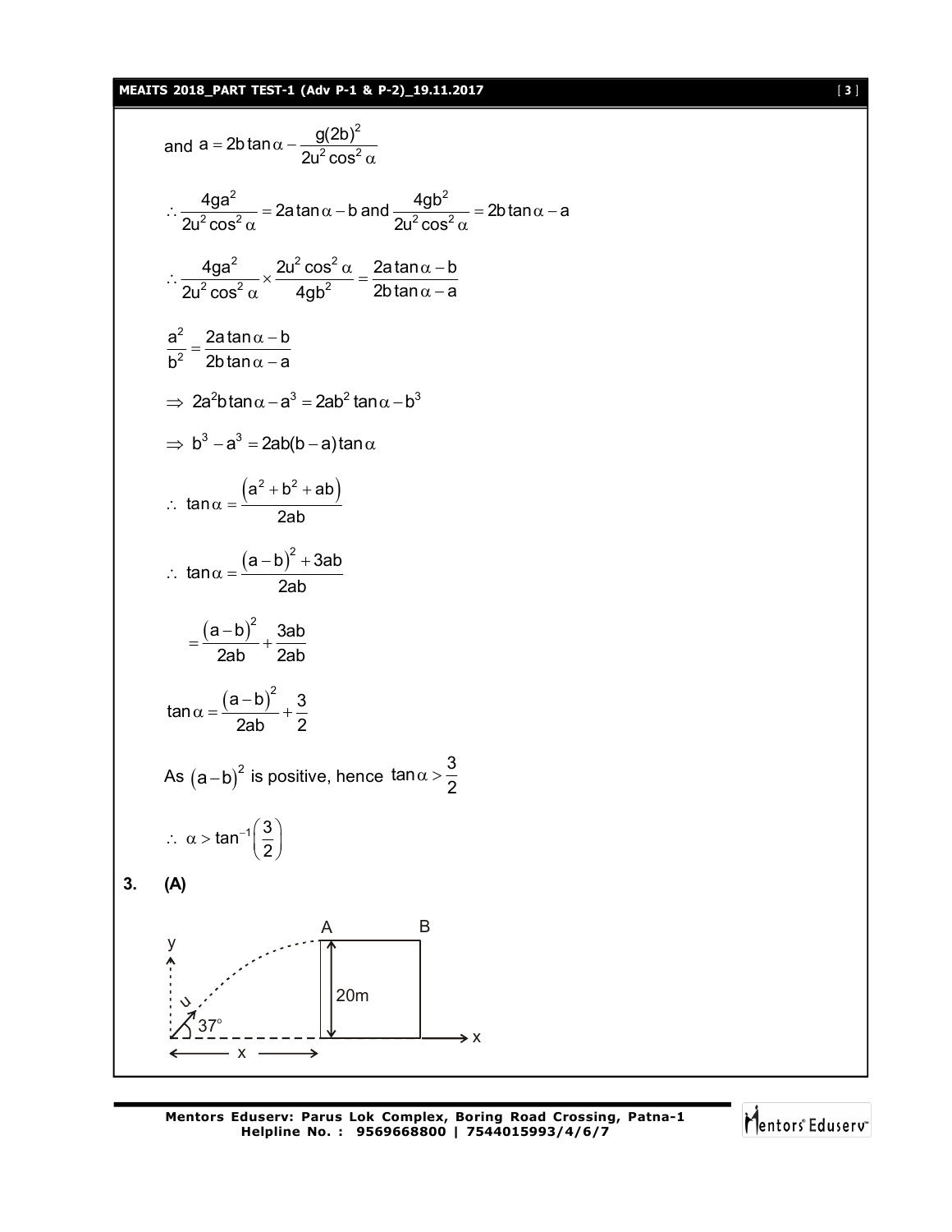and $a = 2b\tan\alpha - \dfrac{g(2b)^2}{2u^2\cos^2\alpha}$

$$\therefore \frac{4ga^2}{2u^2\cos^2\alpha} = 2a\tan\alpha - b \text{ and } \frac{4gb^2}{2u^2\cos^2\alpha} = 2b\tan\alpha - a$$

$$\therefore \frac{4ga^2}{2u^2\cos^2\alpha} \times \frac{2u^2\cos^2\alpha}{4gb^2} = \frac{2a\tan\alpha - b}{2b\tan\alpha - a}$$

$$\frac{a^2}{b^2} = \frac{2a\tan\alpha - b}{2b\tan\alpha - a}$$

$$\Rightarrow 2a^2b\tan\alpha - a^3 = 2ab^2\tan\alpha - b^3$$

$$\Rightarrow b^3 - a^3 = 2ab(b-a)\tan\alpha$$

$$\therefore \tan\alpha = \frac{\left(a^2 + b^2 + ab\right)}{2ab}$$

$$\therefore \tan\alpha = \frac{\left(a-b\right)^2 + 3ab}{2ab}$$

$$= \frac{\left(a-b\right)^2}{2ab} + \frac{3ab}{2ab}$$

$$\tan\alpha = \frac{\left(a-b\right)^2}{2ab} + \frac{3}{2}$$

As $\left(a-b\right)^2$ is positive, hence $\tan\alpha > \dfrac{3}{2}$

$$\therefore \alpha > \tan^{-1}\left(\frac{3}{2}\right)$$

**3. (A)**

y, u, 37°, A, B, 20m, x, x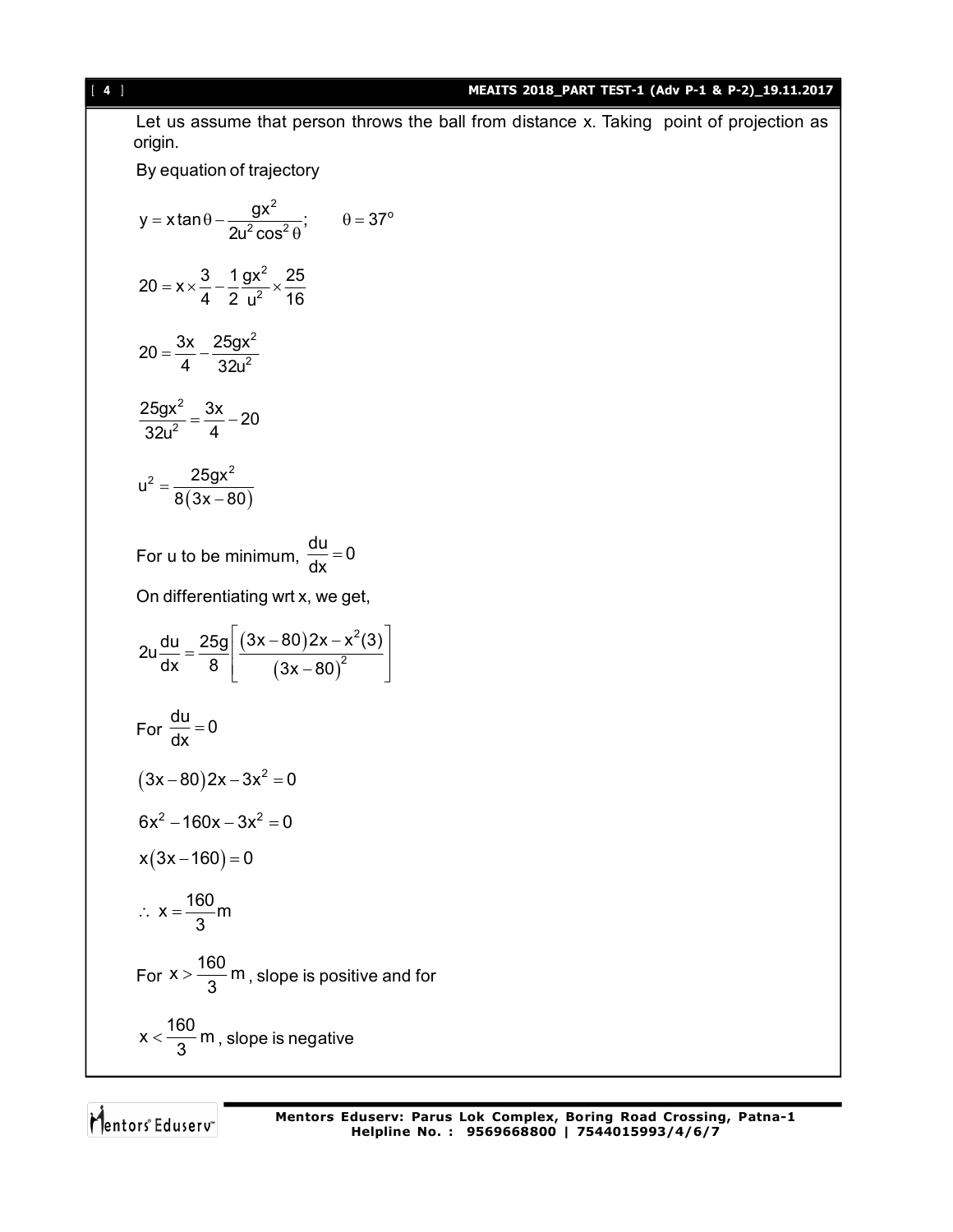Let us assume that person throws the ball from distance x. Taking point of projection as origin.

By equation of trajectory

$$y = x\tan\theta - \frac{gx^2}{2u^2\cos^2\theta}; \qquad \theta = 37^\circ$$

$$20 = x \times \frac{3}{4} - \frac{1}{2}\frac{gx^2}{u^2} \times \frac{25}{16}$$

$$20 = \frac{3x}{4} - \frac{25gx^2}{32u^2}$$

$$\frac{25gx^2}{32u^2} = \frac{3x}{4} - 20$$

$$u^2 = \frac{25gx^2}{8(3x-80)}$$

For u to be minimum, $\frac{du}{dx} = 0$

On differentiating wrt x, we get,

$$2u\frac{du}{dx} = \frac{25g}{8}\left[\frac{(3x-80)2x - x^2(3)}{(3x-80)^2}\right]$$

For $\frac{du}{dx} = 0$

$$(3x-80)2x - 3x^2 = 0$$

$$6x^2 - 160x - 3x^2 = 0$$

$$x(3x-160) = 0$$

$$\therefore\ x = \frac{160}{3}\text{m}$$

For $x > \frac{160}{3}$ m, slope is positive and for

$x < \frac{160}{3}$ m, slope is negative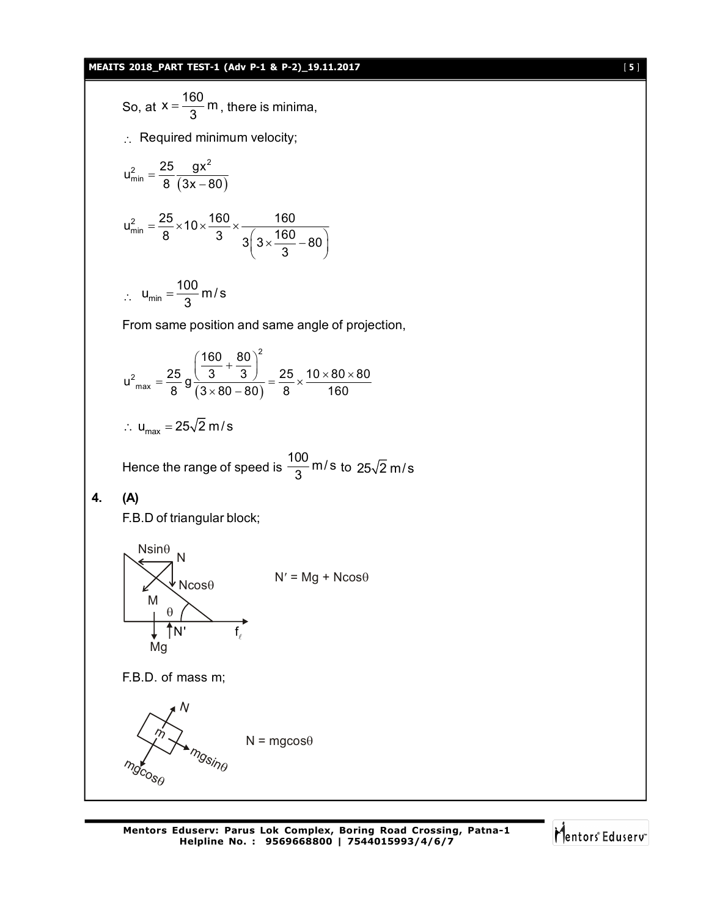So, at $x = \frac{160}{3}$ m, there is minima,

$\therefore$ Required minimum velocity;

$$u_{min}^2 = \frac{25}{8}\frac{gx^2}{(3x-80)}$$

$$u_{min}^2 = \frac{25}{8} \times 10 \times \frac{160}{3} \times \frac{160}{3\left(3 \times \frac{160}{3} - 80\right)}$$

$$\therefore \; u_{min} = \frac{100}{3} \text{ m/s}$$

From same position and same angle of projection,

$$u^2{}_{max} = \frac{25}{8} g \frac{\left(\frac{160}{3} + \frac{80}{3}\right)^2}{(3 \times 80 - 80)} = \frac{25}{8} \times \frac{10 \times 80 \times 80}{160}$$

$$\therefore \; u_{max} = 25\sqrt{2} \text{ m/s}$$

Hence the range of speed is $\frac{100}{3}$ m/s to $25\sqrt{2}$ m/s

**4. (A)**

F.B.D of triangular block;

$N' = Mg + N\cos\theta$

F.B.D. of mass m;

$N = mg\cos\theta$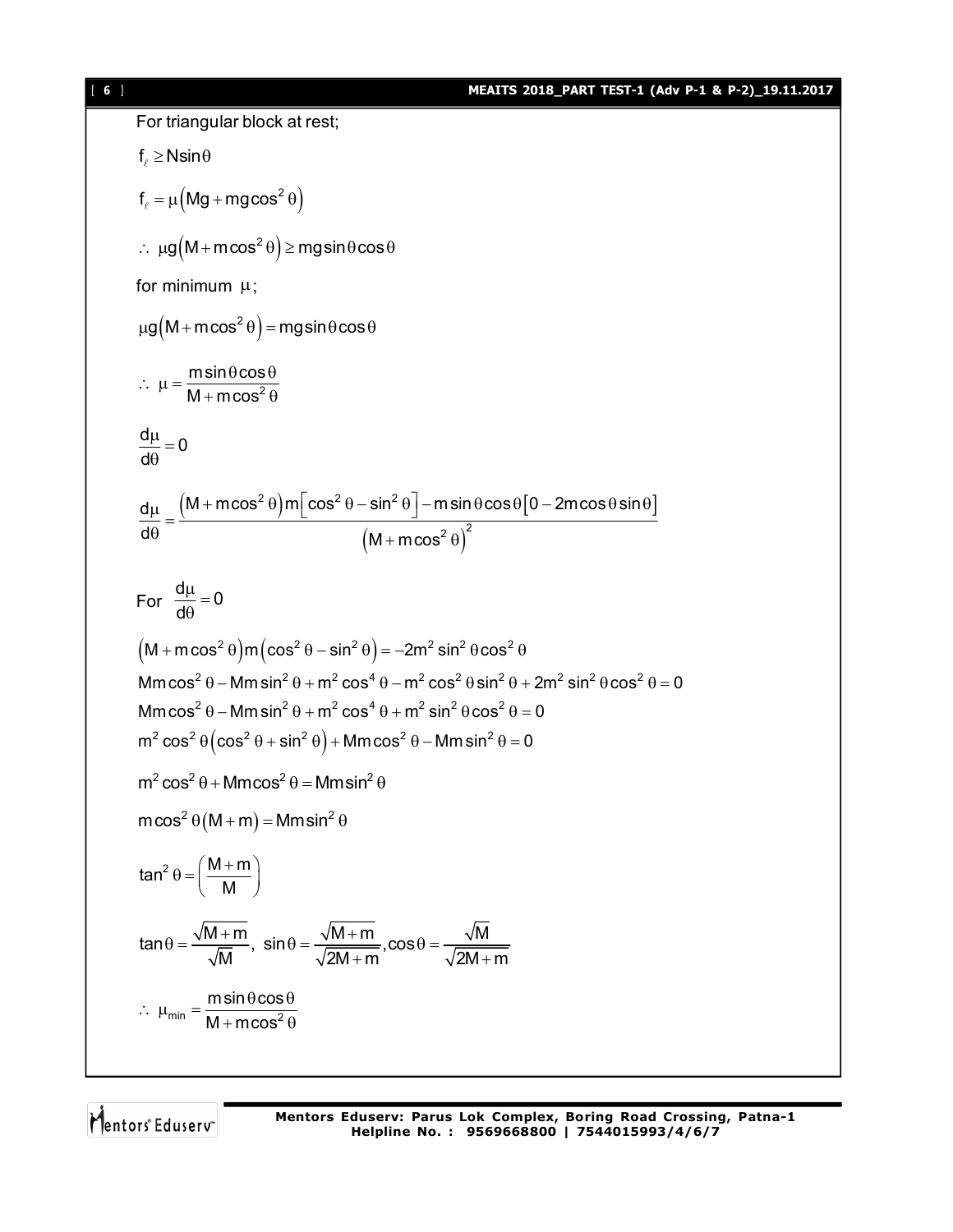For triangular block at rest;

$$f_\ell \geq N\sin\theta$$

$$f_\ell = \mu\left(Mg + mg\cos^2\theta\right)$$

$$\therefore\ \mu g\left(M + m\cos^2\theta\right) \geq mg\sin\theta\cos\theta$$

for minimum $\mu$;

$$\mu g\left(M + m\cos^2\theta\right) = mg\sin\theta\cos\theta$$

$$\therefore\ \mu = \frac{m\sin\theta\cos\theta}{M + m\cos^2\theta}$$

$$\frac{d\mu}{d\theta} = 0$$

$$\frac{d\mu}{d\theta} = \frac{\left(M + m\cos^2\theta\right)m\left[\cos^2\theta - \sin^2\theta\right] - m\sin\theta\cos\theta\left[0 - 2m\cos\theta\sin\theta\right]}{\left(M + m\cos^2\theta\right)^2}$$

For $\dfrac{d\mu}{d\theta} = 0$

$$\left(M + m\cos^2\theta\right)m\left(\cos^2\theta - \sin^2\theta\right) = -2m^2\sin^2\theta\cos^2\theta$$

$$Mm\cos^2\theta - Mm\sin^2\theta + m^2\cos^4\theta - m^2\cos^2\theta\sin^2\theta + 2m^2\sin^2\theta\cos^2\theta = 0$$

$$Mm\cos^2\theta - Mm\sin^2\theta + m^2\cos^4\theta + m^2\sin^2\theta\cos^2\theta = 0$$

$$m^2\cos^2\theta\left(\cos^2\theta + \sin^2\theta\right) + Mm\cos^2\theta - Mm\sin^2\theta = 0$$

$$m^2\cos^2\theta + Mm\cos^2\theta = Mm\sin^2\theta$$

$$m\cos^2\theta(M + m) = Mm\sin^2\theta$$

$$\tan^2\theta = \left(\frac{M + m}{M}\right)$$

$$\tan\theta = \frac{\sqrt{M + m}}{\sqrt{M}},\ \sin\theta = \frac{\sqrt{M + m}}{\sqrt{2M + m}}, \cos\theta = \frac{\sqrt{M}}{\sqrt{2M + m}}$$

$$\therefore\ \mu_{min} = \frac{m\sin\theta\cos\theta}{M + m\cos^2\theta}$$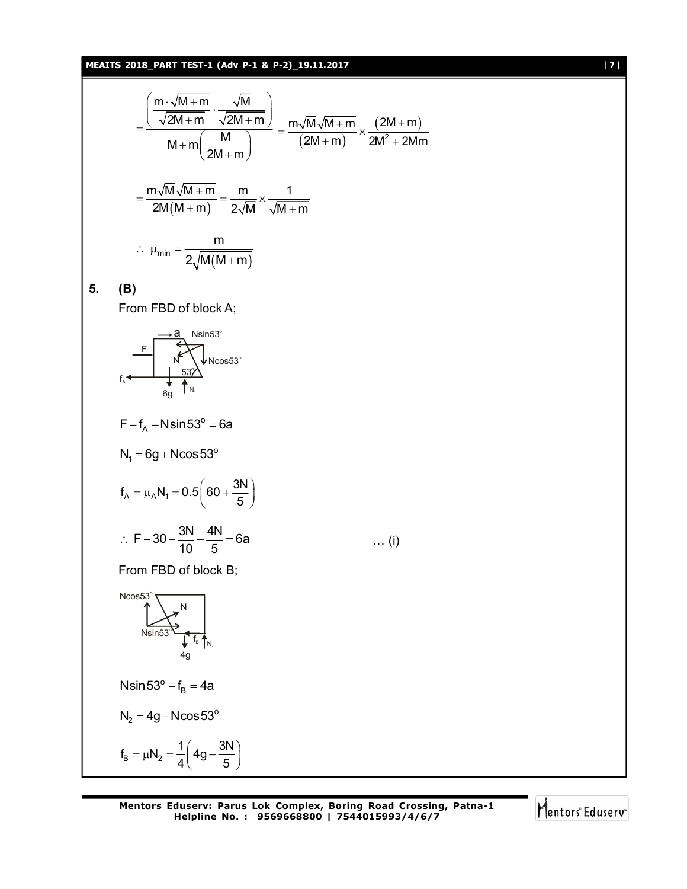$$= \frac{\left(\frac{m\cdot\sqrt{M+m}}{\sqrt{2M+m}}\cdot\frac{\sqrt{M}}{\sqrt{2M+m}}\right)}{M+m\left(\frac{M}{2M+m}\right)} = \frac{m\sqrt{M}\sqrt{M+m}}{(2M+m)}\times\frac{(2M+m)}{2M^2+2Mm}$$

$$= \frac{m\sqrt{M}\sqrt{M+m}}{2M(M+m)} = \frac{m}{2\sqrt{M}}\times\frac{1}{\sqrt{M+m}}$$

$$\therefore\ \mu_{min} = \frac{m}{2\sqrt{M(M+m)}}$$

**5. (B)**

From FBD of block A;

$$F - f_A - N\sin 53^o = 6a$$

$$N_1 = 6g + N\cos 53^o$$

$$f_A = \mu_A N_1 = 0.5\left(60 + \frac{3N}{5}\right)$$

$$\therefore\ F - 30 - \frac{3N}{10} - \frac{4N}{5} = 6a \qquad \dots \text{(i)}$$

From FBD of block B;

$$N\sin 53^o - f_B = 4a$$

$$N_2 = 4g - N\cos 53^o$$

$$f_B = \mu N_2 = \frac{1}{4}\left(4g - \frac{3N}{5}\right)$$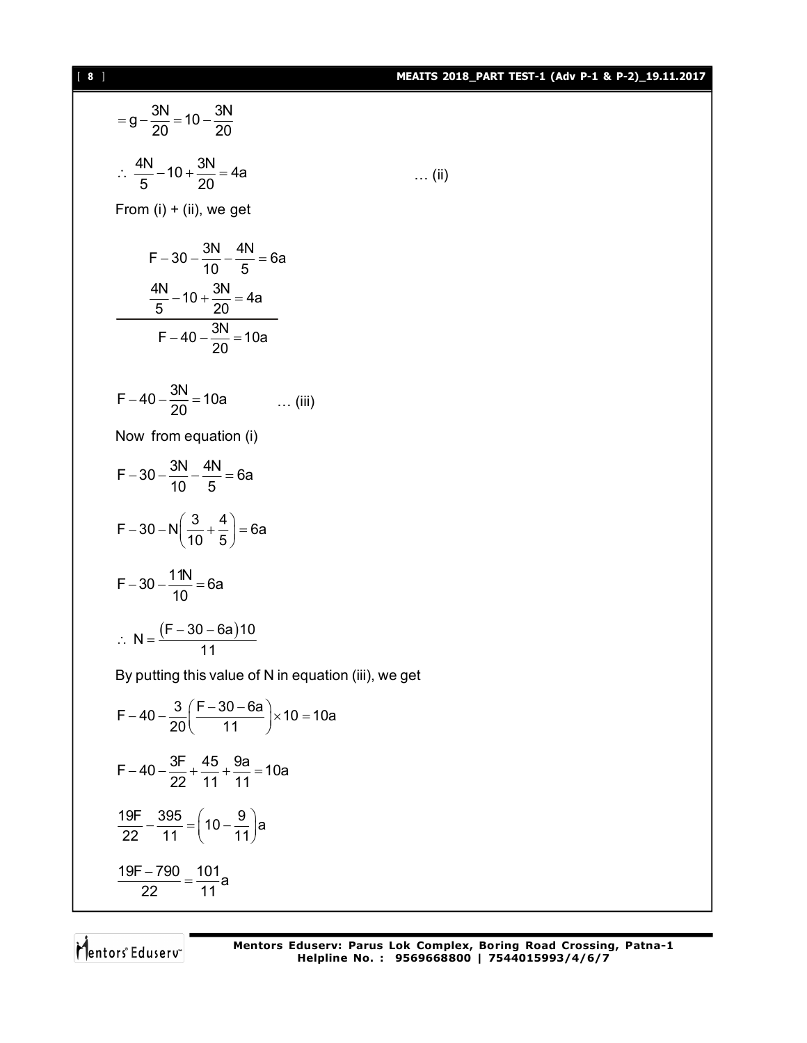$$= g - \frac{3N}{20} = 10 - \frac{3N}{20}$$

$$\therefore \ \frac{4N}{5} - 10 + \frac{3N}{20} = 4a \qquad \ldots \text{(ii)}$$

From (i) + (ii), we get

$$F - 30 - \frac{3N}{10} - \frac{4N}{5} = 6a$$

$$\frac{4N}{5} - 10 + \frac{3N}{20} = 4a$$

$$F - 40 - \frac{3N}{20} = 10a$$

$$F - 40 - \frac{3N}{20} = 10a \qquad \ldots \text{(iii)}$$

Now from equation (i)

$$F - 30 - \frac{3N}{10} - \frac{4N}{5} = 6a$$

$$F - 30 - N\left(\frac{3}{10} + \frac{4}{5}\right) = 6a$$

$$F - 30 - \frac{11N}{10} = 6a$$

$$\therefore \ N = \frac{(F - 30 - 6a)10}{11}$$

By putting this value of N in equation (iii), we get

$$F - 40 - \frac{3}{20}\left(\frac{F - 30 - 6a}{11}\right) \times 10 = 10a$$

$$F - 40 - \frac{3F}{22} + \frac{45}{11} + \frac{9a}{11} = 10a$$

$$\frac{19F}{22} - \frac{395}{11} = \left(10 - \frac{9}{11}\right)a$$

$$\frac{19F - 790}{22} = \frac{101}{11}a$$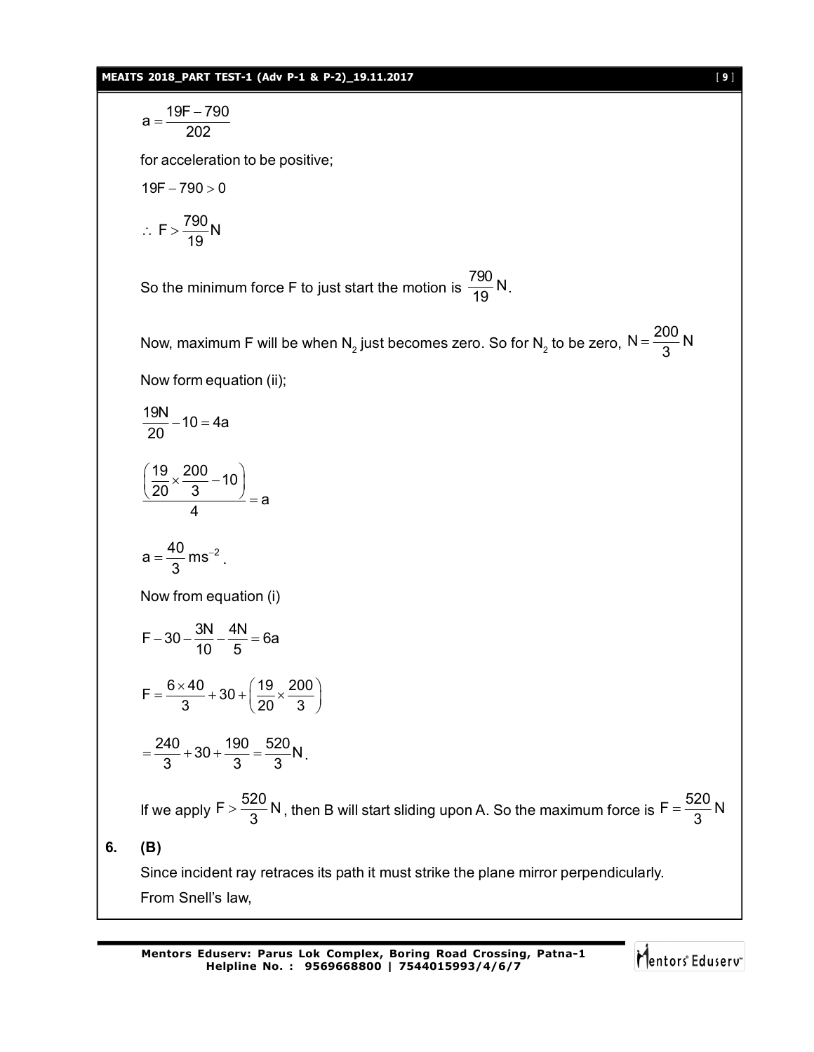$$a = \frac{19F - 790}{202}$$

for acceleration to be positive;

$$19F - 790 > 0$$

$$\therefore\ F > \frac{790}{19}\text{N}$$

So the minimum force F to just start the motion is $\frac{790}{19}$N.

Now, maximum F will be when $N_2$ just becomes zero. So for $N_2$ to be zero, $N = \frac{200}{3}$N

Now form equation (ii);

$$\frac{19N}{20} - 10 = 4a$$

$$\frac{\left(\frac{19}{20} \times \frac{200}{3} - 10\right)}{4} = a$$

$$a = \frac{40}{3}\text{ms}^{-2}.$$

Now from equation (i)

$$F - 30 - \frac{3N}{10} - \frac{4N}{5} = 6a$$

$$F = \frac{6 \times 40}{3} + 30 + \left(\frac{19}{20} \times \frac{200}{3}\right)$$

$$= \frac{240}{3} + 30 + \frac{190}{3} = \frac{520}{3}\text{N}.$$

If we apply $F > \frac{520}{3}$N, then B will start sliding upon A. So the maximum force is $F = \frac{520}{3}$N

**6. (B)**

Since incident ray retraces its path it must strike the plane mirror perpendicularly.

From Snell's law,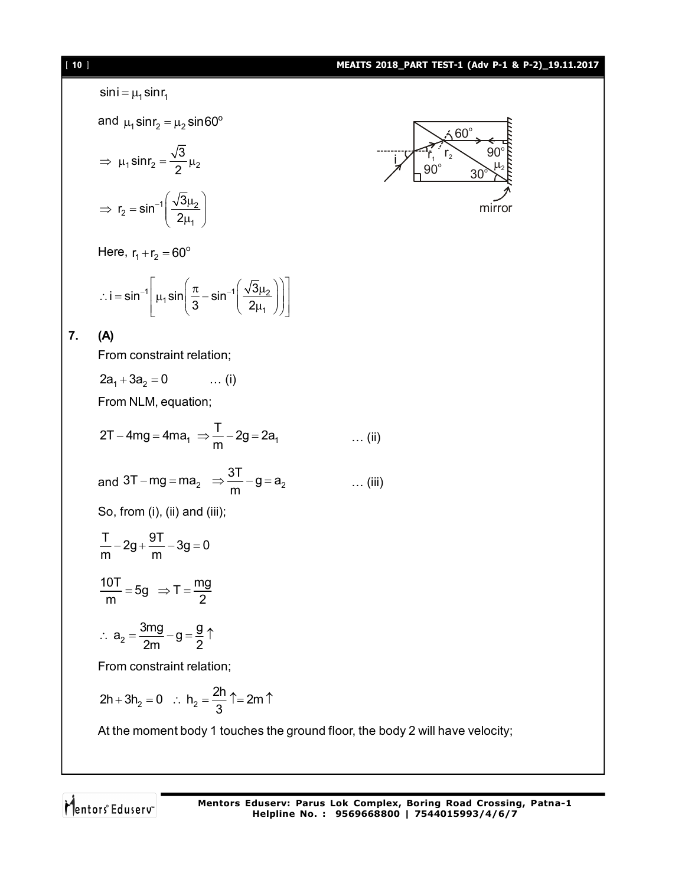$\sin i = \mu_1 \sin r_1$

and $\mu_1 \sin r_2 = \mu_2 \sin 60^o$

$\Rightarrow \mu_1 \sin r_2 = \frac{\sqrt{3}}{2}\mu_2$

$\Rightarrow r_2 = \sin^{-1}\left(\frac{\sqrt{3}\mu_2}{2\mu_1}\right)$

Here, $r_1 + r_2 = 60^o$

$\therefore i = \sin^{-1}\left[\mu_1 \sin\left(\frac{\pi}{3} - \sin^{-1}\left(\frac{\sqrt{3}\mu_2}{2\mu_1}\right)\right)\right]$

**7. (A)**

From constraint relation;

$2a_1 + 3a_2 = 0$ ... (i)

From NLM, equation;

$2T - 4mg = 4ma_1 \Rightarrow \frac{T}{m} - 2g = 2a_1$ ... (ii)

and $3T - mg = ma_2 \Rightarrow \frac{3T}{m} - g = a_2$ ... (iii)

So, from (i), (ii) and (iii);

$\frac{T}{m} - 2g + \frac{9T}{m} - 3g = 0$

$\frac{10T}{m} = 5g \Rightarrow T = \frac{mg}{2}$

$\therefore a_2 = \frac{3mg}{2m} - g = \frac{g}{2}\uparrow$

From constraint relation;

$2h + 3h_2 = 0 \therefore h_2 = \frac{2h}{3}\uparrow = 2m\uparrow$

At the moment body 1 touches the ground floor, the body 2 will have velocity;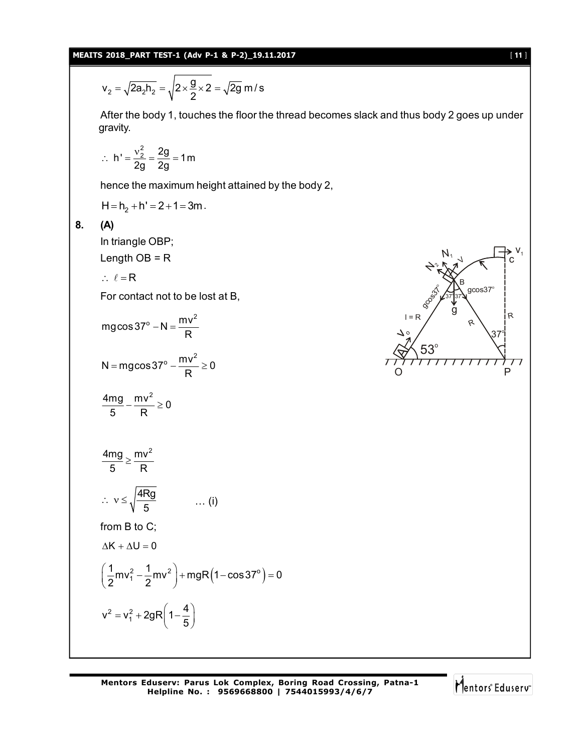$$v_2 = \sqrt{2a_2h_2} = \sqrt{2 \times \frac{g}{2} \times 2} = \sqrt{2g}\ \text{m/s}$$

After the body 1, touches the floor the thread becomes slack and thus body 2 goes up under gravity.

$$\therefore\ h' = \frac{v_2^2}{2g} = \frac{2g}{2g} = 1\,\text{m}$$

hence the maximum height attained by the body 2,

$$H = h_2 + h' = 2 + 1 = 3\text{m}.$$

**8. (A)**

In triangle OBP;

Length OB = R

$\therefore\ \ell = R$

For contact not to be lost at B,

$$mg\cos 37^\circ - N = \frac{mv^2}{R}$$

$$N = mg\cos 37^\circ - \frac{mv^2}{R} \geq 0$$

$$\frac{4mg}{5} - \frac{mv^2}{R} \geq 0$$

$$\frac{4mg}{5} \geq \frac{mv^2}{R}$$

$$\therefore\ v \leq \sqrt{\frac{4Rg}{5}} \qquad \ldots \text{(i)}$$

from B to C;

$$\Delta K + \Delta U = 0$$

$$\left(\frac{1}{2}mv_1^2 - \frac{1}{2}mv^2\right) + mgR\left(1 - \cos 37^\circ\right) = 0$$

$$v^2 = v_1^2 + 2gR\left(1 - \frac{4}{5}\right)$$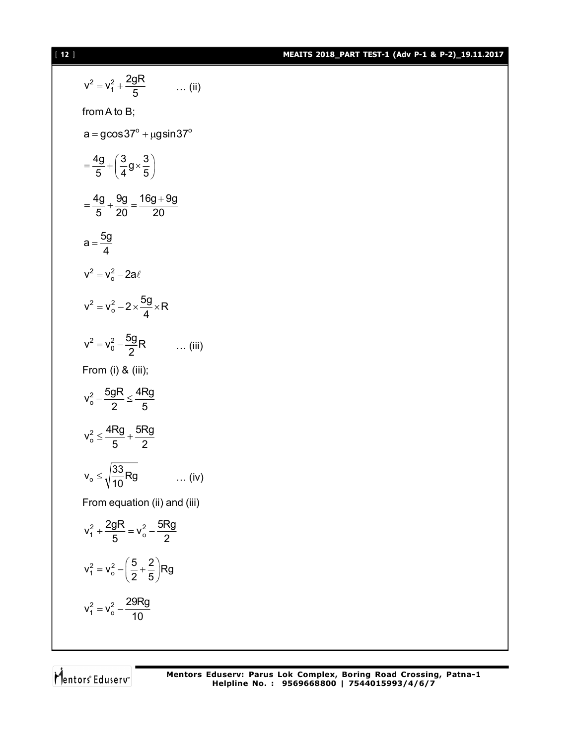$$v^2 = v_1^2 + \frac{2gR}{5} \qquad \dots \text{(ii)}$$

from A to B;

$$a = g\cos 37^o + \mu g \sin 37^o$$

$$= \frac{4g}{5} + \left(\frac{3}{4}g \times \frac{3}{5}\right)$$

$$= \frac{4g}{5} + \frac{9g}{20} = \frac{16g + 9g}{20}$$

$$a = \frac{5g}{4}$$

$$v^2 = v_o^2 - 2a\ell$$

$$v^2 = v_o^2 - 2 \times \frac{5g}{4} \times R$$

$$v^2 = v_0^2 - \frac{5g}{2}R \qquad \dots \text{(iii)}$$

From (i) & (iii);

$$v_o^2 - \frac{5gR}{2} \le \frac{4Rg}{5}$$

$$v_o^2 \le \frac{4Rg}{5} + \frac{5Rg}{2}$$

$$v_o \le \sqrt{\frac{33}{10}Rg} \qquad \dots \text{(iv)}$$

From equation (ii) and (iii)

$$v_1^2 + \frac{2gR}{5} = v_o^2 - \frac{5Rg}{2}$$

$$v_1^2 = v_o^2 - \left(\frac{5}{2} + \frac{2}{5}\right)Rg$$

$$v_1^2 = v_o^2 - \frac{29Rg}{10}$$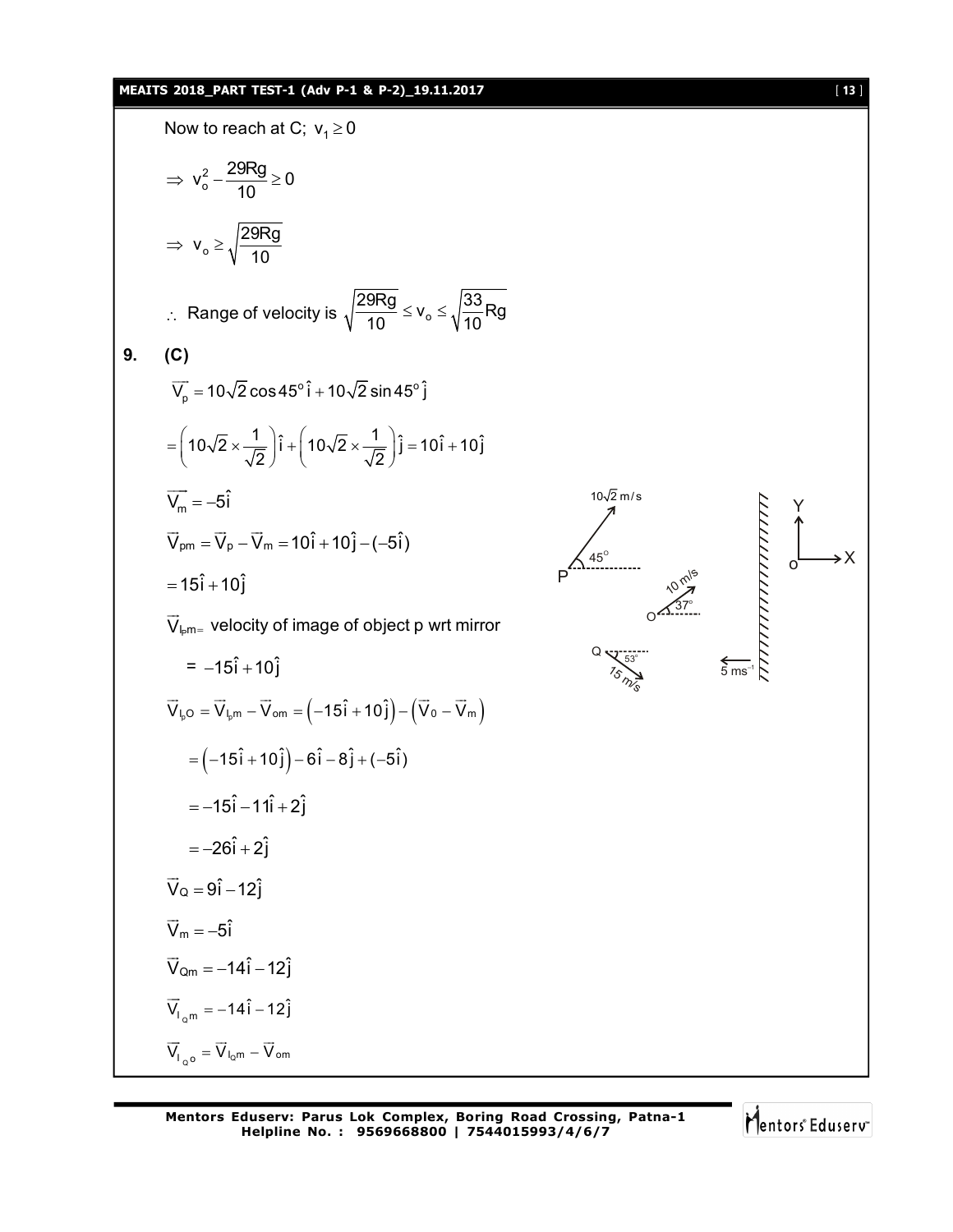Now to reach at C; $v_1 \geq 0$

$$\Rightarrow v_o^2 - \frac{29Rg}{10} \geq 0$$

$$\Rightarrow v_o \geq \sqrt{\frac{29Rg}{10}}$$

$\therefore$ Range of velocity is $\sqrt{\frac{29Rg}{10}} \leq v_o \leq \sqrt{\frac{33}{10}Rg}$

**9. (C)**

$$\overrightarrow{V_p} = 10\sqrt{2}\cos 45^\circ \hat{i} + 10\sqrt{2}\sin 45^\circ \hat{j}$$

$$= \left(10\sqrt{2} \times \frac{1}{\sqrt{2}}\right)\hat{i} + \left(10\sqrt{2} \times \frac{1}{\sqrt{2}}\right)\hat{j} = 10\hat{i} + 10\hat{j}$$

$$\overrightarrow{V_m} = -5\hat{i}$$

$$\vec{V}_{pm} = \vec{V}_p - \vec{V}_m = 10\hat{i} + 10\hat{j} - (-5\hat{i})$$

$$= 15\hat{i} + 10\hat{j}$$

$\vec{V}_{Ipm}$ = velocity of image of object p wrt mirror

$$= -15\hat{i} + 10\hat{j}$$

$$\vec{V}_{I_pO} = \vec{V}_{I_pm} - \vec{V}_{om} = \left(-15\hat{i} + 10\hat{j}\right) - \left(\vec{V}_0 - \vec{V}_m\right)$$

$$= \left(-15\hat{i} + 10\hat{j}\right) - 6\hat{i} - 8\hat{j} + (-5\hat{i})$$

$$= -15\hat{i} - 11\hat{i} + 2\hat{j}$$

$$= -26\hat{i} + 2\hat{j}$$

$$\vec{V}_Q = 9\hat{i} - 12\hat{j}$$

$$\vec{V}_m = -5\hat{i}$$

$$\vec{V}_{Qm} = -14\hat{i} - 12\hat{j}$$

$$\vec{V}_{I_Qm} = -14\hat{i} - 12\hat{j}$$

$$\vec{V}_{I_Qo} = \vec{V}_{I_Qm} - \vec{V}_{om}$$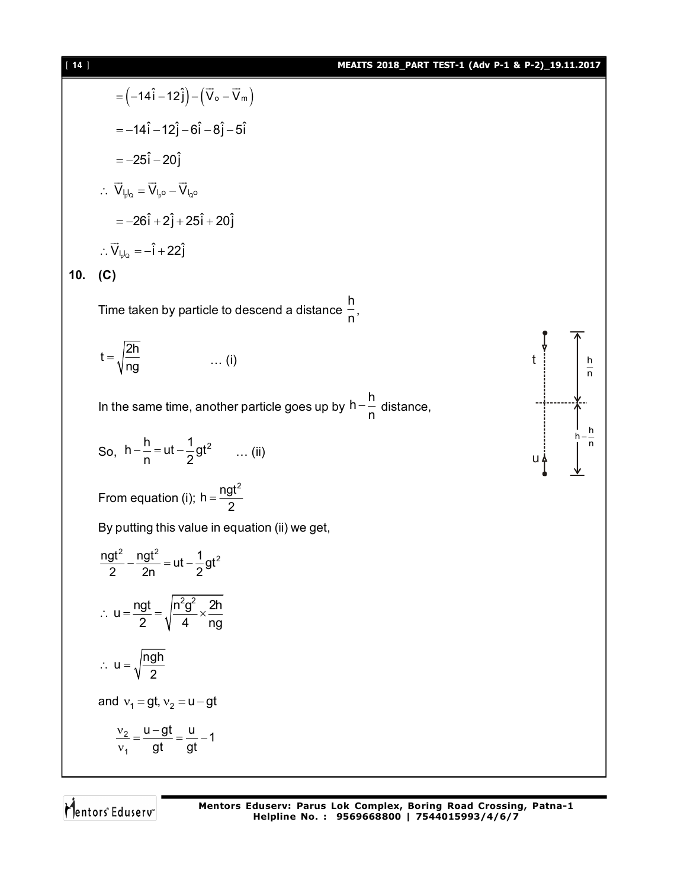$$= \left(-14\hat{i} - 12\hat{j}\right) - \left(\vec{V}_o - \vec{V}_m\right)$$

$$= -14\hat{i} - 12\hat{j} - 6\hat{i} - 8\hat{j} - 5\hat{i}$$

$$= -25\hat{i} - 20\hat{j}$$

$$\therefore\ \vec{V}_{I_P I_Q} = \vec{V}_{I_P o} - \vec{V}_{I_Q o}$$

$$= -26\hat{i} + 2\hat{j} + 25\hat{i} + 20\hat{j}$$

$$\therefore \vec{V}_{I_P I_Q} = -\hat{i} + 22\hat{j}$$

**10. (C)**

Time taken by particle to descend a distance $\frac{h}{n}$,

$$t = \sqrt{\frac{2h}{ng}} \qquad \dots \text{(i)}$$

In the same time, another particle goes up by $h - \frac{h}{n}$ distance,

So, $h - \frac{h}{n} = ut - \frac{1}{2}gt^2 \qquad \dots \text{(ii)}$

From equation (i); $h = \frac{ngt^2}{2}$

By putting this value in equation (ii) we get,

$$\frac{ngt^2}{2} - \frac{ngt^2}{2n} = ut - \frac{1}{2}gt^2$$

$$\therefore\ u = \frac{ngt}{2} = \sqrt{\frac{n^2g^2}{4} \times \frac{2h}{ng}}$$

$$\therefore\ u = \sqrt{\frac{ngh}{2}}$$

and $\nu_1 = gt,\ \nu_2 = u - gt$

$$\frac{\nu_2}{\nu_1} = \frac{u - gt}{gt} = \frac{u}{gt} - 1$$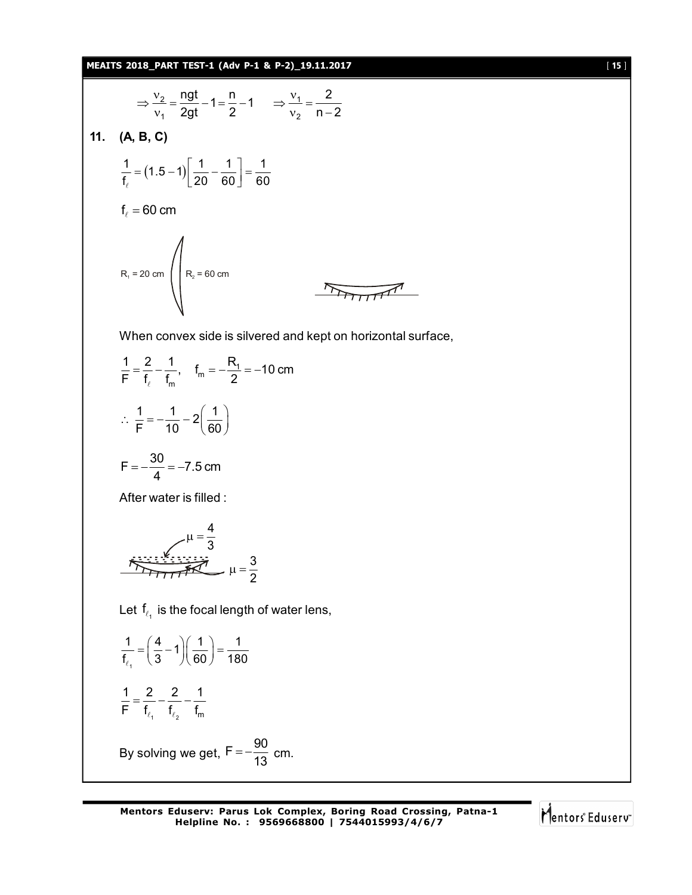$$\Rightarrow \frac{\nu_2}{\nu_1} = \frac{ngt}{2gt} - 1 = \frac{n}{2} - 1 \qquad \Rightarrow \frac{\nu_1}{\nu_2} = \frac{2}{n-2}$$

**11. (A, B, C)**

$$\frac{1}{f_\ell} = (1.5 - 1)\left[\frac{1}{20} - \frac{1}{60}\right] = \frac{1}{60}$$

$f_\ell = 60$ cm

$R_1 = 20$ cm $\quad R_2 = 60$ cm

When convex side is silvered and kept on horizontal surface,

$$\frac{1}{F} = \frac{2}{f_\ell} - \frac{1}{f_m}, \quad f_m = -\frac{R_1}{2} = -10 \text{ cm}$$

$$\therefore \frac{1}{F} = -\frac{1}{10} - 2\left(\frac{1}{60}\right)$$

$$F = -\frac{30}{4} = -7.5 \text{ cm}$$

After water is filled :

$\mu = \frac{4}{3}$ $\quad \mu = \frac{3}{2}$

Let $f_{\ell_1}$ is the focal length of water lens,

$$\frac{1}{f_{\ell_1}} = \left(\frac{4}{3} - 1\right)\left(\frac{1}{60}\right) = \frac{1}{180}$$

$$\frac{1}{F} = \frac{2}{f_{\ell_1}} - \frac{2}{f_{\ell_2}} - \frac{1}{f_m}$$

By solving we get, $F = -\frac{90}{13}$ cm.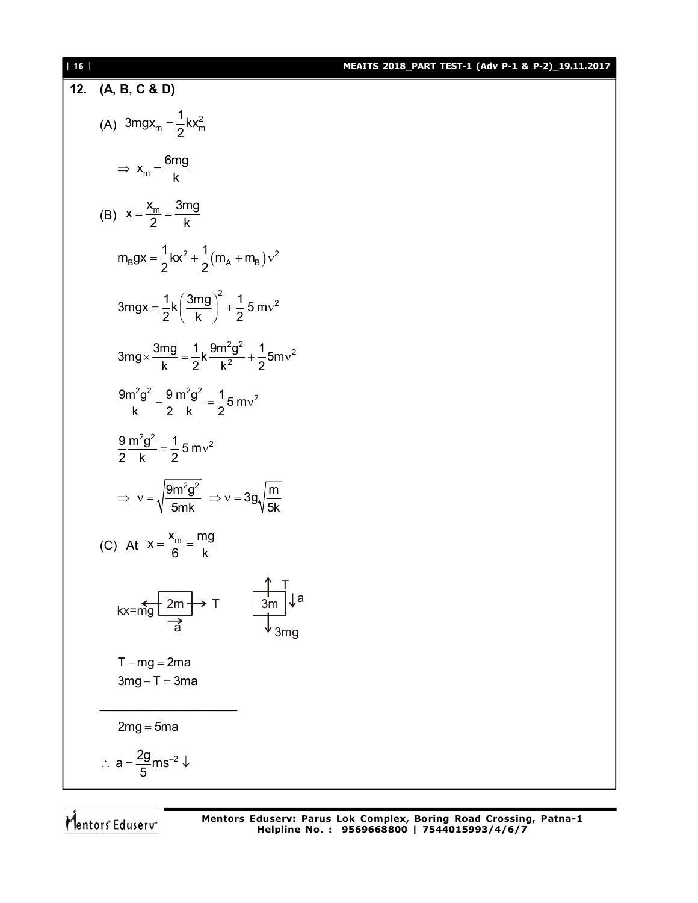**12. (A, B, C & D)**

(A) $3mgx_m = \frac{1}{2}kx_m^2$

$\Rightarrow x_m = \frac{6mg}{k}$

(B) $x = \frac{x_m}{2} = \frac{3mg}{k}$

$m_B gx = \frac{1}{2}kx^2 + \frac{1}{2}(m_A + m_B)v^2$

$3mgx = \frac{1}{2}k\left(\frac{3mg}{k}\right)^2 + \frac{1}{2}5\,mv^2$

$3mg \times \frac{3mg}{k} = \frac{1}{2}k\frac{9m^2g^2}{k^2} + \frac{1}{2}5mv^2$

$\frac{9m^2g^2}{k} - \frac{9}{2}\frac{m^2g^2}{k} = \frac{1}{2}5\,mv^2$

$\frac{9}{2}\frac{m^2g^2}{k} = \frac{1}{2}5\,mv^2$

$\Rightarrow v = \sqrt{\frac{9m^2g^2}{5mk}} \Rightarrow v = 3g\sqrt{\frac{m}{5k}}$

(C) At $x = \frac{x_m}{6} = \frac{mg}{k}$

(Free body diagrams: block $2m$ with $kx = mg$ to the left, $T$ to the right, acceleration $\vec{a}$; block $3m$ with $T$ upward, $3mg$ downward, acceleration $a$ downward)

$T - mg = 2ma$
$3mg - T = 3ma$

---

$2mg = 5ma$

$\therefore a = \frac{2g}{5}\text{ms}^{-2} \downarrow$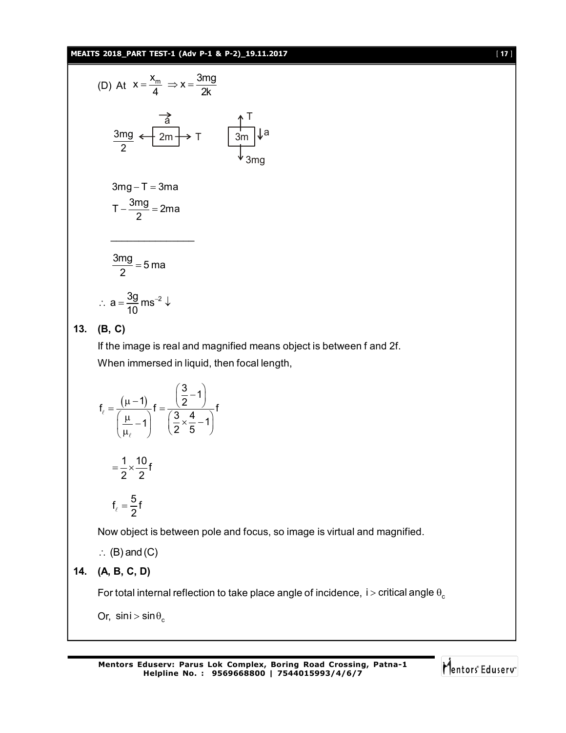(D) At $x = \frac{x_m}{4} \Rightarrow x = \frac{3mg}{2k}$

$\vec{a}$

$\frac{3mg}{2} \leftarrow$ [2m] $\rightarrow T$ $\qquad$ T $\uparrow$ [3m] $\downarrow a$, $\downarrow 3mg$

$$3mg - T = 3ma$$

$$T - \frac{3mg}{2} = 2ma$$

---

$$\frac{3mg}{2} = 5\,ma$$

$$\therefore\ a = \frac{3g}{10}\,ms^{-2} \downarrow$$

**13. (B, C)**

If the image is real and magnified means object is between f and 2f.

When immersed in liquid, then focal length,

$$f_\ell = \frac{(\mu - 1)}{\left(\frac{\mu}{\mu_\ell} - 1\right)} f = \frac{\left(\frac{3}{2} - 1\right)}{\left(\frac{3}{2} \times \frac{4}{5} - 1\right)} f$$

$$= \frac{1}{2} \times \frac{10}{2} f$$

$$f_\ell = \frac{5}{2} f$$

Now object is between pole and focus, so image is virtual and magnified.

$\therefore$ (B) and (C)

**14. (A, B, C, D)**

For total internal reflection to take place angle of incidence, $i >$ critical angle $\theta_c$

Or, $\sin i > \sin \theta_c$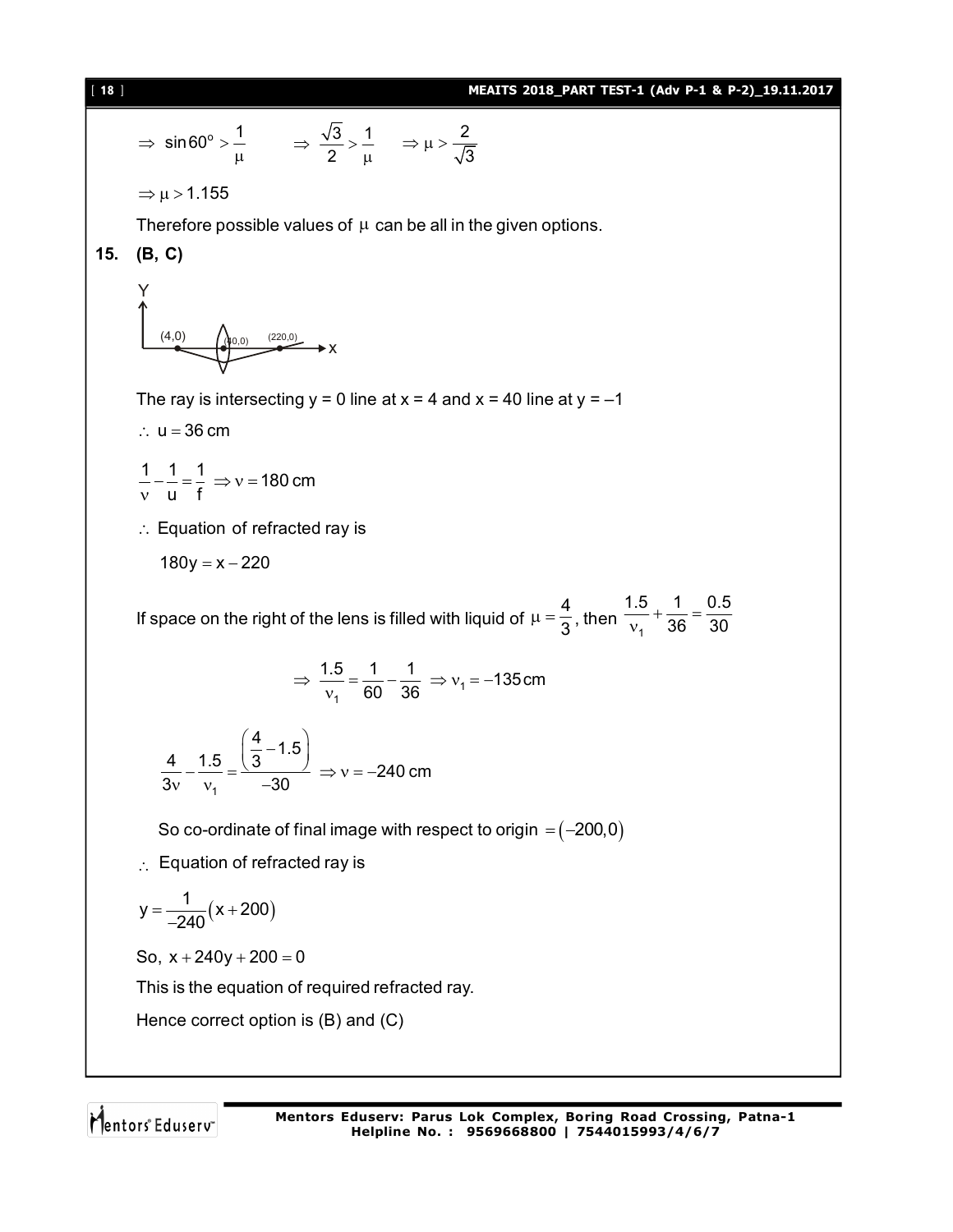$$\Rightarrow \sin 60^\circ > \frac{1}{\mu} \qquad \Rightarrow \frac{\sqrt{3}}{2} > \frac{1}{\mu} \qquad \Rightarrow \mu > \frac{2}{\sqrt{3}}$$

$$\Rightarrow \mu > 1.155$$

Therefore possible values of $\mu$ can be all in the given options.

**15. (B, C)**

The ray is intersecting y = 0 line at x = 4 and x = 40 line at y = –1

$\therefore\ u = 36\text{ cm}$

$$\frac{1}{v} - \frac{1}{u} = \frac{1}{f} \Rightarrow v = 180\text{ cm}$$

$\therefore$ Equation of refracted ray is

$$180y = x - 220$$

If space on the right of the lens is filled with liquid of $\mu = \frac{4}{3}$, then $\frac{1.5}{v_1} + \frac{1}{36} = \frac{0.5}{30}$

$$\Rightarrow \frac{1.5}{v_1} = \frac{1}{60} - \frac{1}{36} \Rightarrow v_1 = -135\text{ cm}$$

$$\frac{4}{3v} - \frac{1.5}{v_1} = \frac{\left(\frac{4}{3} - 1.5\right)}{-30} \Rightarrow v = -240\text{ cm}$$

So co-ordinate of final image with respect to origin $= (-200, 0)$

$\therefore$ Equation of refracted ray is

$$y = \frac{1}{-240}(x + 200)$$

So, $x + 240y + 200 = 0$

This is the equation of required refracted ray.

Hence correct option is (B) and (C)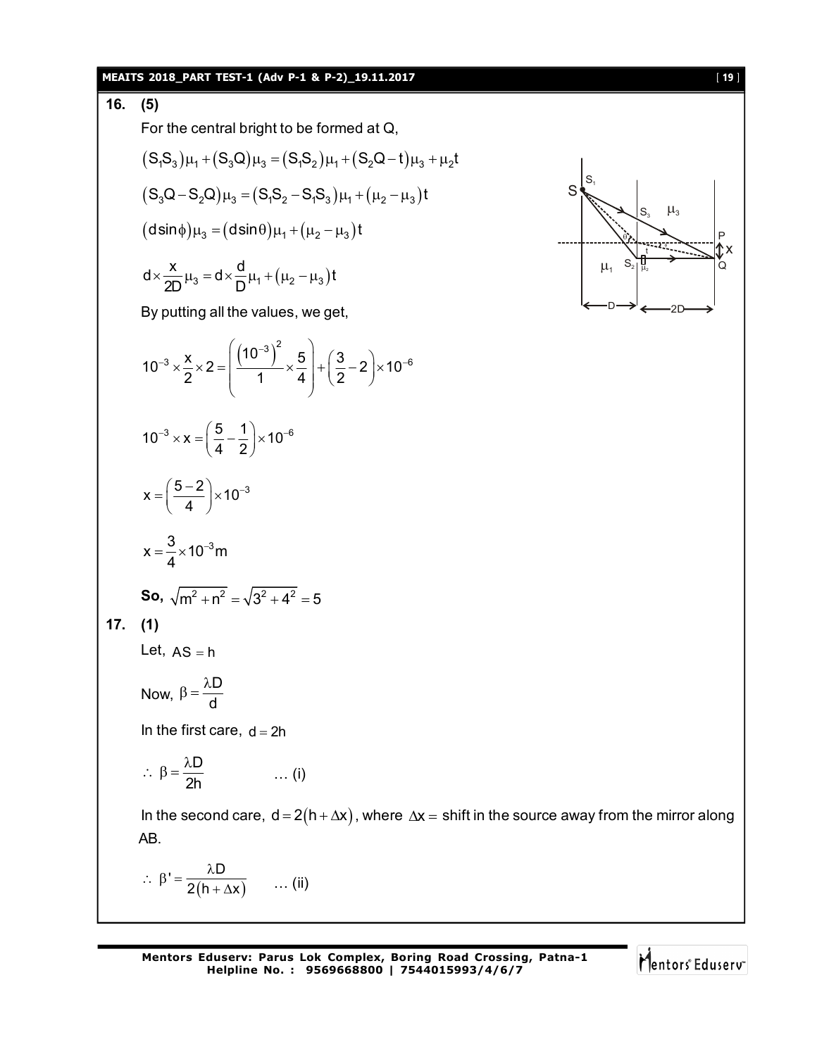**16. (5)**

For the central bright to be formed at Q,

$$(S_1S_3)\mu_1 + (S_3Q)\mu_3 = (S_1S_2)\mu_1 + (S_2Q - t)\mu_3 + \mu_2 t$$

$$(S_3Q - S_2Q)\mu_3 = (S_1S_2 - S_1S_3)\mu_1 + (\mu_2 - \mu_3)t$$

$$(d\sin\phi)\mu_3 = (d\sin\theta)\mu_1 + (\mu_2 - \mu_3)t$$

$$d \times \frac{x}{2D}\mu_3 = d \times \frac{d}{D}\mu_1 + (\mu_2 - \mu_3)t$$

By putting all the values, we get,

$$10^{-3} \times \frac{x}{2} \times 2 = \left(\frac{(10^{-3})^2}{1} \times \frac{5}{4}\right) + \left(\frac{3}{2} - 2\right) \times 10^{-6}$$

$$10^{-3} \times x = \left(\frac{5}{4} - \frac{1}{2}\right) \times 10^{-6}$$

$$x = \left(\frac{5-2}{4}\right) \times 10^{-3}$$

$$x = \frac{3}{4} \times 10^{-3}\,\text{m}$$

**So,** $\sqrt{m^2 + n^2} = \sqrt{3^2 + 4^2} = 5$

**17. (1)**

Let, $AS = h$

Now, $\beta = \dfrac{\lambda D}{d}$

In the first care, $d = 2h$

$$\therefore\ \beta = \frac{\lambda D}{2h} \qquad \ldots \text{(i)}$$

In the second care, $d = 2(h + \Delta x)$, where $\Delta x =$ shift in the source away from the mirror along AB.

$$\therefore\ \beta' = \frac{\lambda D}{2(h + \Delta x)} \qquad \ldots \text{(ii)}$$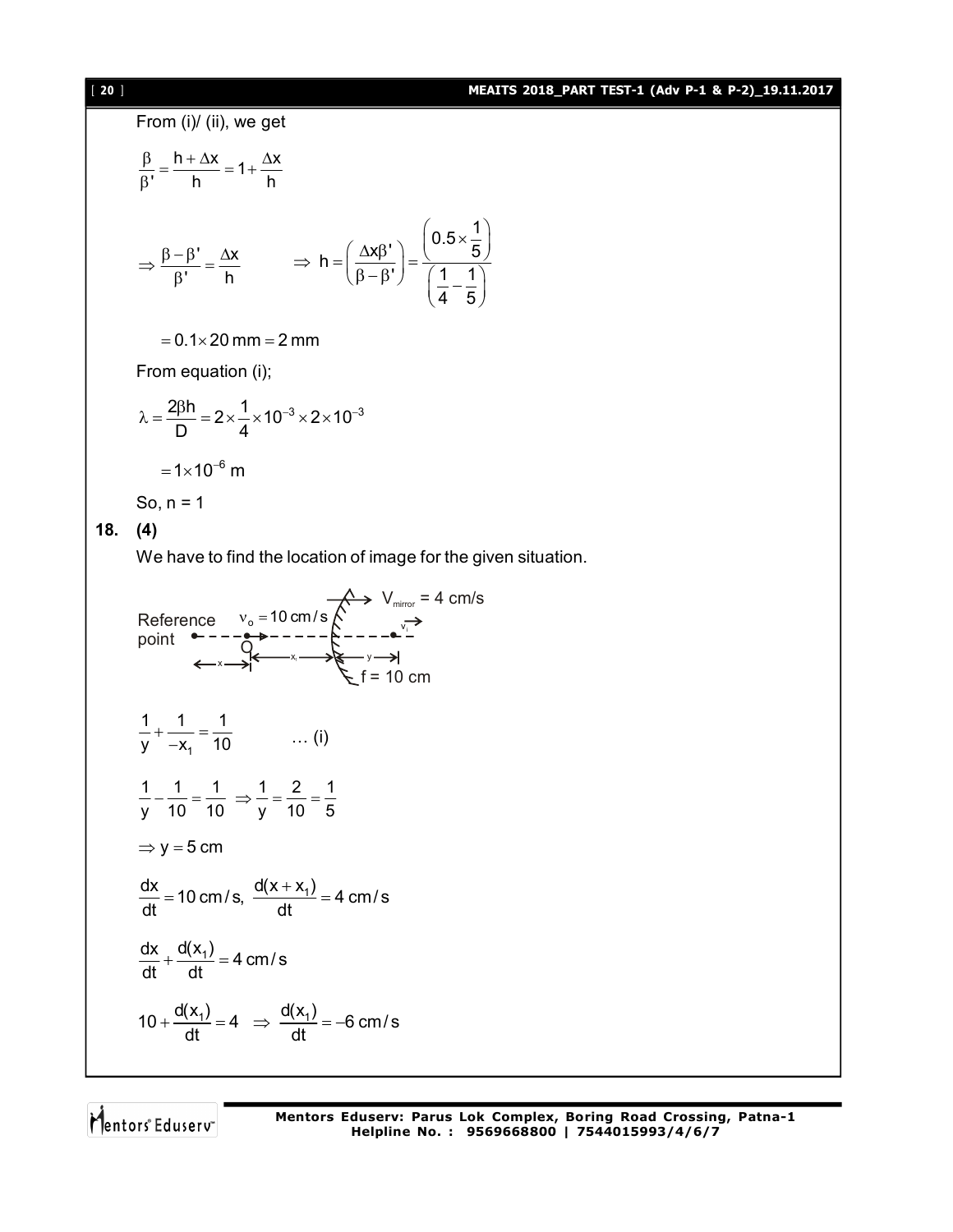From (i)/ (ii), we get

$$\frac{\beta}{\beta'} = \frac{h + \Delta x}{h} = 1 + \frac{\Delta x}{h}$$

$$\Rightarrow \frac{\beta - \beta'}{\beta'} = \frac{\Delta x}{h} \qquad \Rightarrow h = \left(\frac{\Delta x \beta'}{\beta - \beta'}\right) = \frac{\left(0.5 \times \frac{1}{5}\right)}{\left(\frac{1}{4} - \frac{1}{5}\right)}$$

$$= 0.1 \times 20 \text{ mm} = 2 \text{ mm}$$

From equation (i);

$$\lambda = \frac{2\beta h}{D} = 2 \times \frac{1}{4} \times 10^{-3} \times 2 \times 10^{-3}$$

$$= 1 \times 10^{-6} \text{ m}$$

So, n = 1

**18. (4)**

We have to find the location of image for the given situation.

Reference point; $\nu_o = 10$ cm/s; $V_{mirror} = 4$ cm/s; $v_i$; O; x; $x_1$; y; f = 10 cm

$$\frac{1}{y} + \frac{1}{-x_1} = \frac{1}{10} \qquad \ldots \text{(i)}$$

$$\frac{1}{y} - \frac{1}{10} = \frac{1}{10} \Rightarrow \frac{1}{y} = \frac{2}{10} = \frac{1}{5}$$

$$\Rightarrow y = 5 \text{ cm}$$

$$\frac{dx}{dt} = 10 \text{ cm/s}, \ \frac{d(x + x_1)}{dt} = 4 \text{ cm/s}$$

$$\frac{dx}{dt} + \frac{d(x_1)}{dt} = 4 \text{ cm/s}$$

$$10 + \frac{d(x_1)}{dt} = 4 \Rightarrow \frac{d(x_1)}{dt} = -6 \text{ cm/s}$$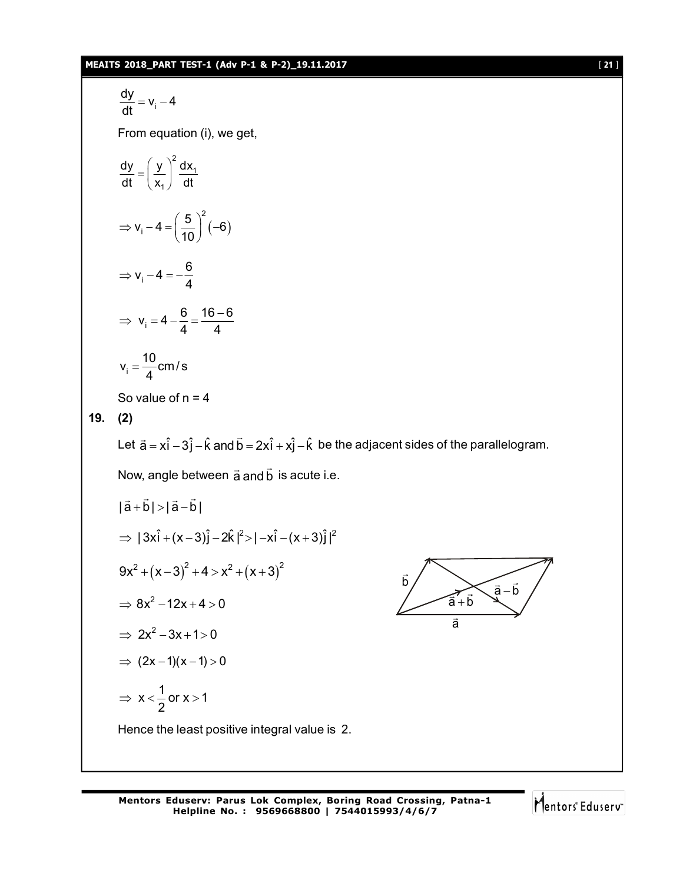$$\frac{dy}{dt} = v_i - 4$$

From equation (i), we get,

$$\frac{dy}{dt} = \left(\frac{y}{x_1}\right)^2 \frac{dx_1}{dt}$$

$$\Rightarrow v_i - 4 = \left(\frac{5}{10}\right)^2 (-6)$$

$$\Rightarrow v_i - 4 = -\frac{6}{4}$$

$$\Rightarrow \; v_i = 4 - \frac{6}{4} = \frac{16-6}{4}$$

$$v_i = \frac{10}{4} \text{cm/s}$$

So value of n = 4

**19. (2)**

Let $\vec{a} = x\hat{i} - 3\hat{j} - \hat{k}$ and $\vec{b} = 2x\hat{i} + x\hat{j} - \hat{k}$ be the adjacent sides of the parallelogram.

Now, angle between $\vec{a}$ and $\vec{b}$ is acute i.e.

$$|\vec{a}+\vec{b}| > |\vec{a}-\vec{b}|$$

$$\Rightarrow \; |3x\hat{i} + (x-3)\hat{j} - 2\hat{k}|^2 > |-x\hat{i} - (x+3)\hat{j}|^2$$

$$9x^2 + (x-3)^2 + 4 > x^2 + (x+3)^2$$

$$\Rightarrow 8x^2 - 12x + 4 > 0$$

$$\Rightarrow \; 2x^2 - 3x + 1 > 0$$

$$\Rightarrow \; (2x-1)(x-1) > 0$$

$$\Rightarrow \; x < \frac{1}{2} \text{ or } x > 1$$

Hence the least positive integral value is 2.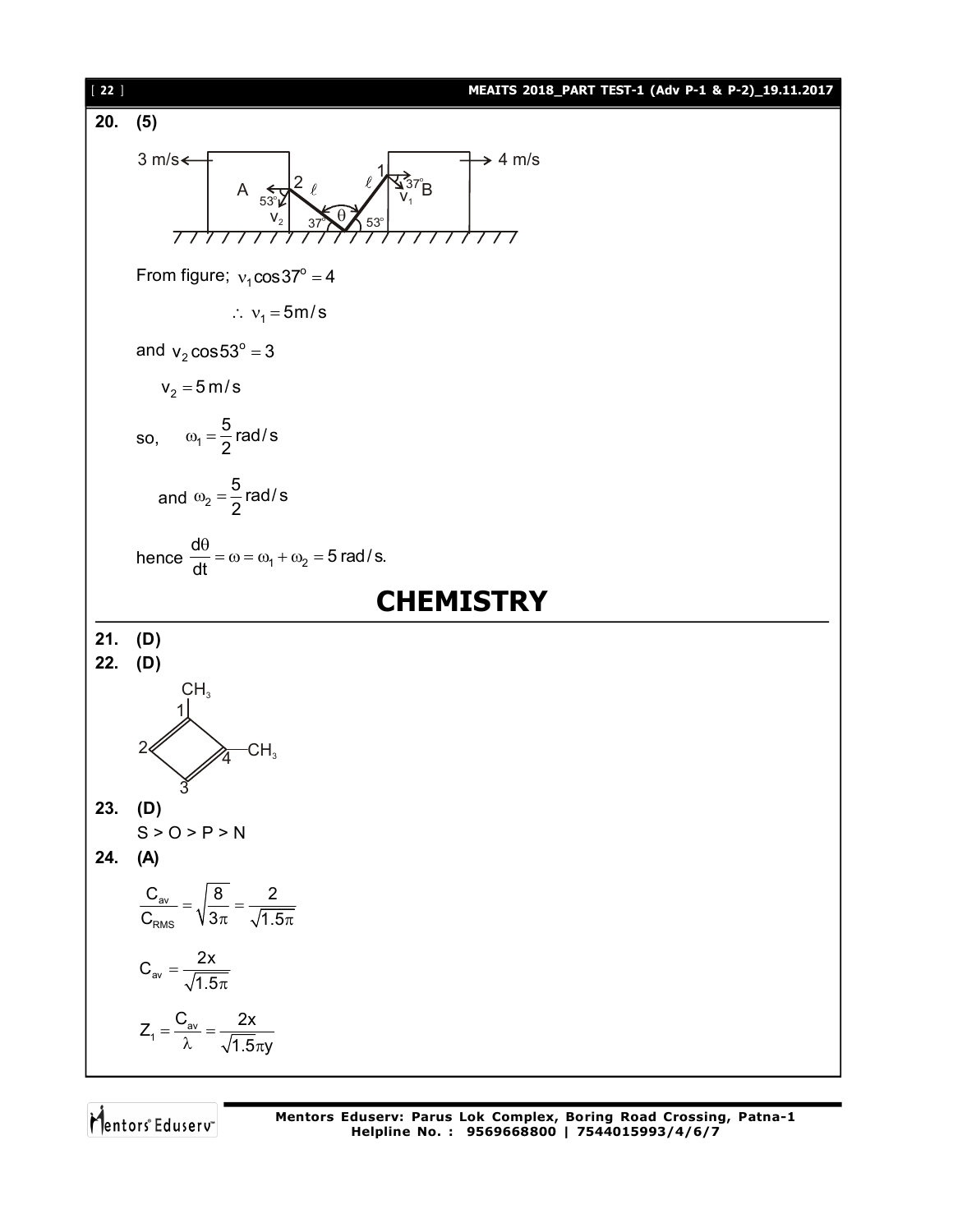**20. (5)**

From figure; $v_1 \cos 37^o = 4$

$\therefore\ v_1 = 5\,m/s$

and $v_2 \cos 53^o = 3$

$v_2 = 5\,m/s$

so, $\omega_1 = \frac{5}{2}\,rad/s$

and $\omega_2 = \frac{5}{2}\,rad/s$

hence $\frac{d\theta}{dt} = \omega = \omega_1 + \omega_2 = 5\,rad/s.$

# CHEMISTRY

**21. (D)**

**22. (D)**

**23. (D)**

S > O > P > N

**24. (A)**

$$\frac{C_{av}}{C_{RMS}} = \sqrt{\frac{8}{3\pi}} = \frac{2}{\sqrt{1.5\pi}}$$

$$C_{av} = \frac{2x}{\sqrt{1.5\pi}}$$

$$Z_1 = \frac{C_{av}}{\lambda} = \frac{2x}{\sqrt{1.5\pi}y}$$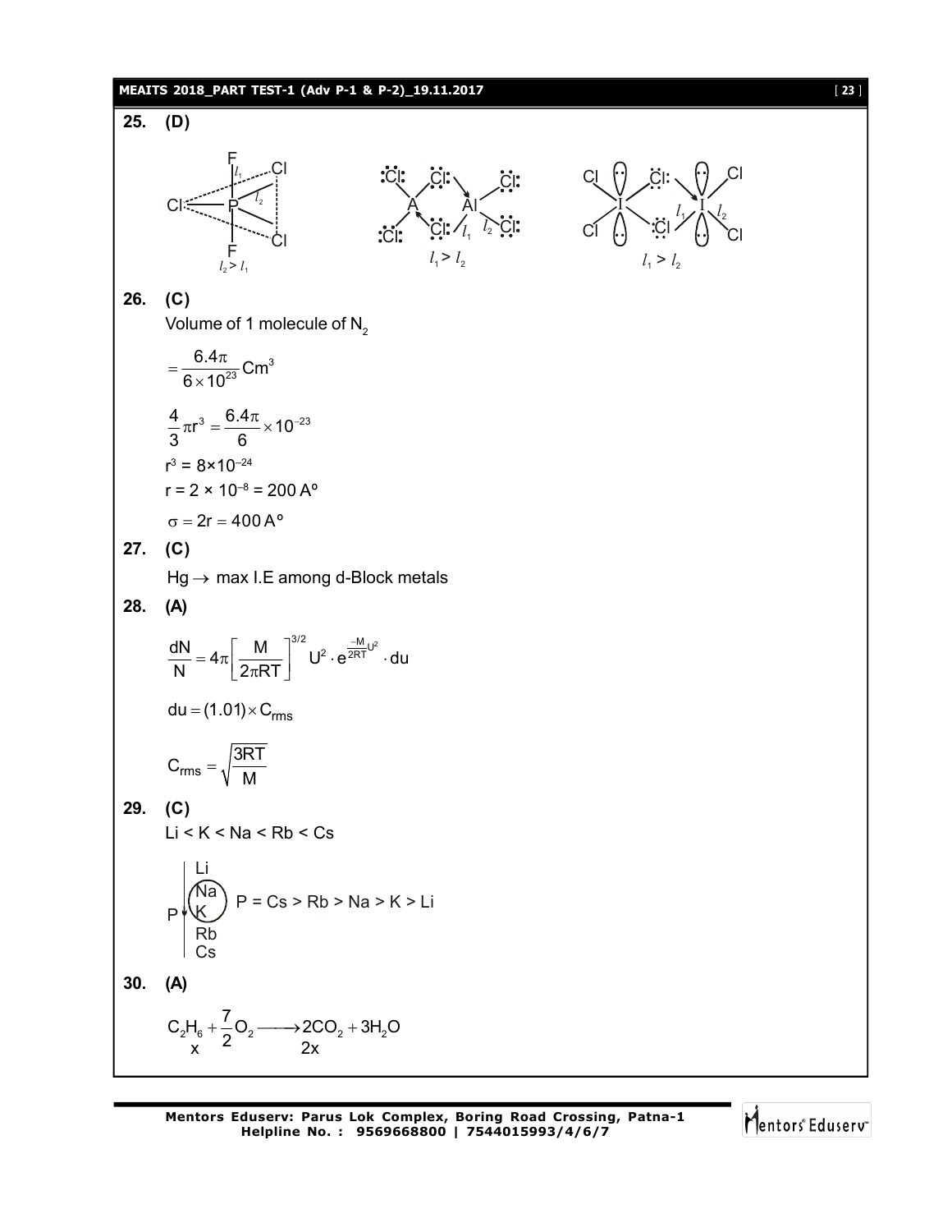**25. (D)**

$l_2 > l_1$ $\quad\quad$ $l_1 > l_2$ $\quad\quad$ $l_1 > l_2$

**26. (C)**

Volume of 1 molecule of $N_2$

$$= \frac{6.4\pi}{6 \times 10^{23}} \text{Cm}^3$$

$$\frac{4}{3}\pi r^3 = \frac{6.4\pi}{6} \times 10^{-23}$$

$r^3 = 8 \times 10^{-24}$

$r = 2 \times 10^{-8} = 200\ \text{A}^\circ$

$\sigma = 2r = 400\ \text{A}^\circ$

**27. (C)**

$\text{Hg} \rightarrow$ max I.E among d-Block metals

**28. (A)**

$$\frac{dN}{N} = 4\pi \left[\frac{M}{2\pi RT}\right]^{3/2} U^2 \cdot e^{\frac{-M}{2RT}U^2} \cdot du$$

$$du = (1.01) \times C_{rms}$$

$$C_{rms} = \sqrt{\frac{3RT}{M}}$$

**29. (C)**

Li < K < Na < Rb < Cs

P = Cs > Rb > Na > K > Li

**30. (A)**

$$\underset{x}{C_2H_6} + \frac{7}{2}O_2 \longrightarrow \underset{2x}{2CO_2} + 3H_2O$$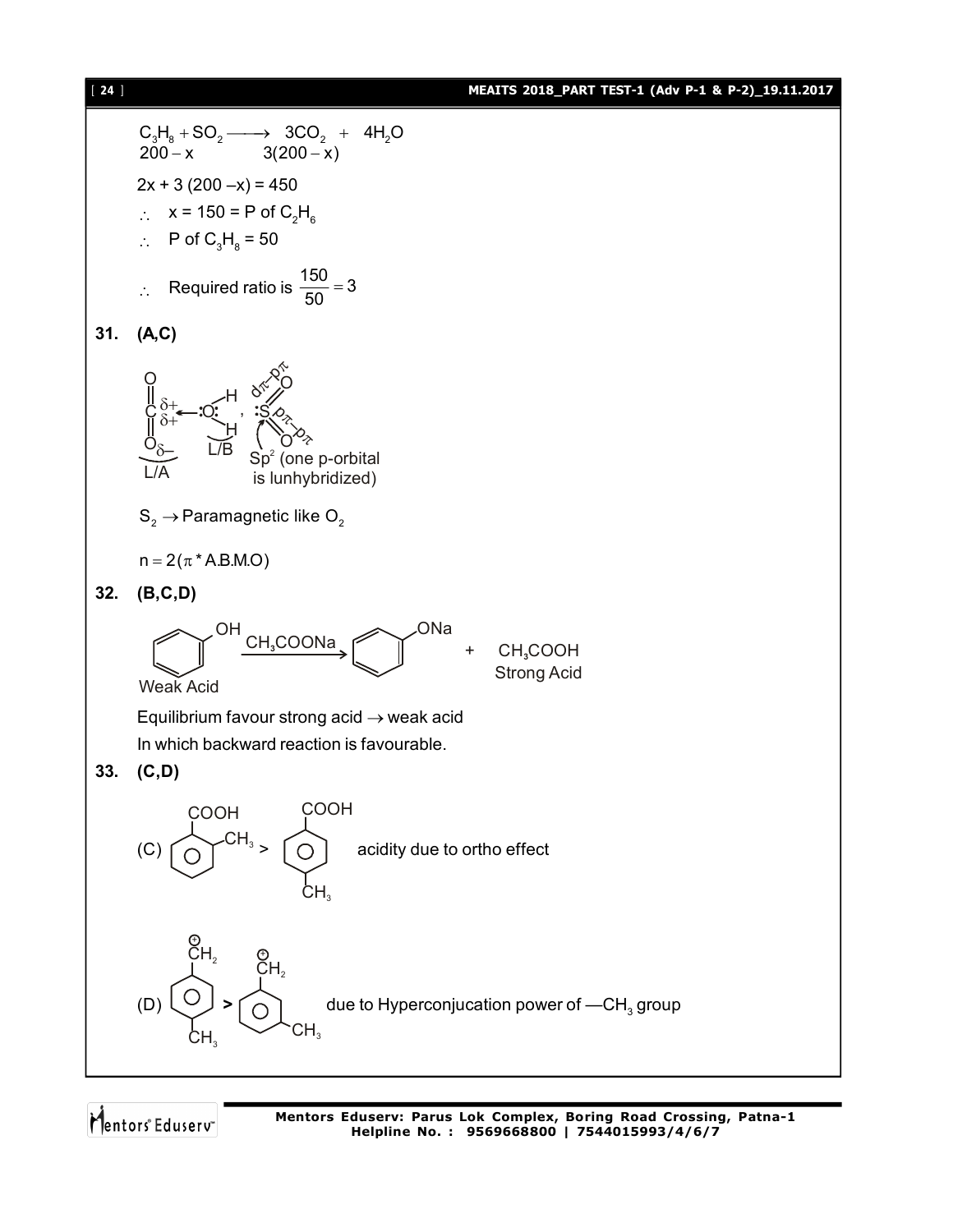$$C_3H_8 + SO_2 \longrightarrow 3CO_2 + 4H_2O$$
$$200 - x \qquad\qquad 3(200 - x)$$

$2x + 3(200 - x) = 450$

$\therefore$ $x = 150 = P$ of $C_2H_6$

$\therefore$ P of $C_3H_8 = 50$

$\therefore$ Required ratio is $\frac{150}{50} = 3$

**31. (A,C)**

$CO_2$ ($C^{\delta+}$, $O^{\delta-}$ L/A) $\leftarrow$ $:O:H_2$ (L/B), $:S$ ($O$ with $d\pi-p\pi$, $O$ with $p\pi-p\pi$); $Sp^2$ (one p-orbital is lunhybridized)

$S_2 \rightarrow$ Paramagnetic like $O_2$

$n = 2(\pi^*$ A.B.M.O$)$

**32. (B,C,D)**

Phenol (Weak Acid) $\xrightarrow{CH_3COONa}$ Sodium phenoxide ($C_6H_5ONa$) + $CH_3COOH$ (Strong Acid)

Equilibrium favour strong acid $\rightarrow$ weak acid

In which backward reaction is favourable.

**33. (C,D)**

(C) o-toluic acid > p-toluic acid, acidity due to ortho effect

(D) p-methylbenzyl cation ($\overset{\oplus}{C}H_2$) > m-methylbenzyl cation ($\overset{\oplus}{C}H_2$), due to Hyperconjucation power of —$CH_3$ group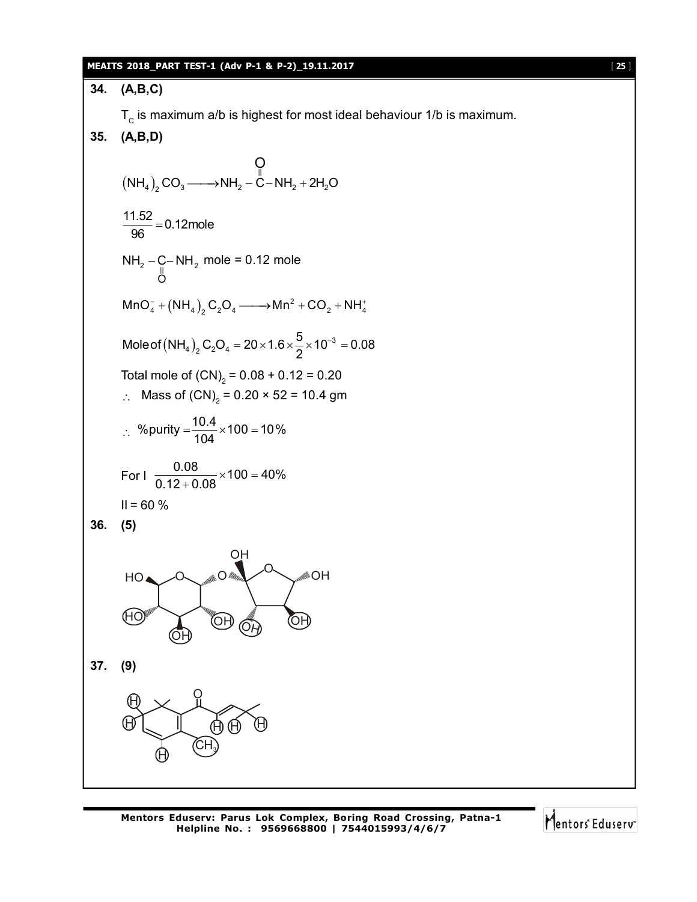**34. (A,B,C)**

$T_C$ is maximum a/b is highest for most ideal behaviour 1/b is maximum.

**35. (A,B,D)**

$$(NH_4)_2CO_3 \longrightarrow NH_2-\overset{\overset{O}{\|}}{C}-NH_2 + 2H_2O$$

$$\frac{11.52}{96} = 0.12\text{mole}$$

$NH_2-\underset{\underset{O}{\|}}{C}-NH_2$ mole = 0.12 mole

$$MnO_4^- + (NH_4)_2C_2O_4 \longrightarrow Mn^2 + CO_2 + NH_4^+$$

$$\text{Mole of }(NH_4)_2C_2O_4 = 20 \times 1.6 \times \frac{5}{2} \times 10^{-3} = 0.08$$

Total mole of $(CN)_2$ = 0.08 + 0.12 = 0.20

$\therefore$ Mass of $(CN)_2$ = 0.20 × 52 = 10.4 gm

$$\therefore \ \%\text{purity} = \frac{10.4}{104} \times 100 = 10\%$$

For I $\dfrac{0.08}{0.12+0.08} \times 100 = 40\%$

II = 60 %

**36. (5)**

**37. (9)**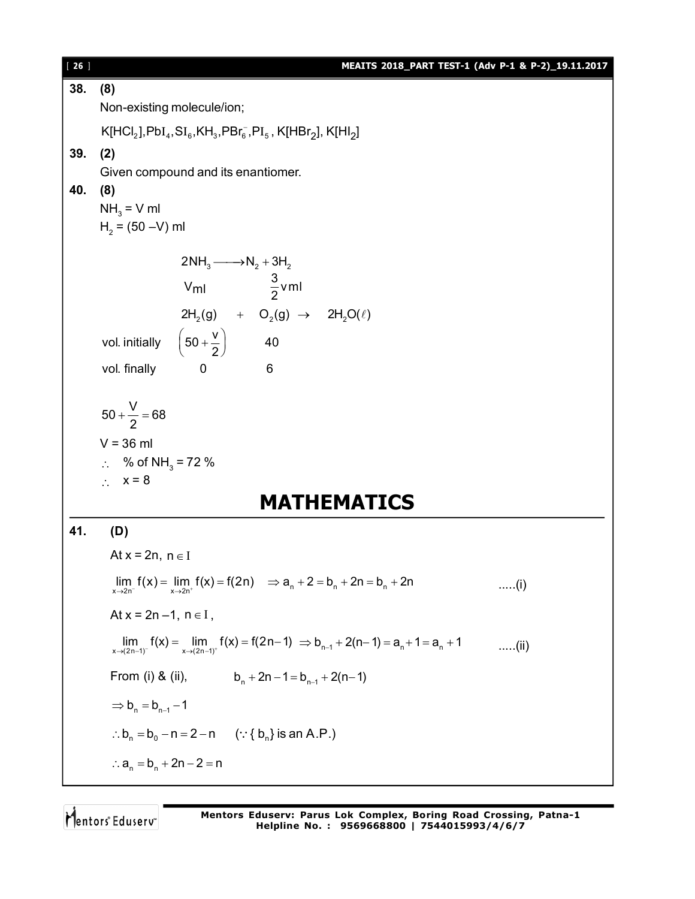**38. (8)**

Non-existing molecule/ion;

$K[HCl_2], PbI_4, SI_6, KH_3, PBr_6^-, PI_5$, $K[HBr_2]$, $K[HI_2]$

**39. (2)**

Given compound and its enantiomer.

**40. (8)**

$NH_3$ = V ml

$H_2$ = (50 –V) ml

$$2NH_3 \longrightarrow N_2 + 3H_2$$

$$V_{ml} \qquad\qquad \frac{3}{2}v\,ml$$

| | $2H_2(g)$ | + | $O_2(g)$ | $\rightarrow$ | $2H_2O(\ell)$ |
|---|---|---|---|---|---|
| vol. initially | $\left(50+\dfrac{v}{2}\right)$ | | 40 | | |
| vol. finally | 0 | | 6 | | |

$$50 + \frac{V}{2} = 68$$

V = 36 ml

$\therefore$ % of $NH_3$ = 72 %

$\therefore$ x = 8

# MATHEMATICS

**41. (D)**

At x = 2n, $n \in I$

$$\lim_{x\to 2n^-} f(x) = \lim_{x\to 2n^+} f(x) = f(2n) \quad \Rightarrow a_n + 2 = b_n + 2n = b_n + 2n \qquad .....(i)$$

At x = 2n –1, $n \in I$,

$$\lim_{x\to(2n-1)^-} f(x) = \lim_{x\to(2n-1)^+} f(x) = f(2n-1) \Rightarrow b_{n-1} + 2(n-1) = a_n + 1 = a_n + 1 \qquad .....(ii)$$

From (i) & (ii), $\qquad b_n + 2n - 1 = b_{n-1} + 2(n-1)$

$\Rightarrow b_n = b_{n-1} - 1$

$\therefore b_n = b_0 - n = 2 - n \qquad (\because \{b_n\}$ is an A.P.)

$\therefore a_n = b_n + 2n - 2 = n$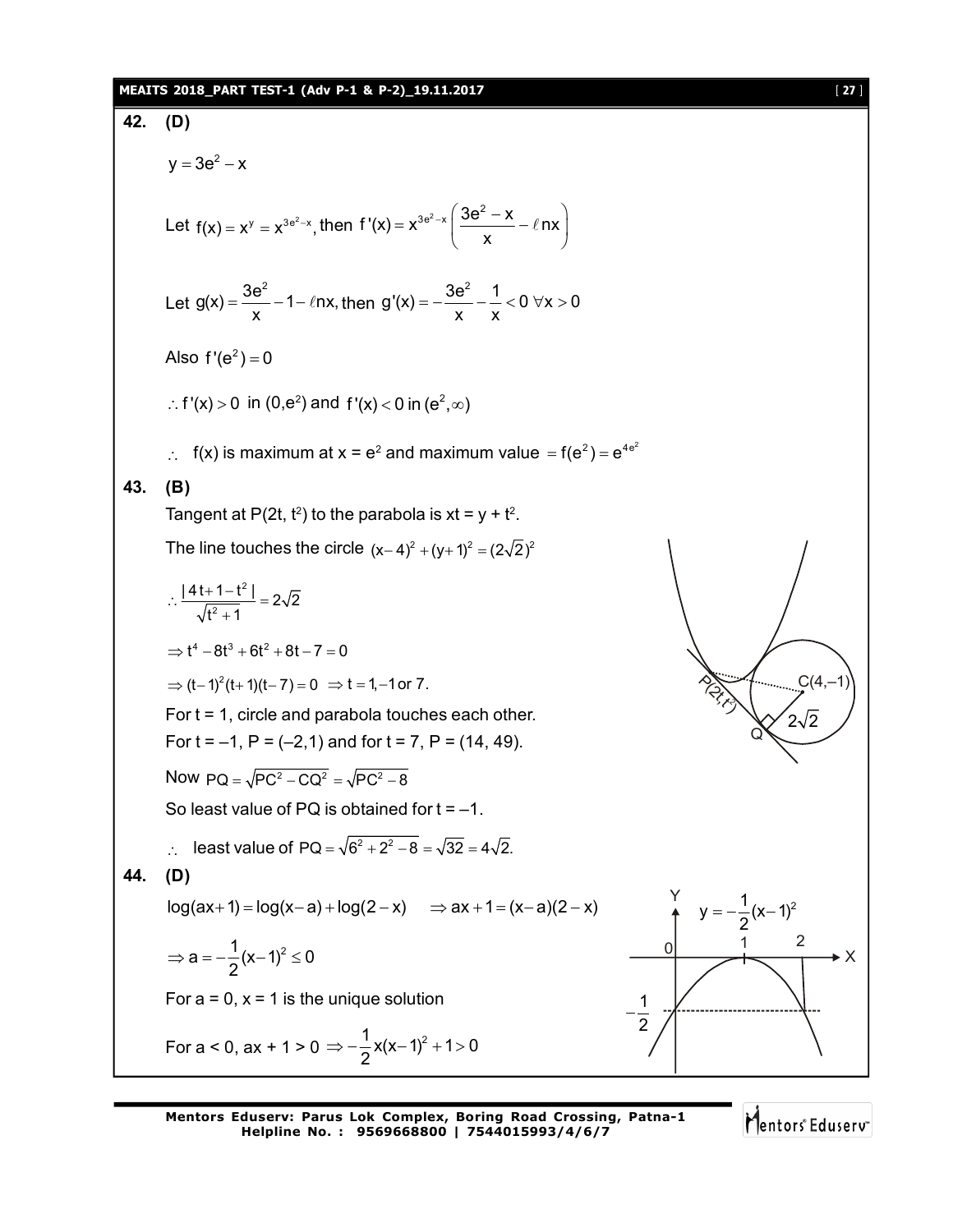**42. (D)**

$y = 3e^2 - x$

Let $f(x) = x^y = x^{3e^2 - x}$, then $f'(x) = x^{3e^2 - x}\left(\dfrac{3e^2 - x}{x} - \ell nx\right)$

Let $g(x) = \dfrac{3e^2}{x} - 1 - \ell nx$, then $g'(x) = -\dfrac{3e^2}{x} - \dfrac{1}{x} < 0 \ \forall x > 0$

Also $f'(e^2) = 0$

$\therefore f'(x) > 0$ in $(0, e^2)$ and $f'(x) < 0$ in $(e^2, \infty)$

$\therefore$ f(x) is maximum at x = $e^2$ and maximum value $= f(e^2) = e^{4e^2}$

**43. (B)**

Tangent at $P(2t, t^2)$ to the parabola is $xt = y + t^2$.

The line touches the circle $(x-4)^2 + (y+1)^2 = (2\sqrt{2})^2$

$\therefore \dfrac{|4t + 1 - t^2|}{\sqrt{t^2 + 1}} = 2\sqrt{2}$

$\Rightarrow t^4 - 8t^3 + 6t^2 + 8t - 7 = 0$

$\Rightarrow (t-1)^2(t+1)(t-7) = 0 \ \Rightarrow t = 1, -1 \text{ or } 7.$

For t = 1, circle and parabola touches each other.

For t = –1, P = (–2,1) and for t = 7, P = (14, 49).

Now $PQ = \sqrt{PC^2 - CQ^2} = \sqrt{PC^2 - 8}$

So least value of PQ is obtained for t = –1.

$\therefore$ least value of $PQ = \sqrt{6^2 + 2^2 - 8} = \sqrt{32} = 4\sqrt{2}.$

**44. (D)**

$\log(ax+1) = \log(x-a) + \log(2-x) \quad \Rightarrow ax + 1 = (x-a)(2-x)$

$\Rightarrow a = -\dfrac{1}{2}(x-1)^2 \le 0$

For a = 0, x = 1 is the unique solution

For a < 0, ax + 1 > 0 $\Rightarrow -\dfrac{1}{2}x(x-1)^2 + 1 > 0$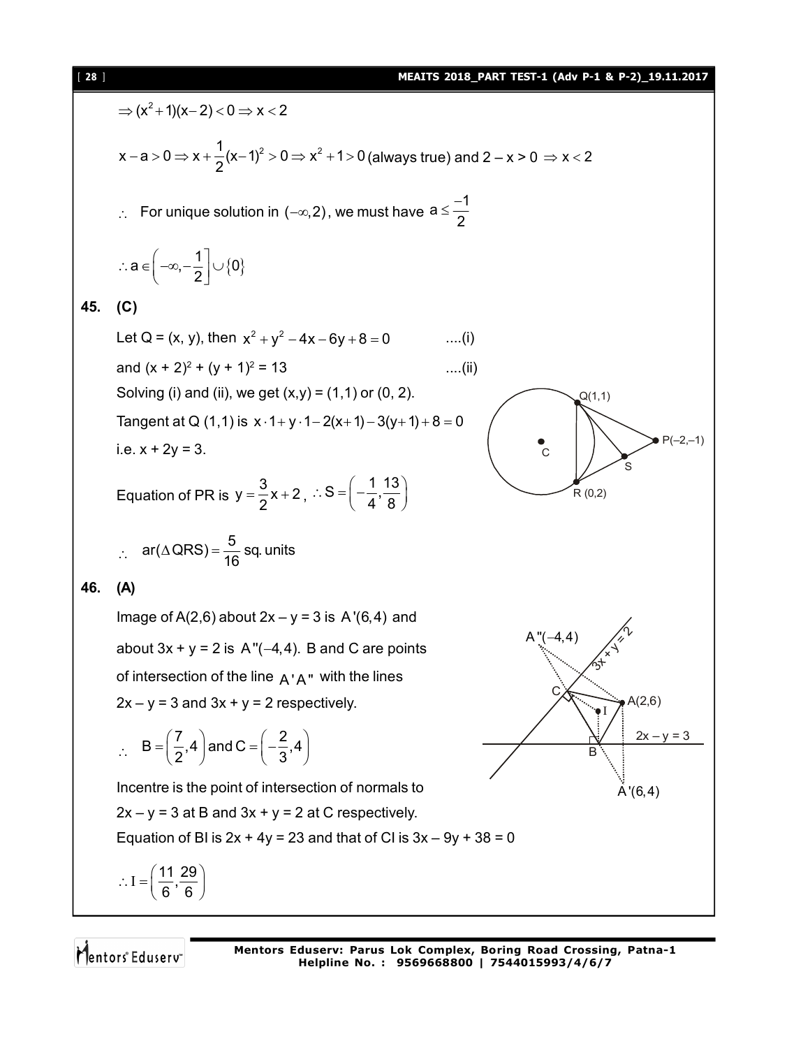$\Rightarrow (x^2+1)(x-2) < 0 \Rightarrow x < 2$

$x - a > 0 \Rightarrow x + \frac{1}{2}(x-1)^2 > 0 \Rightarrow x^2 + 1 > 0$ (always true) and $2 - x > 0 \Rightarrow x < 2$

$\therefore$ For unique solution in $(-\infty, 2)$, we must have $a \le \frac{-1}{2}$

$\therefore a \in \left(-\infty, -\frac{1}{2}\right] \cup \{0\}$

**45. (C)**

Let Q = (x, y), then $x^2 + y^2 - 4x - 6y + 8 = 0$ ....(i)

and $(x + 2)^2 + (y + 1)^2 = 13$ ....(ii)

Solving (i) and (ii), we get (x,y) = (1,1) or (0, 2).

Tangent at Q (1,1) is $x \cdot 1 + y \cdot 1 - 2(x+1) - 3(y+1) + 8 = 0$

i.e. x + 2y = 3.

Equation of PR is $y = \frac{3}{2}x + 2$, $\therefore S = \left(-\frac{1}{4}, \frac{13}{8}\right)$

$\therefore$ $ar(\Delta QRS) = \frac{5}{16}$ sq. units

**46. (A)**

Image of A(2,6) about 2x – y = 3 is $A'(6,4)$ and about 3x + y = 2 is $A''(-4,4)$. B and C are points of intersection of the line $A'A''$ with the lines 2x – y = 3 and 3x + y = 2 respectively.

$\therefore$ $B = \left(\frac{7}{2}, 4\right)$ and $C = \left(-\frac{2}{3}, 4\right)$

Incentre is the point of intersection of normals to 2x – y = 3 at B and 3x + y = 2 at C respectively.

Equation of BI is 2x + 4y = 23 and that of CI is 3x – 9y + 38 = 0

$\therefore I = \left(\frac{11}{6}, \frac{29}{6}\right)$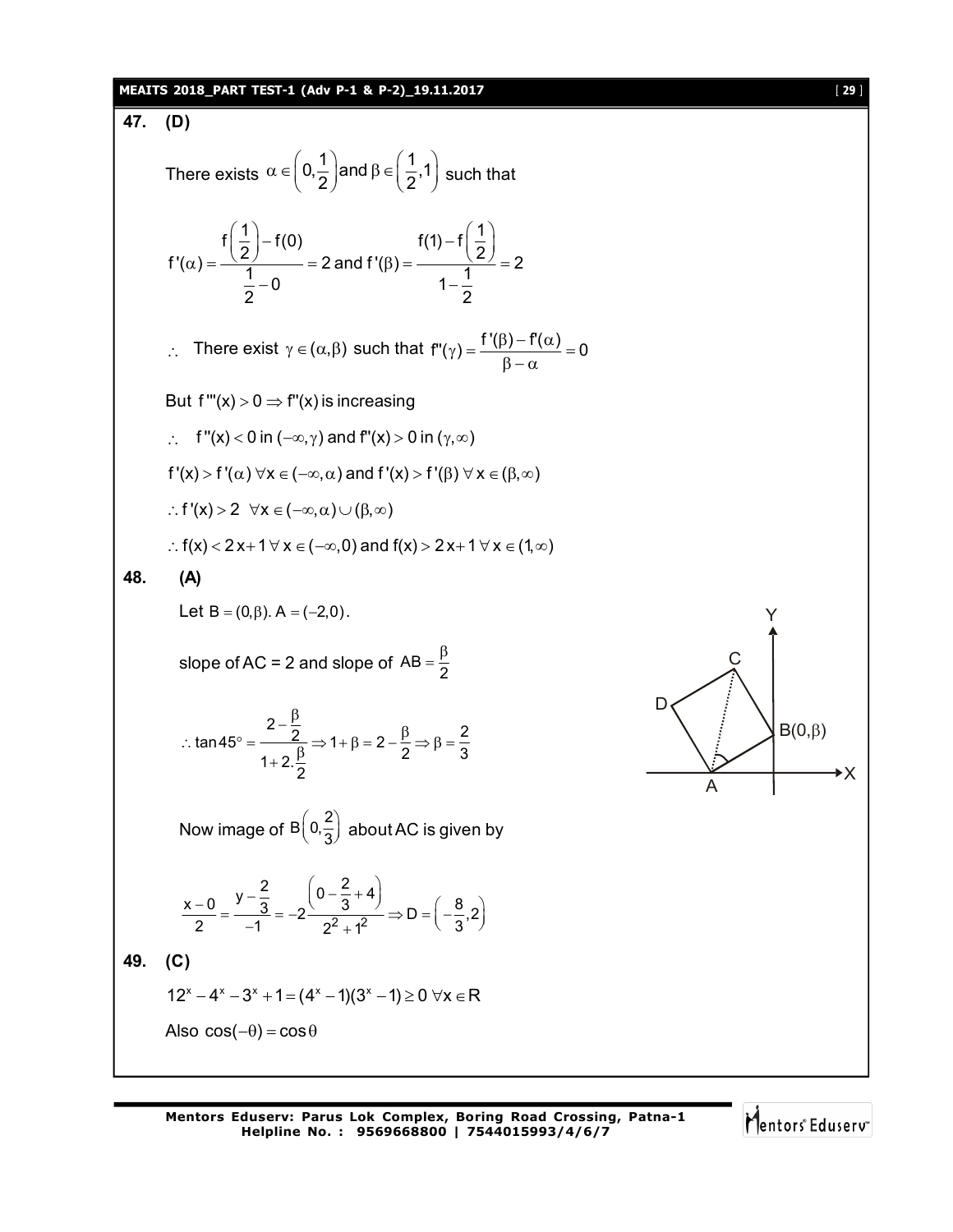**47. (D)**

There exists $\alpha \in \left(0, \frac{1}{2}\right)$ and $\beta \in \left(\frac{1}{2}, 1\right)$ such that

$$f'(\alpha) = \frac{f\left(\frac{1}{2}\right) - f(0)}{\frac{1}{2} - 0} = 2 \text{ and } f'(\beta) = \frac{f(1) - f\left(\frac{1}{2}\right)}{1 - \frac{1}{2}} = 2$$

$\therefore$ There exist $\gamma \in (\alpha, \beta)$ such that $f''(\gamma) = \frac{f'(\beta) - f'(\alpha)}{\beta - \alpha} = 0$

But $f'''(x) > 0 \Rightarrow f''(x)$ is increasing

$\therefore \quad f''(x) < 0$ in $(-\infty, \gamma)$ and $f''(x) > 0$ in $(\gamma, \infty)$

$f'(x) > f'(\alpha)\ \forall x \in (-\infty, \alpha)$ and $f'(x) > f'(\beta)\ \forall x \in (\beta, \infty)$

$\therefore f'(x) > 2 \quad \forall x \in (-\infty, \alpha) \cup (\beta, \infty)$

$\therefore f(x) < 2x + 1\ \forall x \in (-\infty, 0)$ and $f(x) > 2x + 1\ \forall x \in (1, \infty)$

**48. (A)**

Let $B = (0, \beta)$. $A = (-2, 0)$.

slope of AC = 2 and slope of $AB = \frac{\beta}{2}$

$$\therefore \tan 45^\circ = \frac{2 - \frac{\beta}{2}}{1 + 2.\frac{\beta}{2}} \Rightarrow 1 + \beta = 2 - \frac{\beta}{2} \Rightarrow \beta = \frac{2}{3}$$

Now image of $B\left(0, \frac{2}{3}\right)$ about AC is given by

$$\frac{x - 0}{2} = \frac{y - \frac{2}{3}}{-1} = -2\frac{\left(0 - \frac{2}{3} + 4\right)}{2^2 + 1^2} \Rightarrow D = \left(-\frac{8}{3}, 2\right)$$

**49. (C)**

$12^x - 4^x - 3^x + 1 = (4^x - 1)(3^x - 1) \geq 0\ \forall x \in R$

Also $\cos(-\theta) = \cos\theta$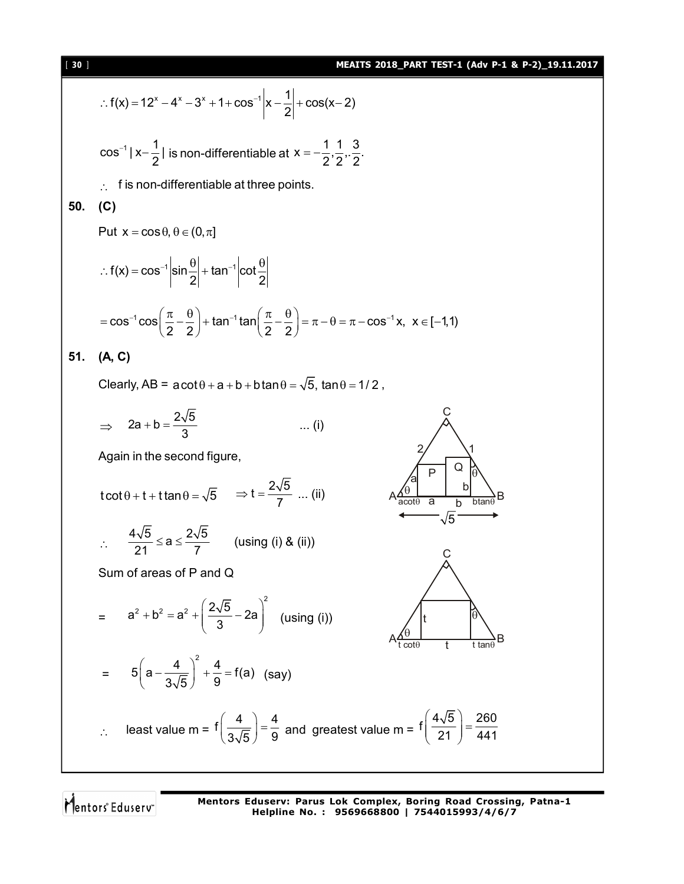$$\therefore f(x) = 12^x - 4^x - 3^x + 1 + \cos^{-1}\left|x - \frac{1}{2}\right| + \cos(x-2)$$

$\cos^{-1}|x - \frac{1}{2}|$ is non-differentiable at $x = -\frac{1}{2}, \frac{1}{2}, \frac{3}{2}$.

$\therefore$ f is non-differentiable at three points.

**50. (C)**

Put $x = \cos\theta, \theta \in (0, \pi]$

$$\therefore f(x) = \cos^{-1}\left|\sin\frac{\theta}{2}\right| + \tan^{-1}\left|\cot\frac{\theta}{2}\right|$$

$$= \cos^{-1}\cos\left(\frac{\pi}{2} - \frac{\theta}{2}\right) + \tan^{-1}\tan\left(\frac{\pi}{2} - \frac{\theta}{2}\right) = \pi - \theta = \pi - \cos^{-1}x, \; x \in [-1, 1)$$

**51. (A, C)**

Clearly, AB = $a\cot\theta + a + b + b\tan\theta = \sqrt{5}$, $\tan\theta = 1/2$,

$$\Rightarrow \quad 2a + b = \frac{2\sqrt{5}}{3} \qquad \text{... (i)}$$

Again in the second figure,

$$t\cot\theta + t + t\tan\theta = \sqrt{5} \quad \Rightarrow t = \frac{2\sqrt{5}}{7} \text{ ... (ii)}$$

$$\therefore \quad \frac{4\sqrt{5}}{21} \le a \le \frac{2\sqrt{5}}{7} \qquad \text{(using (i) \& (ii))}$$

Sum of areas of P and Q

$$= \quad a^2 + b^2 = a^2 + \left(\frac{2\sqrt{5}}{3} - 2a\right)^2 \quad \text{(using (i))}$$

$$= \quad 5\left(a - \frac{4}{3\sqrt{5}}\right)^2 + \frac{4}{9} = f(a) \text{ (say)}$$

$\therefore$ least value m = $f\left(\frac{4}{3\sqrt{5}}\right) = \frac{4}{9}$ and greatest value m = $f\left(\frac{4\sqrt{5}}{21}\right) = \frac{260}{441}$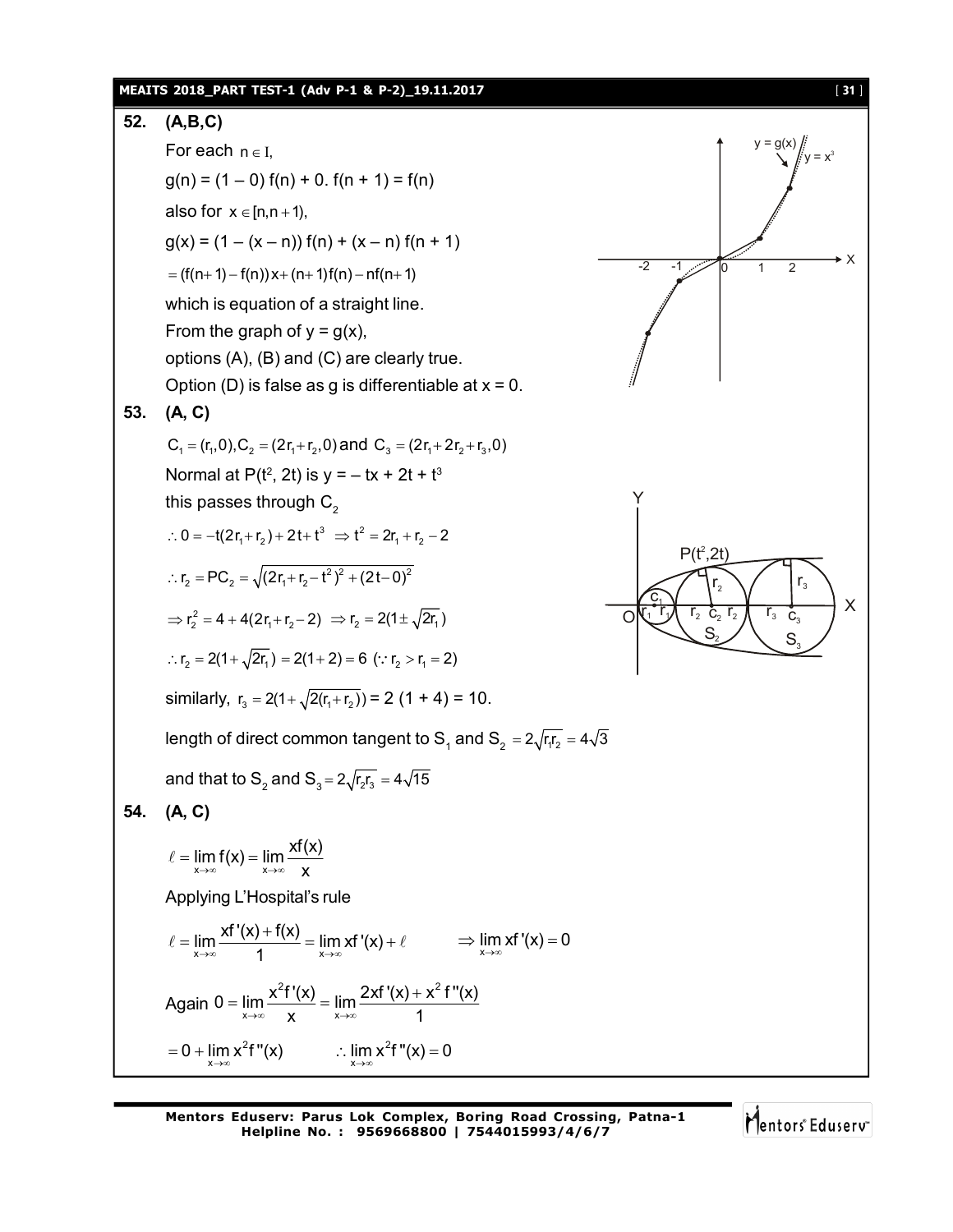**52. (A,B,C)**

For each $n \in I$,

$g(n) = (1 - 0) f(n) + 0. f(n + 1) = f(n)$

also for $x \in [n, n+1)$,

$g(x) = (1 - (x - n)) f(n) + (x - n) f(n + 1)$

$= (f(n+1) - f(n))x + (n+1)f(n) - nf(n+1)$

which is equation of a straight line.

From the graph of $y = g(x)$,

options (A), (B) and (C) are clearly true.

Option (D) is false as g is differentiable at $x = 0$.

**53. (A, C)**

$C_1 = (r_1, 0), C_2 = (2r_1 + r_2, 0)$ and $C_3 = (2r_1 + 2r_2 + r_3, 0)$

Normal at $P(t^2, 2t)$ is $y = -tx + 2t + t^3$

this passes through $C_2$

$\therefore 0 = -t(2r_1 + r_2) + 2t + t^3 \Rightarrow t^2 = 2r_1 + r_2 - 2$

$\therefore r_2 = PC_2 = \sqrt{(2r_1 + r_2 - t^2)^2 + (2t - 0)^2}$

$\Rightarrow r_2^2 = 4 + 4(2r_1 + r_2 - 2) \Rightarrow r_2 = 2(1 \pm \sqrt{2r_1})$

$\therefore r_2 = 2(1 + \sqrt{2r_1}) = 2(1 + 2) = 6 \ (\because r_2 > r_1 = 2)$

similarly, $r_3 = 2(1 + \sqrt{2(r_1 + r_2)}) = 2\ (1 + 4) = 10.$

length of direct common tangent to $S_1$ and $S_2 = 2\sqrt{r_1 r_2} = 4\sqrt{3}$

and that to $S_2$ and $S_3 = 2\sqrt{r_2 r_3} = 4\sqrt{15}$

**54. (A, C)**

$$\ell = \lim_{x \to \infty} f(x) = \lim_{x \to \infty} \frac{xf(x)}{x}$$

Applying L'Hospital's rule

$$\ell = \lim_{x \to \infty} \frac{xf'(x) + f(x)}{1} = \lim_{x \to \infty} xf'(x) + \ell \qquad \Rightarrow \lim_{x \to \infty} xf'(x) = 0$$

Again $0 = \lim_{x \to \infty} \dfrac{x^2 f'(x)}{x} = \lim_{x \to \infty} \dfrac{2xf'(x) + x^2 f''(x)}{1}$

$$= 0 + \lim_{x \to \infty} x^2 f''(x) \qquad \therefore \lim_{x \to \infty} x^2 f''(x) = 0$$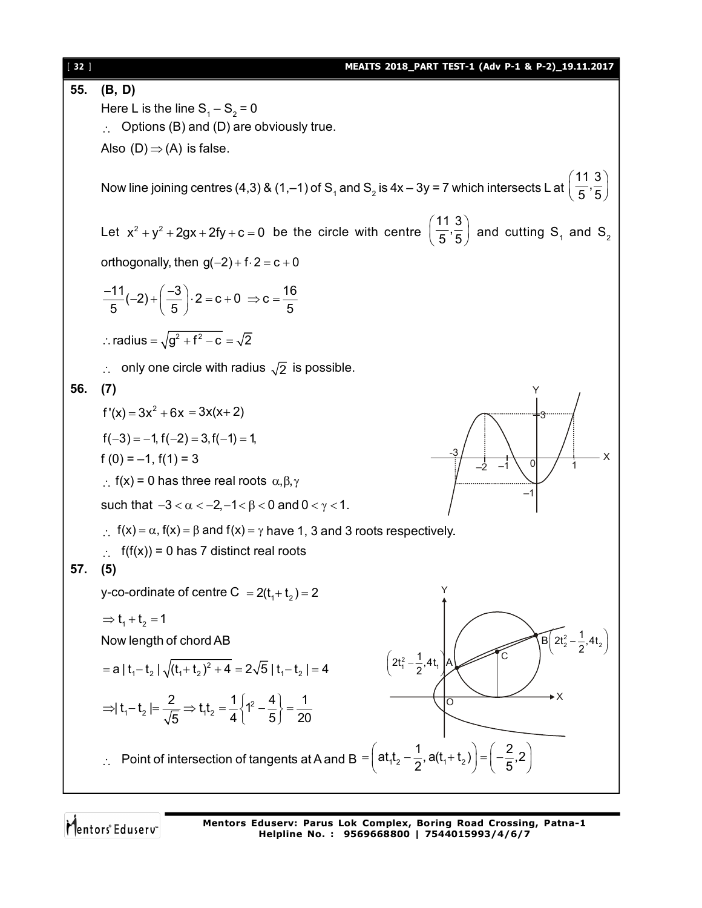**55. (B, D)**

Here L is the line $S_1 - S_2 = 0$

$\therefore$ Options (B) and (D) are obviously true.

Also $(D) \Rightarrow (A)$ is false.

Now line joining centres (4,3) & (1,–1) of $S_1$ and $S_2$ is $4x - 3y = 7$ which intersects L at $\left(\frac{11}{5}, \frac{3}{5}\right)$

Let $x^2 + y^2 + 2gx + 2fy + c = 0$ be the circle with centre $\left(\frac{11}{5}, \frac{3}{5}\right)$ and cutting $S_1$ and $S_2$ orthogonally, then $g(-2) + f \cdot 2 = c + 0$

$$\frac{-11}{5}(-2) + \left(\frac{-3}{5}\right) \cdot 2 = c + 0 \Rightarrow c = \frac{16}{5}$$

$\therefore$ radius $= \sqrt{g^2 + f^2 - c} = \sqrt{2}$

$\therefore$ only one circle with radius $\sqrt{2}$ is possible.

**56. (7)**

$f'(x) = 3x^2 + 6x = 3x(x + 2)$

$f(-3) = -1, f(-2) = 3, f(-1) = 1,$

$f(0) = -1, f(1) = 3$

$\therefore$ f(x) = 0 has three real roots $\alpha, \beta, \gamma$

such that $-3 < \alpha < -2, -1 < \beta < 0$ and $0 < \gamma < 1$.

$\therefore$ $f(x) = \alpha$, $f(x) = \beta$ and $f(x) = \gamma$ have 1, 3 and 3 roots respectively.

$\therefore$ f(f(x)) = 0 has 7 distinct real roots

**57. (5)**

y-co-ordinate of centre C $= 2(t_1 + t_2) = 2$

$\Rightarrow t_1 + t_2 = 1$

Now length of chord AB

$= a\,|t_1 - t_2|\sqrt{(t_1 + t_2)^2 + 4} = 2\sqrt{5}\,|t_1 - t_2| = 4$

$\Rightarrow |t_1 - t_2| = \frac{2}{\sqrt{5}} \Rightarrow t_1 t_2 = \frac{1}{4}\left\{1^2 - \frac{4}{5}\right\} = \frac{1}{20}$

$\therefore$ Point of intersection of tangents at A and B $= \left(at_1t_2 - \frac{1}{2}, a(t_1 + t_2)\right) = \left(-\frac{2}{5}, 2\right)$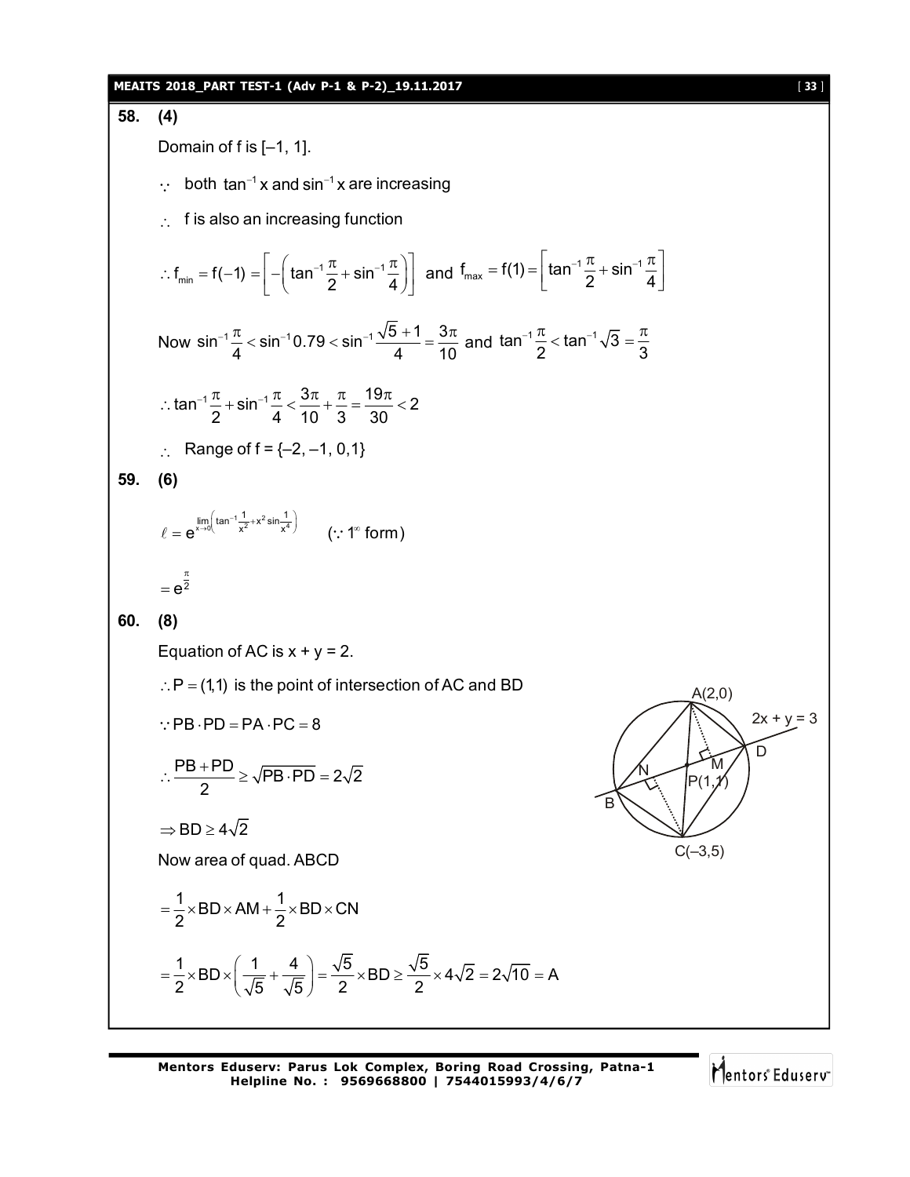**58. (4)**

Domain of f is [–1, 1].

$\because$ both $\tan^{-1}x$ and $\sin^{-1}x$ are increasing

$\therefore$ f is also an increasing function

$$\therefore f_{min} = f(-1) = \left[-\left(\tan^{-1}\frac{\pi}{2} + \sin^{-1}\frac{\pi}{4}\right)\right] \text{ and } f_{max} = f(1) = \left[\tan^{-1}\frac{\pi}{2} + \sin^{-1}\frac{\pi}{4}\right]$$

$$\text{Now } \sin^{-1}\frac{\pi}{4} < \sin^{-1}0.79 < \sin^{-1}\frac{\sqrt{5}+1}{4} = \frac{3\pi}{10} \text{ and } \tan^{-1}\frac{\pi}{2} < \tan^{-1}\sqrt{3} = \frac{\pi}{3}$$

$$\therefore \tan^{-1}\frac{\pi}{2} + \sin^{-1}\frac{\pi}{4} < \frac{3\pi}{10} + \frac{\pi}{3} = \frac{19\pi}{30} < 2$$

$\therefore$ Range of f = {–2, –1, 0,1}

**59. (6)**

$$\ell = e^{\lim_{x\to 0}\left(\tan^{-1}\frac{1}{x^2} + x^2\sin\frac{1}{x^4}\right)} \quad (\because 1^\infty \text{ form})$$

$$= e^{\frac{\pi}{2}}$$

**60. (8)**

Equation of AC is x + y = 2.

$\therefore P = (1,1)$ is the point of intersection of AC and BD

$\because PB \cdot PD = PA \cdot PC = 8$

$$\therefore \frac{PB + PD}{2} \ge \sqrt{PB \cdot PD} = 2\sqrt{2}$$

$$\Rightarrow BD \ge 4\sqrt{2}$$

Now area of quad. ABCD

$$= \frac{1}{2} \times BD \times AM + \frac{1}{2} \times BD \times CN$$

$$= \frac{1}{2} \times BD \times \left(\frac{1}{\sqrt{5}} + \frac{4}{\sqrt{5}}\right) = \frac{\sqrt{5}}{2} \times BD \ge \frac{\sqrt{5}}{2} \times 4\sqrt{2} = 2\sqrt{10} = A$$

A(2,0), 2x + y = 3, D, M, N, P(1,1), B, C(–3,5)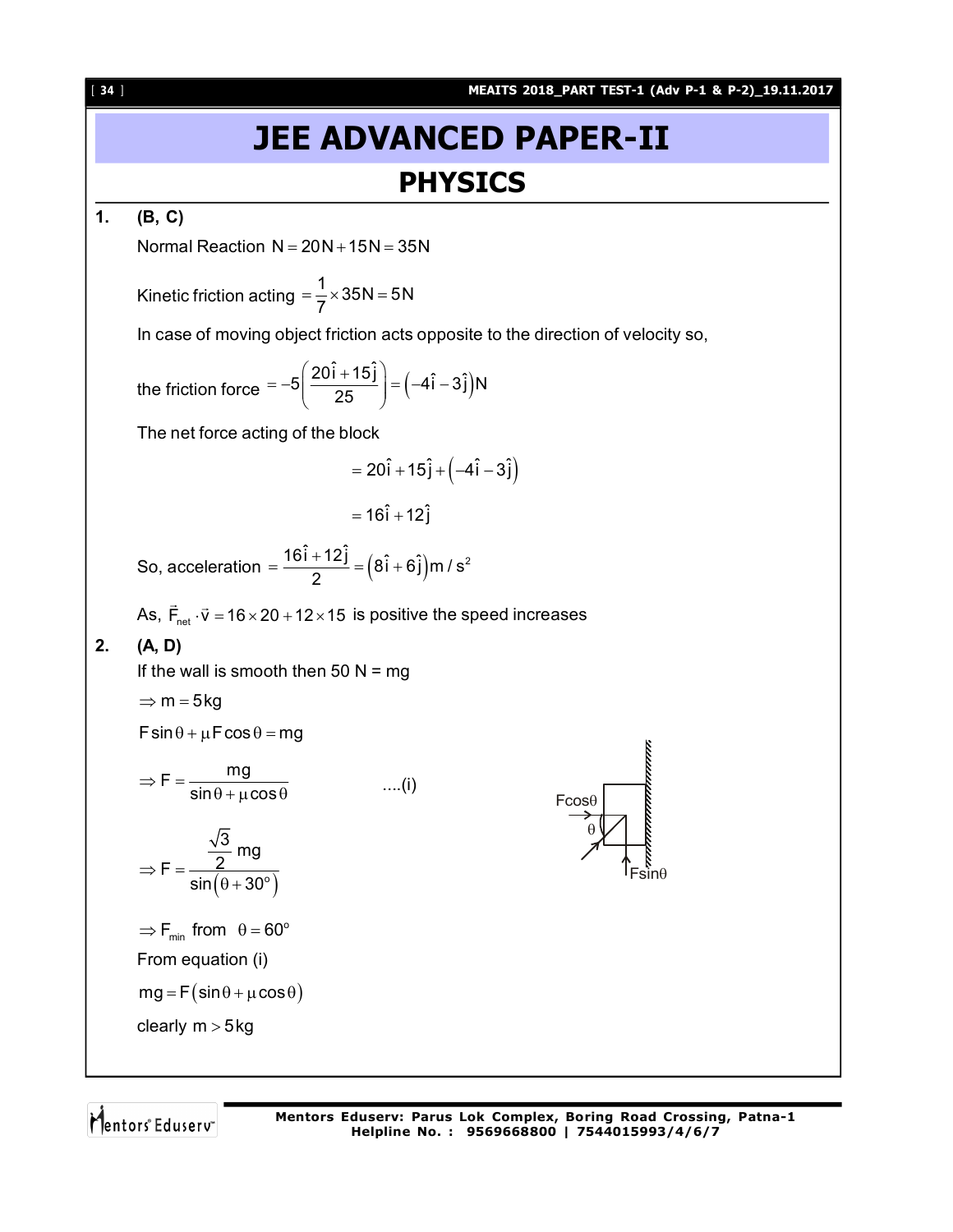# JEE ADVANCED PAPER-II

## PHYSICS

**1.** **(B, C)**

Normal Reaction $N = 20N + 15N = 35N$

Kinetic friction acting $= \frac{1}{7} \times 35N = 5N$

In case of moving object friction acts opposite to the direction of velocity so,

the friction force $= -5\left(\frac{20\hat{i} + 15\hat{j}}{25}\right) = \left(-4\hat{i} - 3\hat{j}\right)N$

The net force acting of the block

$$= 20\hat{i} + 15\hat{j} + \left(-4\hat{i} - 3\hat{j}\right)$$

$$= 16\hat{i} + 12\hat{j}$$

So, acceleration $= \frac{16\hat{i} + 12\hat{j}}{2} = \left(8\hat{i} + 6\hat{j}\right)m/s^2$

As, $\vec{F}_{net} \cdot \vec{v} = 16 \times 20 + 12 \times 15$ is positive the speed increases

**2.** **(A, D)**

If the wall is smooth then 50 N = mg

$\Rightarrow m = 5kg$

$F\sin\theta + \mu F\cos\theta = mg$

$$\Rightarrow F = \frac{mg}{\sin\theta + \mu\cos\theta} \qquad ....(i)$$

$$\Rightarrow F = \frac{\frac{\sqrt{3}}{2}mg}{\sin\left(\theta + 30^\circ\right)}$$

$\Rightarrow F_{min}$ from $\theta = 60^\circ$

From equation (i)

$mg = F\left(\sin\theta + \mu\cos\theta\right)$

clearly $m > 5kg$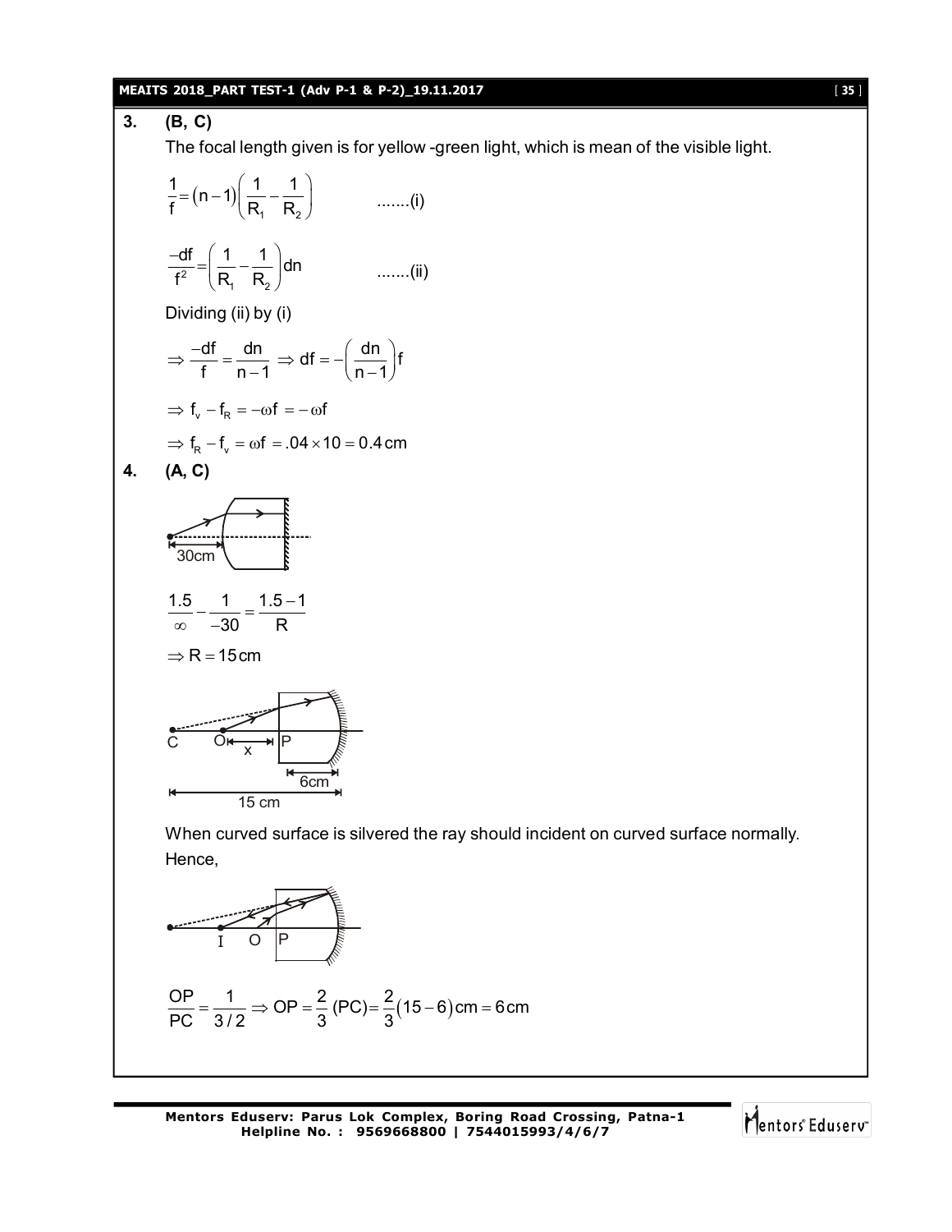**3. (B, C)**

The focal length given is for yellow -green light, which is mean of the visible light.

$$\frac{1}{f} = (n-1)\left(\frac{1}{R_1} - \frac{1}{R_2}\right) \quad .......(i)$$

$$\frac{-df}{f^2} = \left(\frac{1}{R_1} - \frac{1}{R_2}\right)dn \quad .......(ii)$$

Dividing (ii) by (i)

$$\Rightarrow \frac{-df}{f} = \frac{dn}{n-1} \Rightarrow df = -\left(\frac{dn}{n-1}\right)f$$

$$\Rightarrow f_v - f_R = -\omega f = -\omega f$$

$$\Rightarrow f_R - f_v = \omega f = .04 \times 10 = 0.4\,\text{cm}$$

**4. (A, C)**

30cm

$$\frac{1.5}{\infty} - \frac{1}{-30} = \frac{1.5-1}{R}$$

$$\Rightarrow R = 15\,\text{cm}$$

C O x P 6cm 15 cm

When curved surface is silvered the ray should incident on curved surface normally.
Hence,

I O P

$$\frac{OP}{PC} = \frac{1}{3/2} \Rightarrow OP = \frac{2}{3}(PC) = \frac{2}{3}(15-6)\,\text{cm} = 6\,\text{cm}$$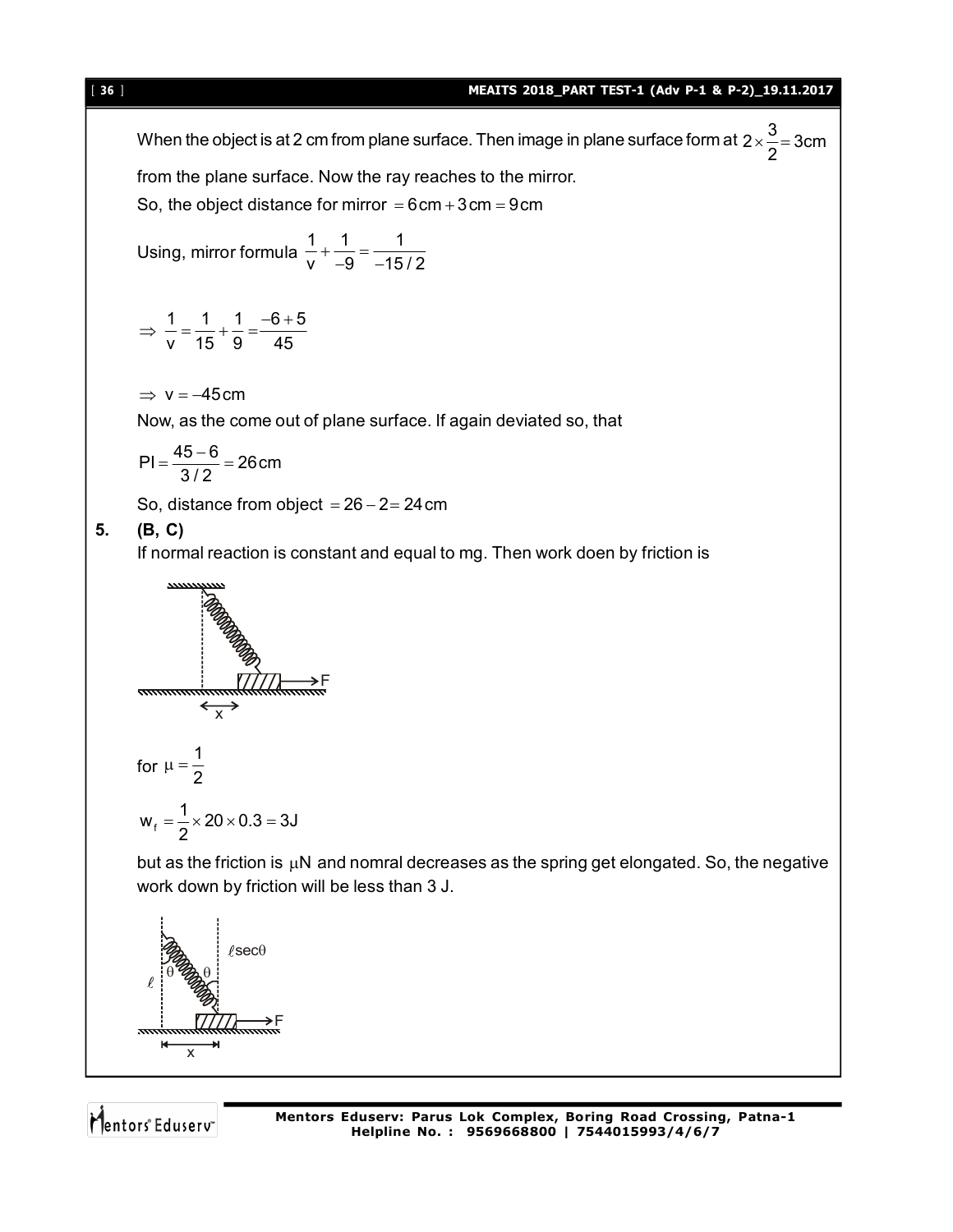When the object is at 2 cm from plane surface. Then image in plane surface form at $2 \times \frac{3}{2} = 3\text{cm}$ from the plane surface. Now the ray reaches to the mirror.

So, the object distance for mirror $= 6\,\text{cm} + 3\,\text{cm} = 9\,\text{cm}$

Using, mirror formula $\frac{1}{v} + \frac{1}{-9} = \frac{1}{-15/2}$

$$\Rightarrow \frac{1}{v} = \frac{1}{15} + \frac{1}{9} = \frac{-6+5}{45}$$

$\Rightarrow v = -45\,\text{cm}$

Now, as the come out of plane surface. If again deviated so, that

$$PI = \frac{45-6}{3/2} = 26\,\text{cm}$$

So, distance from object $= 26 - 2 = 24\,\text{cm}$

**5. (B, C)**

If normal reaction is constant and equal to mg. Then work doen by friction is

for $\mu = \frac{1}{2}$

$$w_f = \frac{1}{2} \times 20 \times 0.3 = 3\text{J}$$

but as the friction is $\mu N$ and nomral decreases as the spring get elongated. So, the negative work down by friction will be less than 3 J.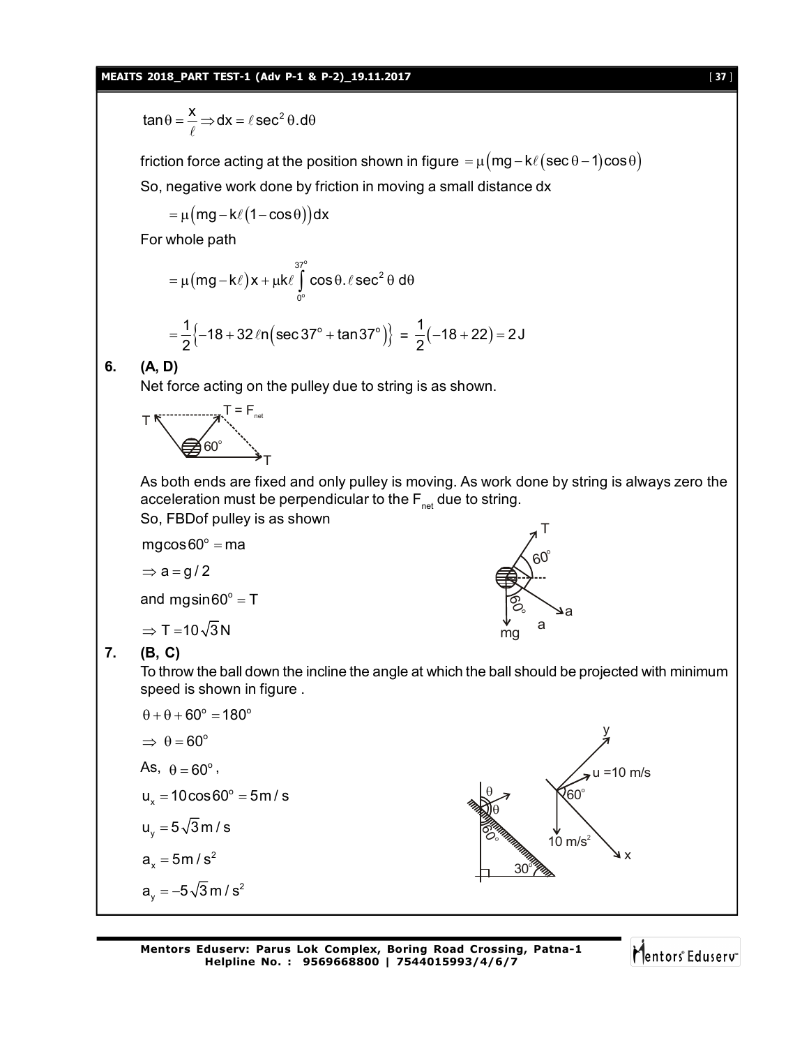$$\tan\theta = \frac{x}{\ell} \Rightarrow dx = \ell \sec^2\theta . d\theta$$

friction force acting at the position shown in figure $= \mu\left(mg - k\ell\left(\sec\theta - 1\right)\cos\theta\right)$

So, negative work done by friction in moving a small distance dx

$$= \mu\left(mg - k\ell\left(1 - \cos\theta\right)\right)dx$$

For whole path

$$= \mu\left(mg - k\ell\right)x + \mu k\ell \int_{0^\circ}^{37^\circ} \cos\theta . \ell \sec^2\theta \, d\theta$$

$$= \frac{1}{2}\left\{-18 + 32\,\ell n\left(\sec 37^\circ + \tan 37^\circ\right)\right\} = \frac{1}{2}\left(-18 + 22\right) = 2\text{ J}$$

**6. (A, D)**

Net force acting on the pulley due to string is as shown.

As both ends are fixed and only pulley is moving. As work done by string is always zero the acceleration must be perpendicular to the $F_{net}$ due to string.

So, FBDof pulley is as shown

$$mg\cos 60^\circ = ma$$

$$\Rightarrow a = g/2$$

and $mg\sin 60^\circ = T$

$$\Rightarrow T = 10\sqrt{3}\text{ N}$$

**7. (B, C)**

To throw the ball down the incline the angle at which the ball should be projected with minimum speed is shown in figure .

$$\theta + \theta + 60^\circ = 180^\circ$$

$$\Rightarrow \theta = 60^\circ$$

As, $\theta = 60^\circ$,

$$u_x = 10\cos 60^\circ = 5\text{ m/s}$$

$$u_y = 5\sqrt{3}\text{ m/s}$$

$$a_x = 5\text{ m/s}^2$$

$$a_y = -5\sqrt{3}\text{ m/s}^2$$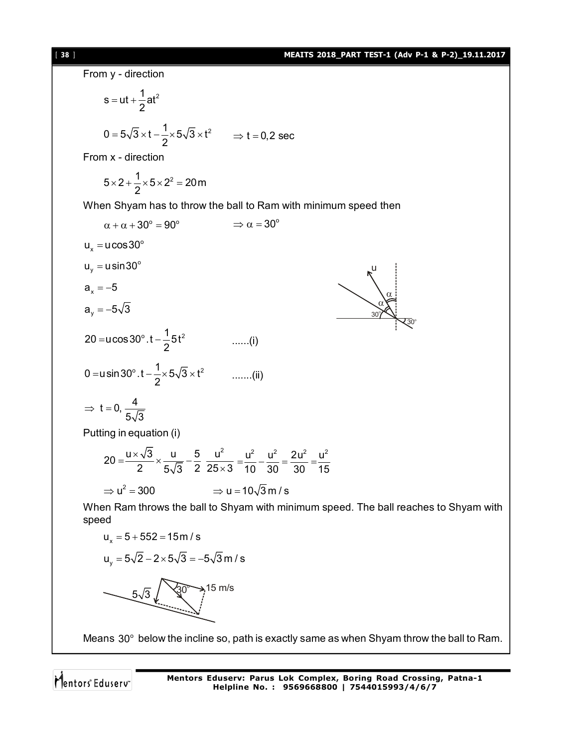From y - direction

$$s = ut + \frac{1}{2}at^2$$

$$0 = 5\sqrt{3} \times t - \frac{1}{2} \times 5\sqrt{3} \times t^2 \qquad \Rightarrow t = 0, 2 \text{ sec}$$

From x - direction

$$5 \times 2 + \frac{1}{2} \times 5 \times 2^2 = 20\,\text{m}$$

When Shyam has to throw the ball to Ram with minimum speed then

$$\alpha + \alpha + 30^\circ = 90^\circ \qquad \Rightarrow \alpha = 30^\circ$$

$u_x = u\cos 30^\circ$

$u_y = u\sin 30^\circ$

$a_x = -5$

$a_y = -5\sqrt{3}$

$$20 = u\cos 30^\circ . t - \frac{1}{2}5t^2 \qquad \text{......(i)}$$

$$0 = u\sin 30^\circ . t - \frac{1}{2} \times 5\sqrt{3} \times t^2 \qquad \text{.......(ii)}$$

$$\Rightarrow t = 0, \frac{4}{5\sqrt{3}}$$

Putting in equation (i)

$$20 = \frac{u \times \sqrt{3}}{2} \times \frac{u}{5\sqrt{3}} - \frac{5}{2}\,\frac{u^2}{25 \times 3} = \frac{u^2}{10} - \frac{u^2}{30} = \frac{2u^2}{30} = \frac{u^2}{15}$$

$$\Rightarrow u^2 = 300 \qquad \Rightarrow u = 10\sqrt{3}\,\text{m/s}$$

When Ram throws the ball to Shyam with minimum speed. The ball reaches to Shyam with speed

$$u_x = 5 + 552 = 15\,\text{m/s}$$

$$u_y = 5\sqrt{2} - 2 \times 5\sqrt{3} = -5\sqrt{3}\,\text{m/s}$$

Means $30^\circ$ below the incline so, path is exactly same as when Shyam throw the ball to Ram.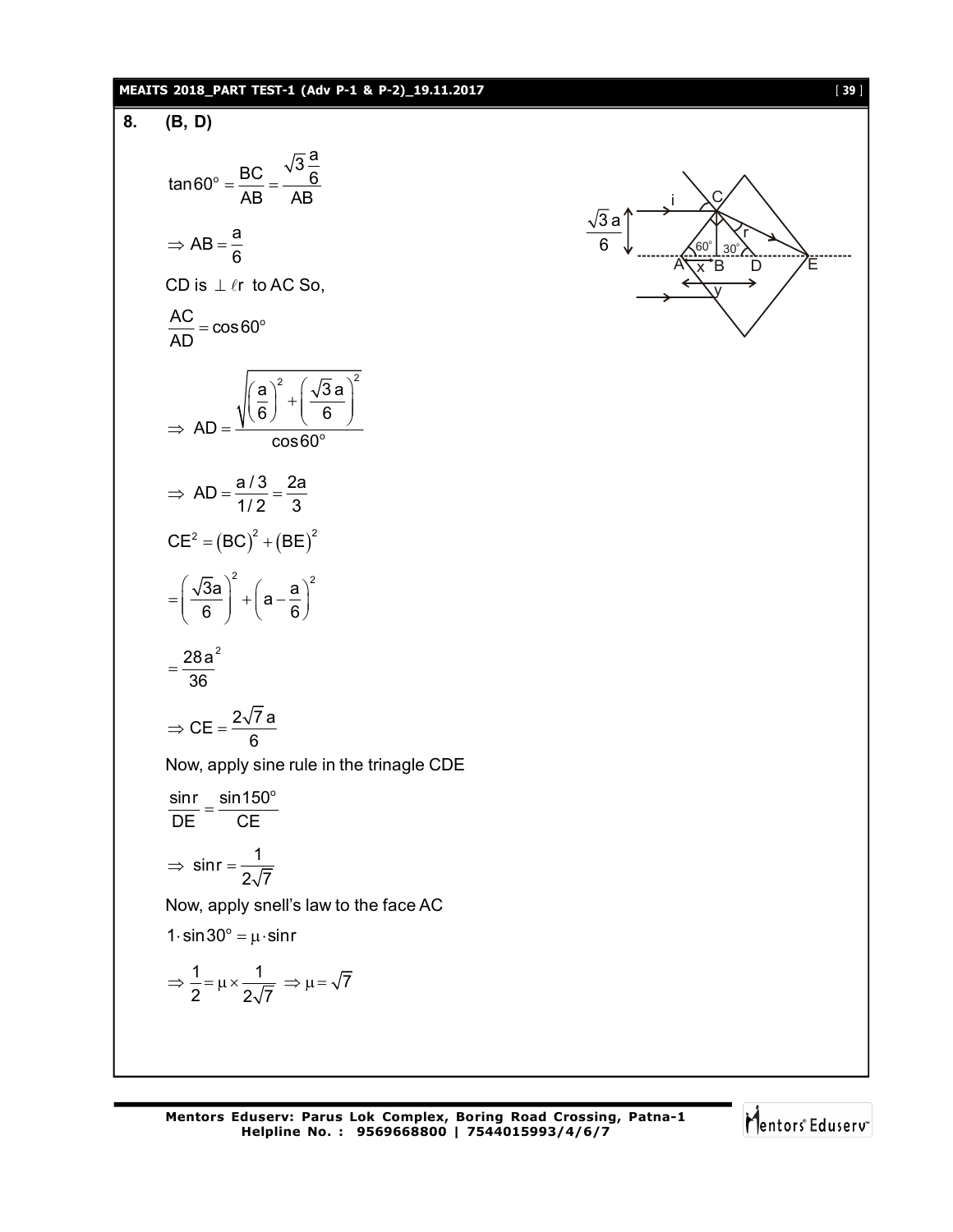**8. (B, D)**

$$\tan 60^\circ = \frac{BC}{AB} = \frac{\sqrt{3}\frac{a}{6}}{AB}$$

$$\Rightarrow AB = \frac{a}{6}$$

CD is $\perp \ell r$ to AC So,

$$\frac{AC}{AD} = \cos 60^\circ$$

$$\Rightarrow \ AD = \frac{\sqrt{\left(\frac{a}{6}\right)^2 + \left(\frac{\sqrt{3}\,a}{6}\right)^2}}{\cos 60^\circ}$$

$$\Rightarrow \ AD = \frac{a/3}{1/2} = \frac{2a}{3}$$

$$CE^2 = (BC)^2 + (BE)^2$$

$$= \left(\frac{\sqrt{3}a}{6}\right)^2 + \left(a - \frac{a}{6}\right)^2$$

$$= \frac{28a^2}{36}$$

$$\Rightarrow CE = \frac{2\sqrt{7}\,a}{6}$$

Now, apply sine rule in the trinagle CDE

$$\frac{\sin r}{DE} = \frac{\sin 150^\circ}{CE}$$

$$\Rightarrow \ \sin r = \frac{1}{2\sqrt{7}}$$

Now, apply snell's law to the face AC

$$1 \cdot \sin 30^\circ = \mu \cdot \sin r$$

$$\Rightarrow \frac{1}{2} = \mu \times \frac{1}{2\sqrt{7}} \ \Rightarrow \mu = \sqrt{7}$$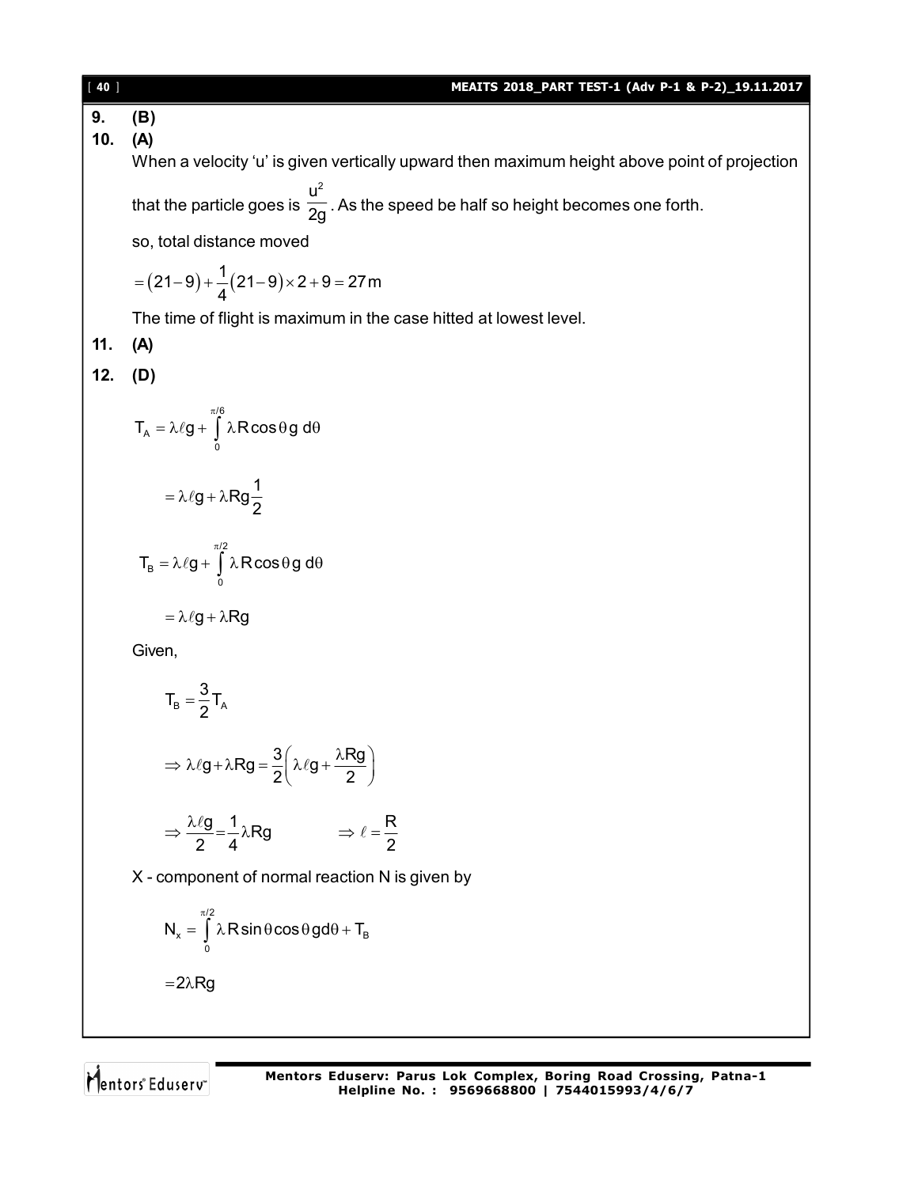**9. (B)**

**10. (A)**

When a velocity 'u' is given vertically upward then maximum height above point of projection that the particle goes is $\frac{u^2}{2g}$. As the speed be half so height becomes one forth.

so, total distance moved

$$=(21-9)+\frac{1}{4}(21-9)\times 2+9=27\,m$$

The time of flight is maximum in the case hitted at lowest level.

**11. (A)**

**12. (D)**

$$T_A = \lambda \ell g + \int_0^{\pi/6} \lambda R\cos\theta g\, d\theta$$

$$= \lambda \ell g + \lambda R g \frac{1}{2}$$

$$T_B = \lambda \ell g + \int_0^{\pi/2} \lambda R\cos\theta g\, d\theta$$

$$= \lambda \ell g + \lambda R g$$

Given,

$$T_B = \frac{3}{2} T_A$$

$$\Rightarrow \lambda \ell g + \lambda R g = \frac{3}{2}\left(\lambda \ell g + \frac{\lambda R g}{2}\right)$$

$$\Rightarrow \frac{\lambda \ell g}{2} = \frac{1}{4}\lambda R g \qquad \Rightarrow \ell = \frac{R}{2}$$

X - component of normal reaction N is given by

$$N_x = \int_0^{\pi/2} \lambda R \sin\theta\cos\theta g d\theta + T_B$$

$$= 2\lambda R g$$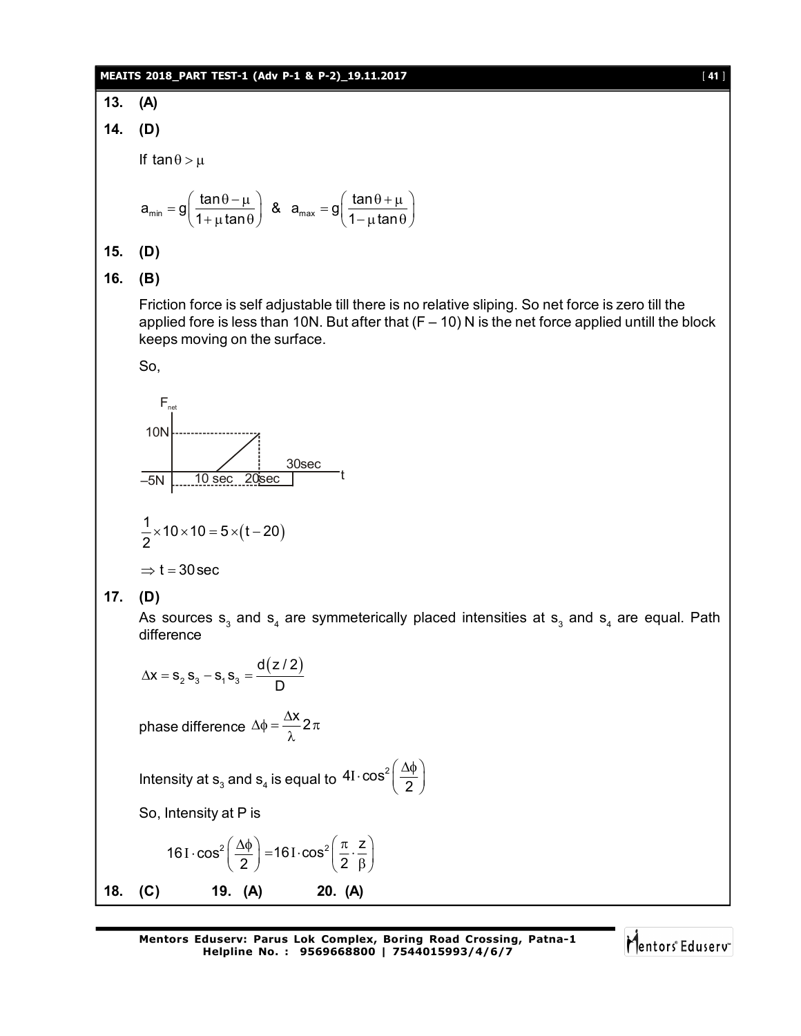**13. (A)**

**14. (D)**

If $\tan\theta > \mu$

$$a_{min} = g\left(\frac{\tan\theta - \mu}{1+\mu\tan\theta}\right) \;\;\&\;\; a_{max} = g\left(\frac{\tan\theta + \mu}{1-\mu\tan\theta}\right)$$

**15. (D)**

**16. (B)**

Friction force is self adjustable till there is no relative sliping. So net force is zero till the applied fore is less than 10N. But after that (F – 10) N is the net force applied untill the block keeps moving on the surface.

So,

$$\frac{1}{2}\times 10\times 10 = 5\times(t-20)$$

$$\Rightarrow t = 30\,\text{sec}$$

**17. (D)**

As sources $s_3$ and $s_4$ are symmeterically placed intensities at $s_3$ and $s_4$ are equal. Path difference

$$\Delta x = s_2 s_3 - s_1 s_3 = \frac{d(z/2)}{D}$$

phase difference $\Delta\phi = \frac{\Delta x}{\lambda}2\pi$

Intensity at $s_3$ and $s_4$ is equal to $4I\cdot\cos^2\left(\frac{\Delta\phi}{2}\right)$

So, Intensity at P is

$$16I\cdot\cos^2\left(\frac{\Delta\phi}{2}\right) = 16I\cdot\cos^2\left(\frac{\pi}{2}\cdot\frac{z}{\beta}\right)$$

**18. (C)** **19. (A)** **20. (A)**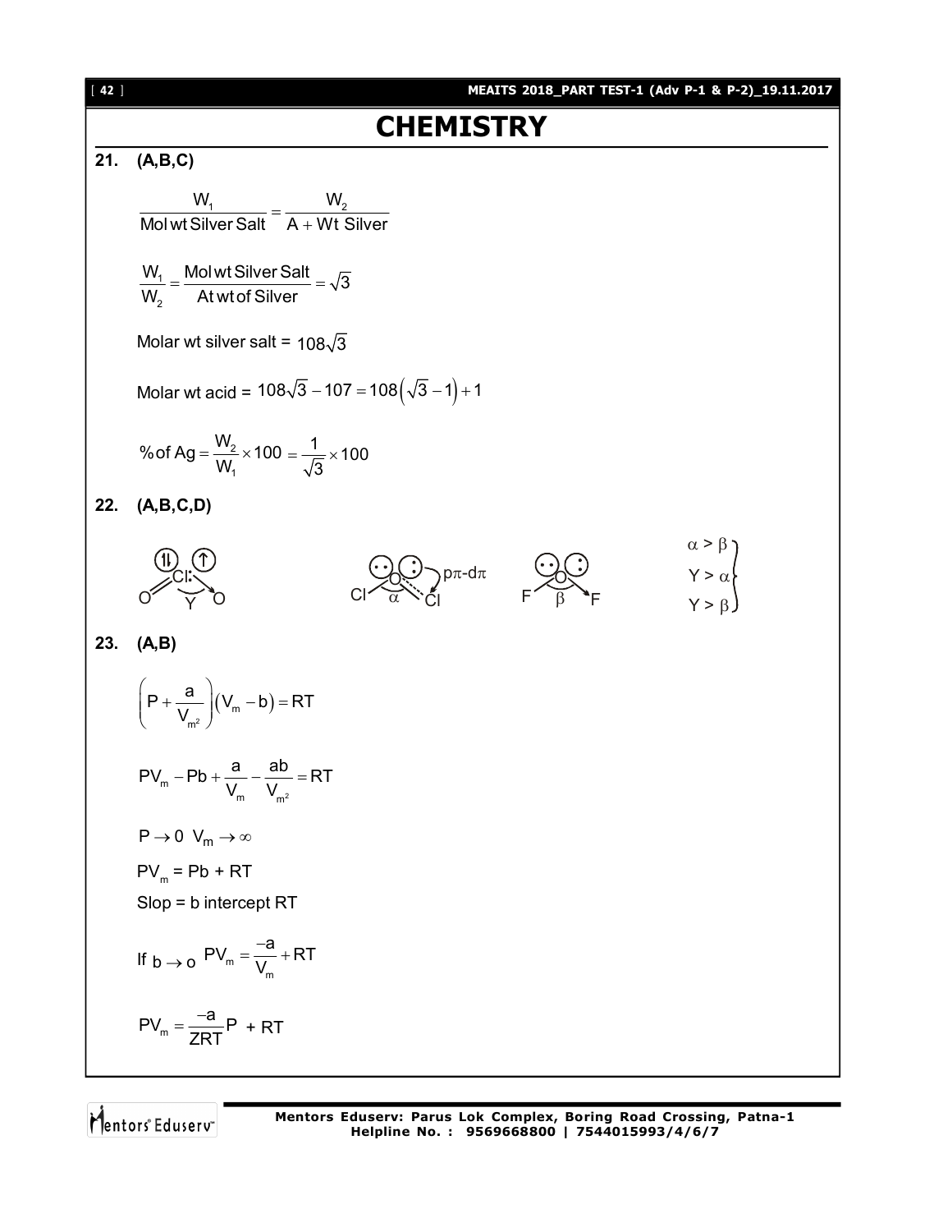# CHEMISTRY

**21. (A,B,C)**

$$\frac{W_1}{\text{Mol wt Silver Salt}} = \frac{W_2}{\text{A + Wt Silver}}$$

$$\frac{W_1}{W_2} = \frac{\text{Mol wt Silver Salt}}{\text{At wt of Silver}} = \sqrt{3}$$

Molar wt silver salt = $108\sqrt{3}$

Molar wt acid = $108\sqrt{3} - 107 = 108\left(\sqrt{3}-1\right)+1$

$$\%\text{ of Ag} = \frac{W_2}{W_1} \times 100 = \frac{1}{\sqrt{3}} \times 100$$

**22. (A,B,C,D)**

$ClO_2$ (angle Y), $Cl_2O$ (angle α, pπ-dπ), $OF_2$ (angle β)

$\alpha > \beta$

$Y > \alpha$

$Y > \beta$

**23. (A,B)**

$$\left(P + \frac{a}{V_m^2}\right)\left(V_m - b\right) = RT$$

$$PV_m - Pb + \frac{a}{V_m} - \frac{ab}{V_m^2} = RT$$

$P \to 0 \;\; V_m \to \infty$

$PV_m = Pb + RT$

Slop = b intercept RT

If $b \to o$ $PV_m = \frac{-a}{V_m} + RT$

$$PV_m = \frac{-a}{ZRT}P + RT$$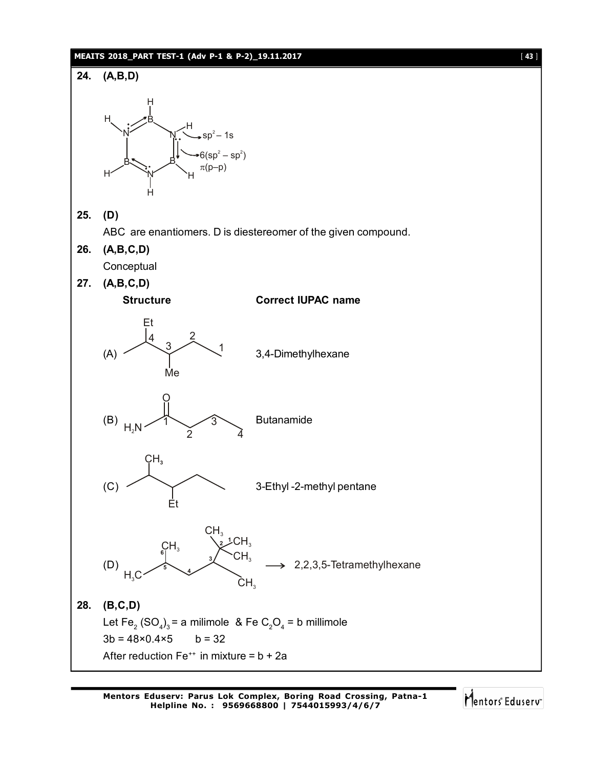**24. (A,B,D)**

sp² – 1s

6(sp² – sp²)
π(p–p)

**25. (D)**

ABC are enantiomers. D is diestereomer of the given compound.

**26. (A,B,C,D)**

Conceptual

**27. (A,B,C,D)**

| Structure | Correct IUPAC name |
| --- | --- |
| (A) | 3,4-Dimethylhexane |
| (B) | Butanamide |
| (C) | 3-Ethyl -2-methyl pentane |
| (D) | → 2,2,3,5-Tetramethylhexane |

**28. (B,C,D)**

Let $Fe_2(SO_4)_3$ = a milimole & $FeC_2O_4$ = b millimole

$3b = 48\times0.4\times5 \quad b = 32$

After reduction $Fe^{++}$ in mixture = b + 2a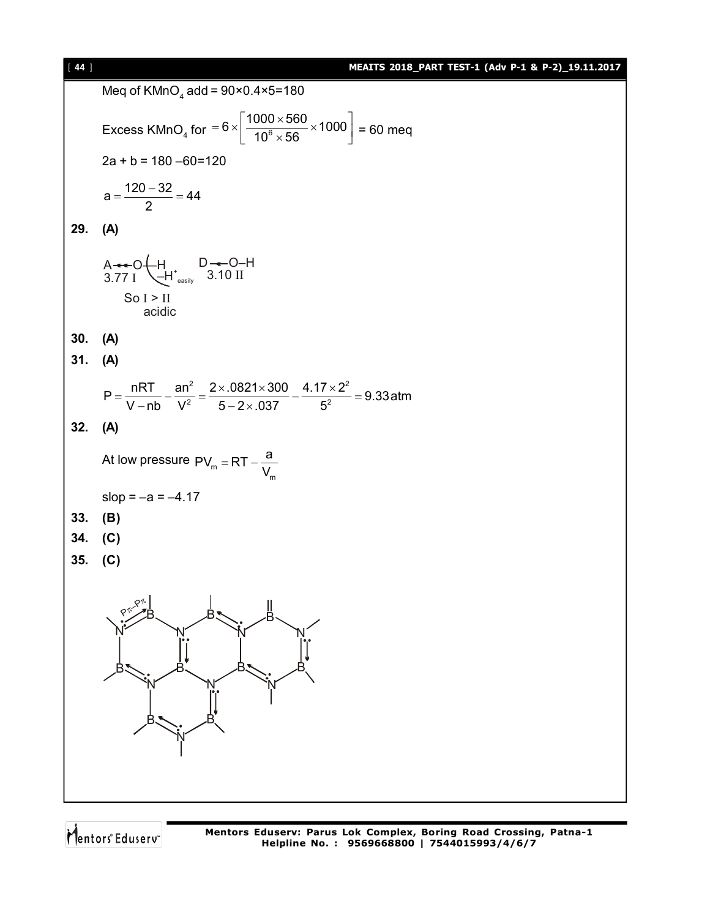Meq of $KMnO_4$ add = 90×0.4×5=180

Excess $KMnO_4$ for $= 6 \times \left[\frac{1000 \times 560}{10^6 \times 56} \times 1000\right]$ = 60 meq

2a + b = 180 –60=120

$$a = \frac{120 - 32}{2} = 44$$

**29. (A)**

A ← O–H (3.77 I), $-H^+$ easily; D ← O–H (3.10 II)

So I > II acidic

**30. (A)**

**31. (A)**

$$P = \frac{nRT}{V - nb} - \frac{an^2}{V^2} = \frac{2 \times .0821 \times 300}{5 - 2 \times .037} - \frac{4.17 \times 2^2}{5^2} = 9.33\,\text{atm}$$

**32. (A)**

At low pressure $PV_m = RT - \frac{a}{V_m}$

slop = –a = –4.17

**33. (B)**

**34. (C)**

**35. (C)**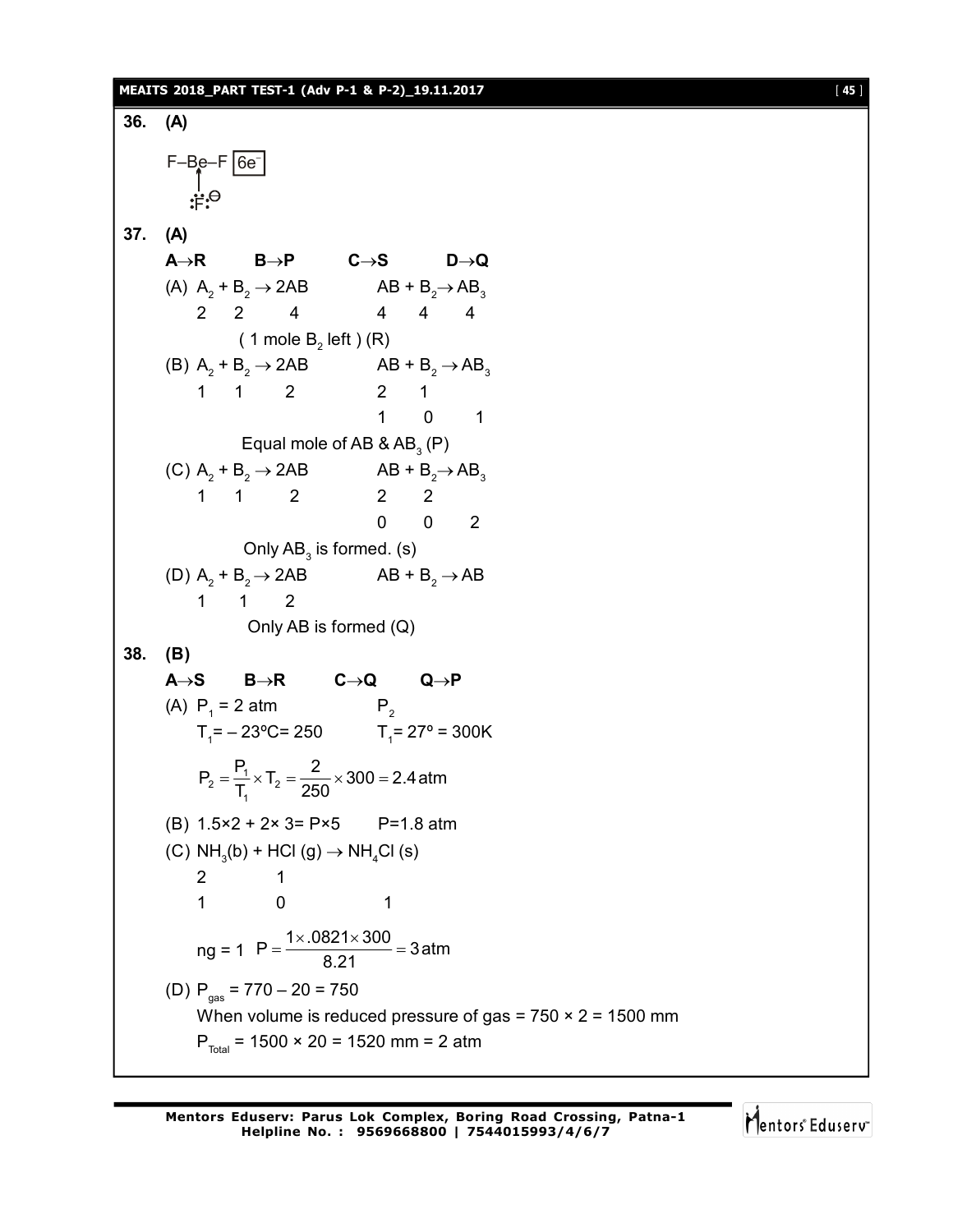**36. (A)**

F–Be–F [$6e^-$]
$\uparrow$
$:\ddot{F}:^{\ominus}$

**37. (A)**

**A→R  B→P  C→S  D→Q**

(A) $A_2 + B_2 \rightarrow 2AB$   $AB + B_2 \rightarrow AB_3$

  2  2  4     4  4  4

  ( 1 mole $B_2$ left ) (R)

(B) $A_2 + B_2 \rightarrow 2AB$   $AB + B_2 \rightarrow AB_3$

  1  1  2     2  1

        1  0  1

  Equal mole of AB & $AB_3$ (P)

(C) $A_2 + B_2 \rightarrow 2AB$   $AB + B_2 \rightarrow AB_3$

  1  1  2     2  2

        0  0  2

  Only $AB_3$ is formed. (s)

(D) $A_2 + B_2 \rightarrow 2AB$   $AB + B_2 \rightarrow AB$

  1  1  2

  Only AB is formed (Q)

**38. (B)**

**A→S  B→R  C→Q  Q→P**

(A) $P_1$ = 2 atm     $P_2$

  $T_1$ = – 23ºC = 250   $T_1$ = 27º = 300K

$$P_2 = \frac{P_1}{T_1} \times T_2 = \frac{2}{250} \times 300 = 2.4\,\text{atm}$$

(B) 1.5×2 + 2× 3= P×5   P=1.8 atm

(C) $NH_3$(b) + HCl (g) $\rightarrow$ $NH_4Cl$ (s)

  2    1

  1    0    1

ng = 1  $P = \frac{1 \times .0821 \times 300}{8.21} = 3\,\text{atm}$

(D) $P_{gas}$ = 770 – 20 = 750

When volume is reduced pressure of gas = 750 × 2 = 1500 mm

$P_{Total}$ = 1500 × 20 = 1520 mm = 2 atm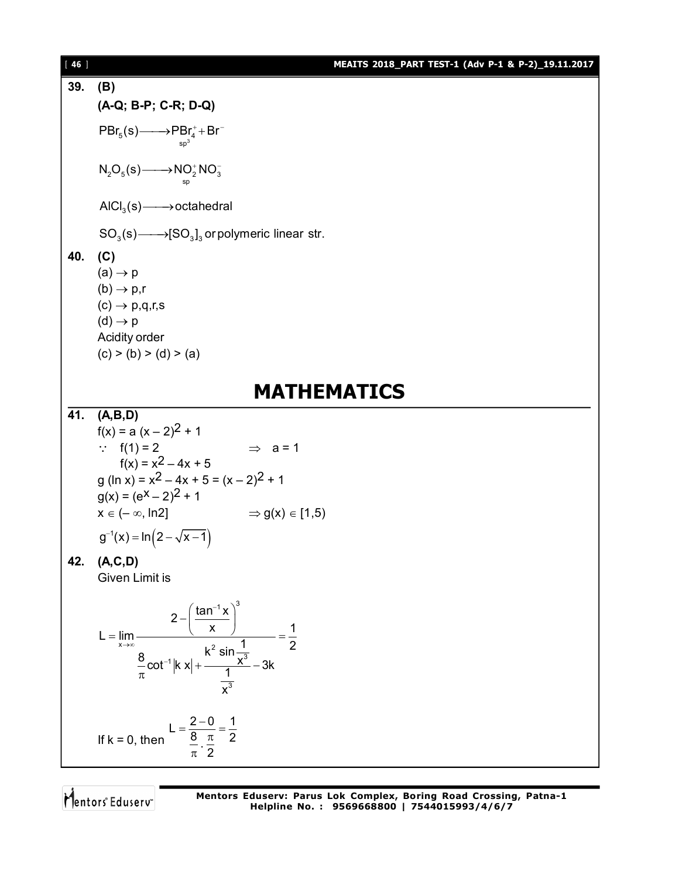**39. (B)**

**(A-Q; B-P; C-R; D-Q)**

$$PBr_5(s) \longrightarrow \underset{sp^3}{PBr_4^+} + Br^-$$

$$N_2O_5(s) \longrightarrow \underset{sp}{NO_2^+} NO_3^-$$

$$AlCl_3(s) \longrightarrow \text{octahedral}$$

$$SO_3(s) \longrightarrow [SO_3]_3 \text{ or polymeric linear str.}$$

**40. (C)**

(a) $\rightarrow$ p

(b) $\rightarrow$ p,r

(c) $\rightarrow$ p,q,r,s

(d) $\rightarrow$ p

Acidity order

(c) > (b) > (d) > (a)

# MATHEMATICS

**41. (A,B,D)**

$f(x) = a(x-2)^2 + 1$

$\because \quad f(1) = 2 \qquad \Rightarrow \quad a = 1$

$\quad f(x) = x^2 - 4x + 5$

$g(\ln x) = x^2 - 4x + 5 = (x-2)^2 + 1$

$g(x) = (e^x - 2)^2 + 1$

$x \in (-\infty, \ln 2] \qquad \Rightarrow g(x) \in [1,5)$

$g^{-1}(x) = \ln\left(2 - \sqrt{x-1}\right)$

**42. (A,C,D)**

Given Limit is

$$L = \lim_{x \to \infty} \frac{2 - \left(\dfrac{\tan^{-1} x}{x}\right)^3}{\dfrac{8}{\pi}\cot^{-1}|k\,x| + \dfrac{k^2 \sin\dfrac{1}{x^3}}{\dfrac{1}{x^3}} - 3k} = \frac{1}{2}$$

If k = 0, then $L = \dfrac{2-0}{\dfrac{8}{\pi} \cdot \dfrac{\pi}{2}} = \dfrac{1}{2}$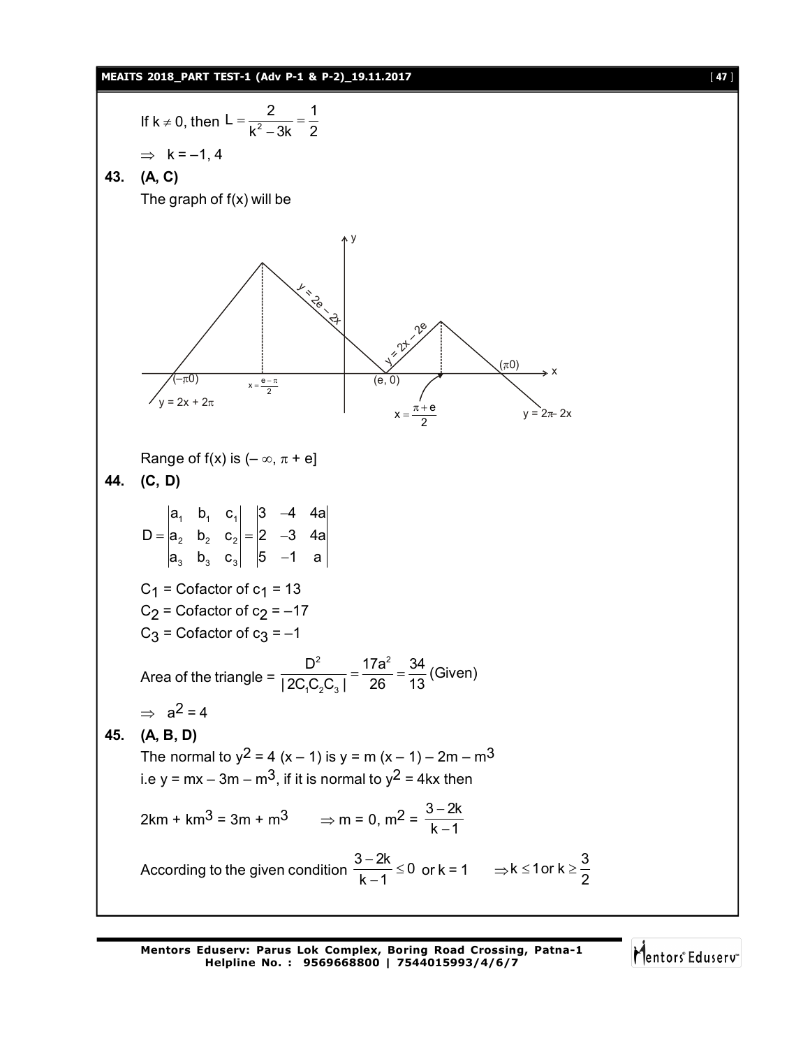If $k \neq 0$, then $L = \dfrac{2}{k^2 - 3k} = \dfrac{1}{2}$

$\Rightarrow \; k = -1, 4$

**43. (A, C)**

The graph of f(x) will be

Range of f(x) is $(-\infty, \pi + e]$

**44. (C, D)**

$$D = \begin{vmatrix} a_1 & b_1 & c_1 \\ a_2 & b_2 & c_2 \\ a_3 & b_3 & c_3 \end{vmatrix} = \begin{vmatrix} 3 & -4 & 4a \\ 2 & -3 & 4a \\ 5 & -1 & a \end{vmatrix}$$

$C_1$ = Cofactor of $c_1$ = 13

$C_2$ = Cofactor of $c_2$ = –17

$C_3$ = Cofactor of $c_3$ = –1

Area of the triangle = $\dfrac{D^2}{|2C_1C_2C_3|} = \dfrac{17a^2}{26} = \dfrac{34}{13}$ (Given)

$\Rightarrow \; a^2 = 4$

**45. (A, B, D)**

The normal to $y^2 = 4(x - 1)$ is $y = m(x - 1) - 2m - m^3$

i.e $y = mx - 3m - m^3$, if it is normal to $y^2 = 4kx$ then

$2km + km^3 = 3m + m^3 \qquad \Rightarrow m = 0, \; m^2 = \dfrac{3 - 2k}{k - 1}$

According to the given condition $\dfrac{3 - 2k}{k - 1} \leq 0$ or $k = 1 \qquad \Rightarrow k \leq 1$ or $k \geq \dfrac{3}{2}$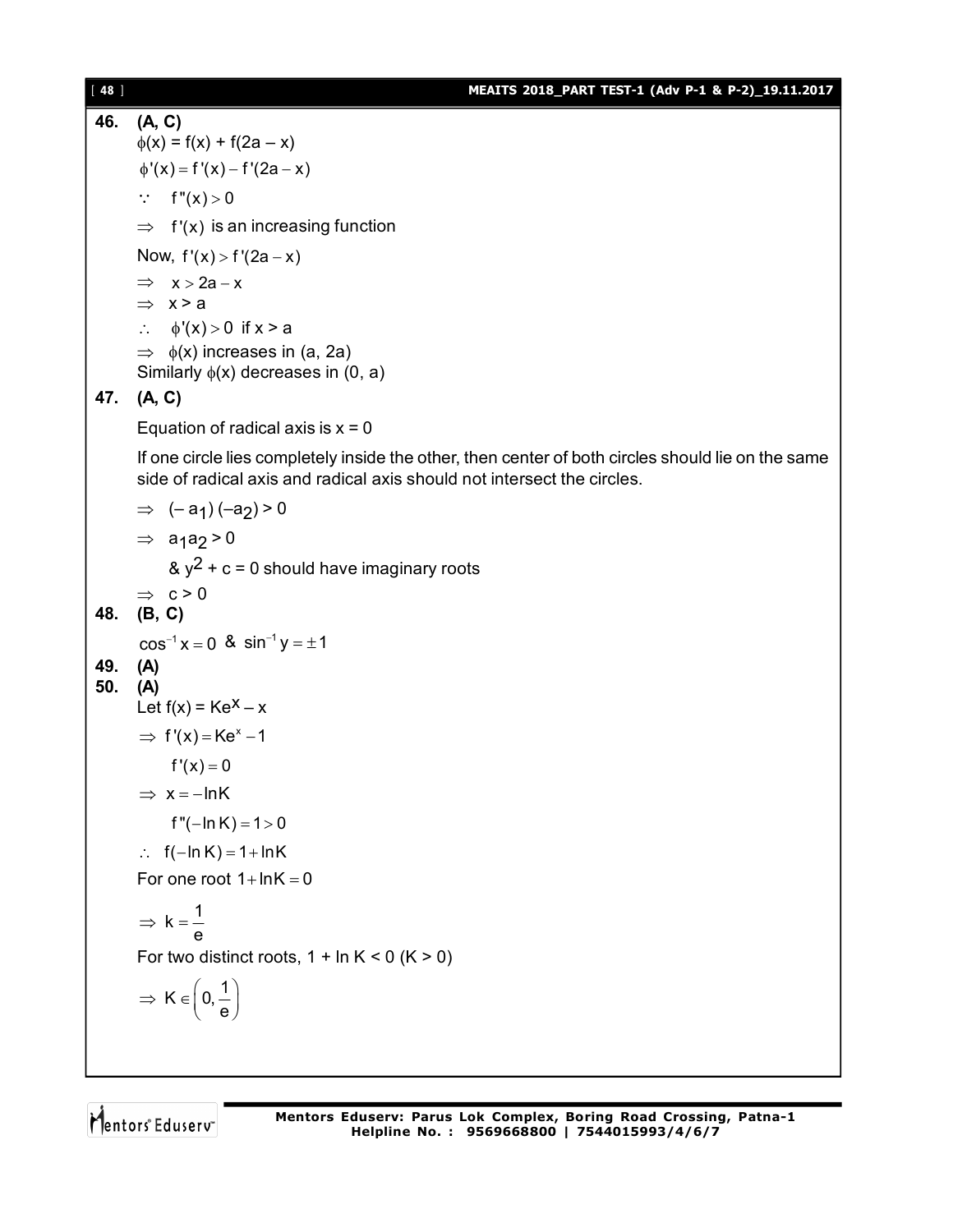**46. (A, C)**

$\phi(x) = f(x) + f(2a - x)$

$\phi'(x) = f'(x) - f'(2a - x)$

$\because \quad f''(x) > 0$

$\Rightarrow \quad f'(x)$ is an increasing function

Now, $f'(x) > f'(2a - x)$

$\Rightarrow \quad x > 2a - x$

$\Rightarrow \quad x > a$

$\therefore \quad \phi'(x) > 0$ if $x > a$

$\Rightarrow \quad \phi(x)$ increases in $(a, 2a)$

Similarly $\phi(x)$ decreases in $(0, a)$

**47. (A, C)**

Equation of radical axis is $x = 0$

If one circle lies completely inside the other, then center of both circles should lie on the same side of radical axis and radical axis should not intersect the circles.

$\Rightarrow \quad (-a_1)(-a_2) > 0$

$\Rightarrow \quad a_1 a_2 > 0$

& $y^2 + c = 0$ should have imaginary roots

$\Rightarrow \quad c > 0$

**48. (B, C)**

$\cos^{-1} x = 0$ & $\sin^{-1} y = \pm 1$

**49. (A)**

**50. (A)**

Let $f(x) = Ke^x - x$

$\Rightarrow f'(x) = Ke^x - 1$

$f'(x) = 0$

$\Rightarrow x = -\ln K$

$f''(-\ln K) = 1 > 0$

$\therefore \quad f(-\ln K) = 1 + \ln K$

For one root $1 + \ln K = 0$

$\Rightarrow k = \dfrac{1}{e}$

For two distinct roots, $1 + \ln K < 0$ $(K > 0)$

$\Rightarrow K \in \left(0, \dfrac{1}{e}\right)$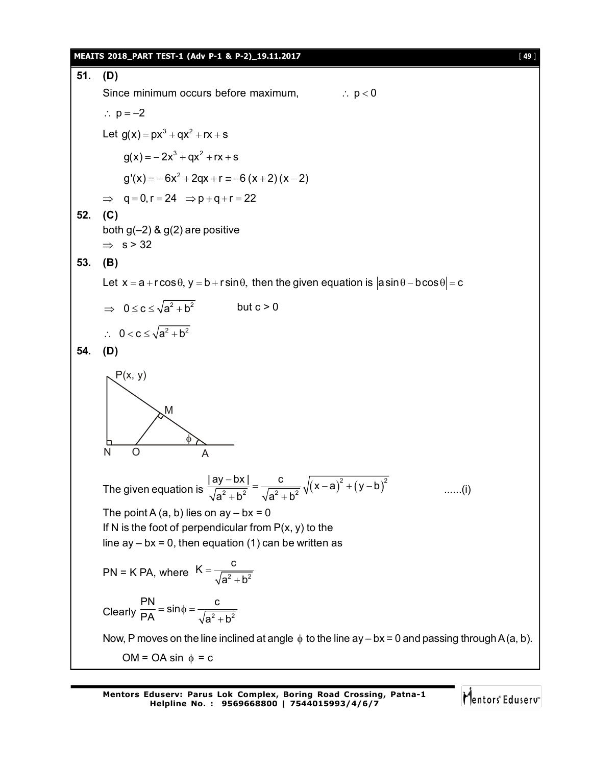**51. (D)**

Since minimum occurs before maximum, $\therefore\ p < 0$

$\therefore\ p = -2$

Let $g(x) = px^3 + qx^2 + rx + s$

$g(x) = -2x^3 + qx^2 + rx + s$

$g'(x) = -6x^2 + 2qx + r \equiv -6(x+2)(x-2)$

$\Rightarrow\ q = 0, r = 24\ \Rightarrow p + q + r = 22$

**52. (C)**

both g(–2) & g(2) are positive

$\Rightarrow\ s > 32$

**53. (B)**

Let $x = a + r\cos\theta,\ y = b + r\sin\theta,$ then the given equation is $|a\sin\theta - b\cos\theta| = c$

$\Rightarrow\ 0 \le c \le \sqrt{a^2 + b^2}$ but c > 0

$\therefore\ 0 < c \le \sqrt{a^2 + b^2}$

**54. (D)**

The given equation is $\dfrac{|ay - bx|}{\sqrt{a^2 + b^2}} = \dfrac{c}{\sqrt{a^2 + b^2}}\sqrt{(x-a)^2 + (y-b)^2}$ ......(i)

The point A (a, b) lies on ay – bx = 0

If N is the foot of perpendicular from P(x, y) to the line ay – bx = 0, then equation (1) can be written as

PN = K PA, where $K = \dfrac{c}{\sqrt{a^2 + b^2}}$

Clearly $\dfrac{PN}{PA} = \sin\phi = \dfrac{c}{\sqrt{a^2 + b^2}}$

Now, P moves on the line inclined at angle $\phi$ to the line ay – bx = 0 and passing through A (a, b).

OM = OA sin $\phi$ = c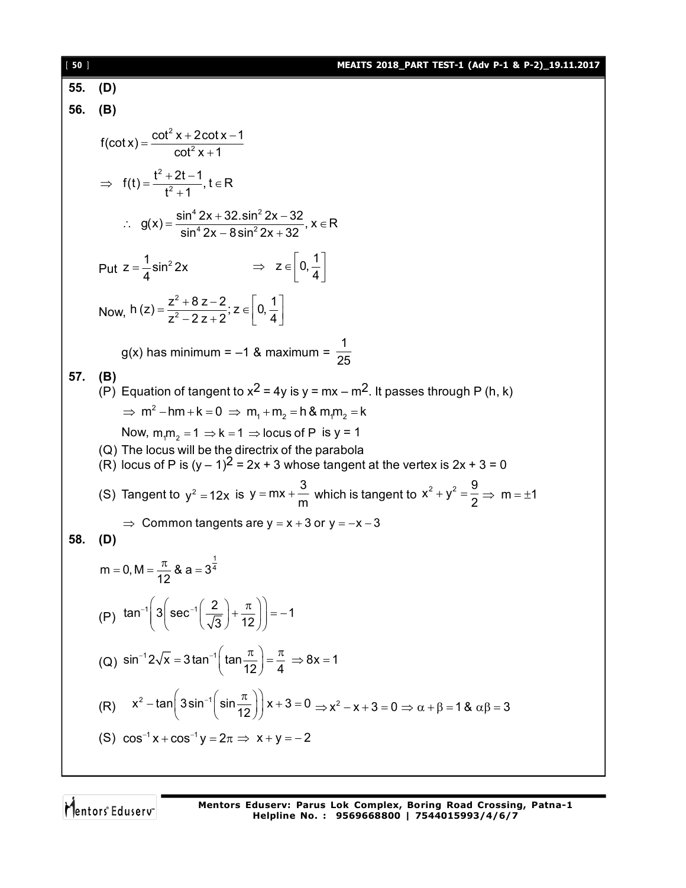**55. (D)**

**56. (B)**

$$f(\cot x) = \frac{\cot^2 x + 2\cot x - 1}{\cot^2 x + 1}$$

$$\Rightarrow \; f(t) = \frac{t^2 + 2t - 1}{t^2 + 1}, t \in R$$

$$\therefore \; g(x) = \frac{\sin^4 2x + 32.\sin^2 2x - 32}{\sin^4 2x - 8\sin^2 2x + 32}, x \in R$$

Put $z = \frac{1}{4}\sin^2 2x \qquad \Rightarrow \; z \in \left[0, \frac{1}{4}\right]$

Now, $h(z) = \frac{z^2 + 8z - 2}{z^2 - 2z + 2}; z \in \left[0, \frac{1}{4}\right]$

g(x) has minimum = –1 & maximum = $\frac{1}{25}$

**57. (B)**

(P) Equation of tangent to $x^2 = 4y$ is $y = mx - m^2$. It passes through P (h, k)

$\Rightarrow \; m^2 - hm + k = 0 \; \Rightarrow \; m_1 + m_2 = h \; \& \; m_1 m_2 = k$

Now, $m_1 m_2 = 1 \Rightarrow k = 1 \Rightarrow$ locus of P is $y = 1$

(Q) The locus will be the directrix of the parabola

(R) locus of P is $(y - 1)^2 = 2x + 3$ whose tangent at the vertex is $2x + 3 = 0$

(S) Tangent to $y^2 = 12x$ is $y = mx + \frac{3}{m}$ which is tangent to $x^2 + y^2 = \frac{9}{2} \Rightarrow \; m = \pm 1$

$\Rightarrow$ Common tangents are $y = x + 3$ or $y = -x - 3$

**58. (D)**

$$m = 0, M = \frac{\pi}{12} \; \& \; a = 3^{\frac{1}{4}}$$

(P) $\tan^{-1}\left(3\left(\sec^{-1}\left(\frac{2}{\sqrt{3}}\right) + \frac{\pi}{12}\right)\right) = -1$

(Q) $\sin^{-1} 2\sqrt{x} = 3\tan^{-1}\left(\tan\frac{\pi}{12}\right) = \frac{\pi}{4} \; \Rightarrow 8x = 1$

(R) $x^2 - \tan\left(3\sin^{-1}\left(\sin\frac{\pi}{12}\right)\right)x + 3 = 0 \Rightarrow x^2 - x + 3 = 0 \Rightarrow \alpha + \beta = 1 \; \& \; \alpha\beta = 3$

(S) $\cos^{-1} x + \cos^{-1} y = 2\pi \; \Rightarrow \; x + y = -2$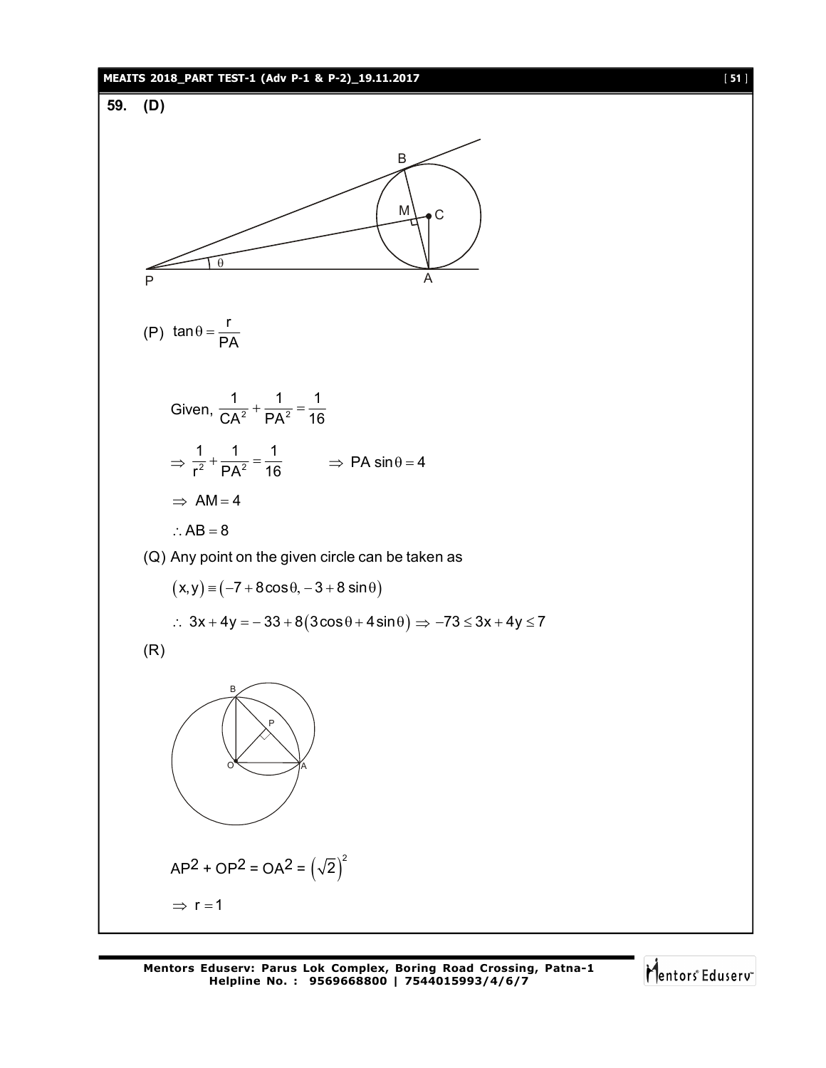**59. (D)**

(P) $\tan\theta = \dfrac{r}{PA}$

Given, $\dfrac{1}{CA^2} + \dfrac{1}{PA^2} = \dfrac{1}{16}$

$\Rightarrow \dfrac{1}{r^2} + \dfrac{1}{PA^2} = \dfrac{1}{16} \qquad \Rightarrow PA\sin\theta = 4$

$\Rightarrow AM = 4$

$\therefore AB = 8$

(Q) Any point on the given circle can be taken as

$(x, y) \equiv (-7 + 8\cos\theta, -3 + 8\sin\theta)$

$\therefore 3x + 4y = -33 + 8(3\cos\theta + 4\sin\theta) \Rightarrow -73 \le 3x + 4y \le 7$

(R)

$AP^2 + OP^2 = OA^2 = \left(\sqrt{2}\right)^2$

$\Rightarrow r = 1$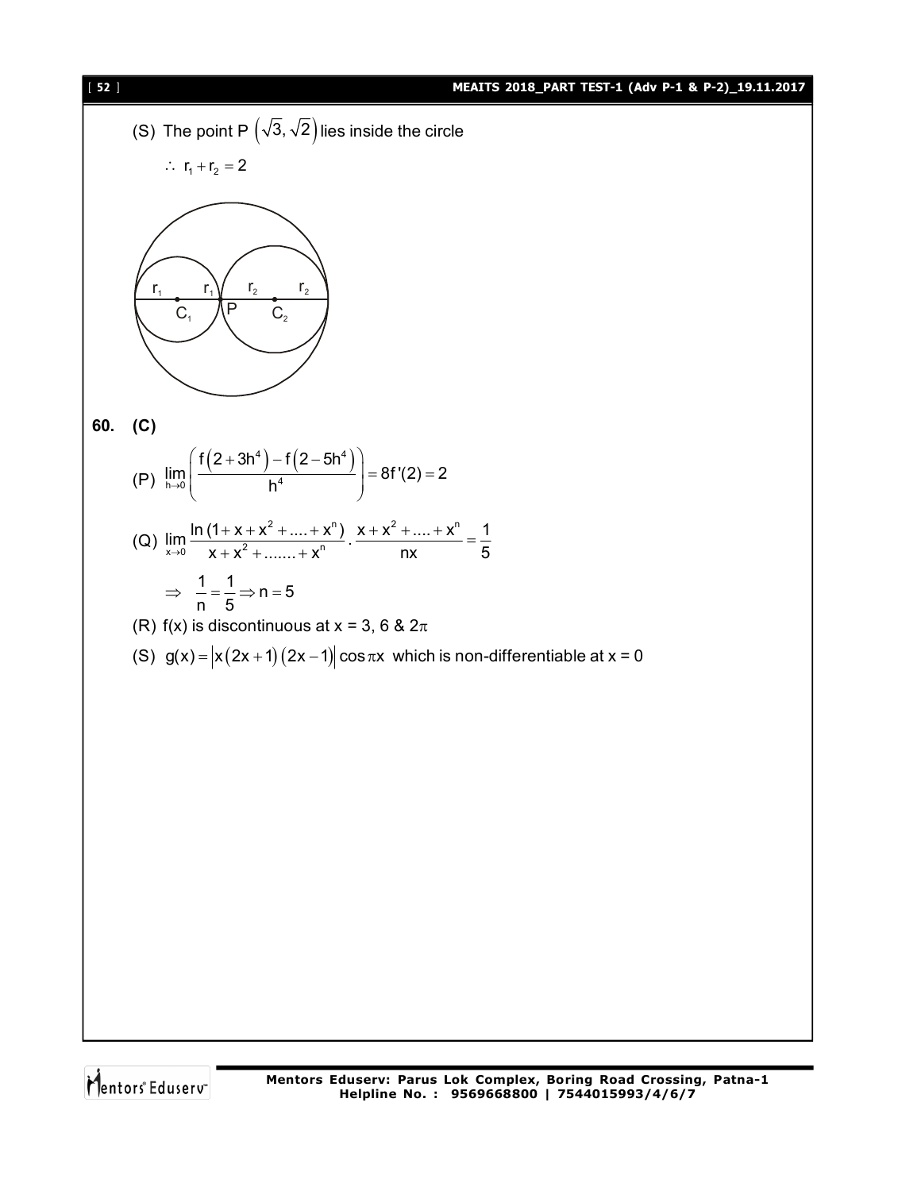(S) The point P $\left(\sqrt{3}, \sqrt{2}\right)$ lies inside the circle

$\therefore\ r_1 + r_2 = 2$

$r_1$ $r_1$ $r_2$ $r_2$
$C_1$ P $C_2$

**60. (C)**

(P) $\lim\limits_{h \to 0} \left( \dfrac{f\left(2+3h^4\right) - f\left(2-5h^4\right)}{h^4} \right) = 8f'(2) = 2$

(Q) $\lim\limits_{x \to 0} \dfrac{\ln\left(1+x+x^2+....+x^n\right)}{x+x^2+.......+x^n} \cdot \dfrac{x+x^2+....+x^n}{nx} = \dfrac{1}{5}$

$\Rightarrow\ \dfrac{1}{n} = \dfrac{1}{5} \Rightarrow n = 5$

(R) f(x) is discontinuous at x = 3, 6 & $2\pi$

(S) $g(x) = \left|x(2x+1)(2x-1)\right| \cos \pi x$ which is non-differentiable at x = 0